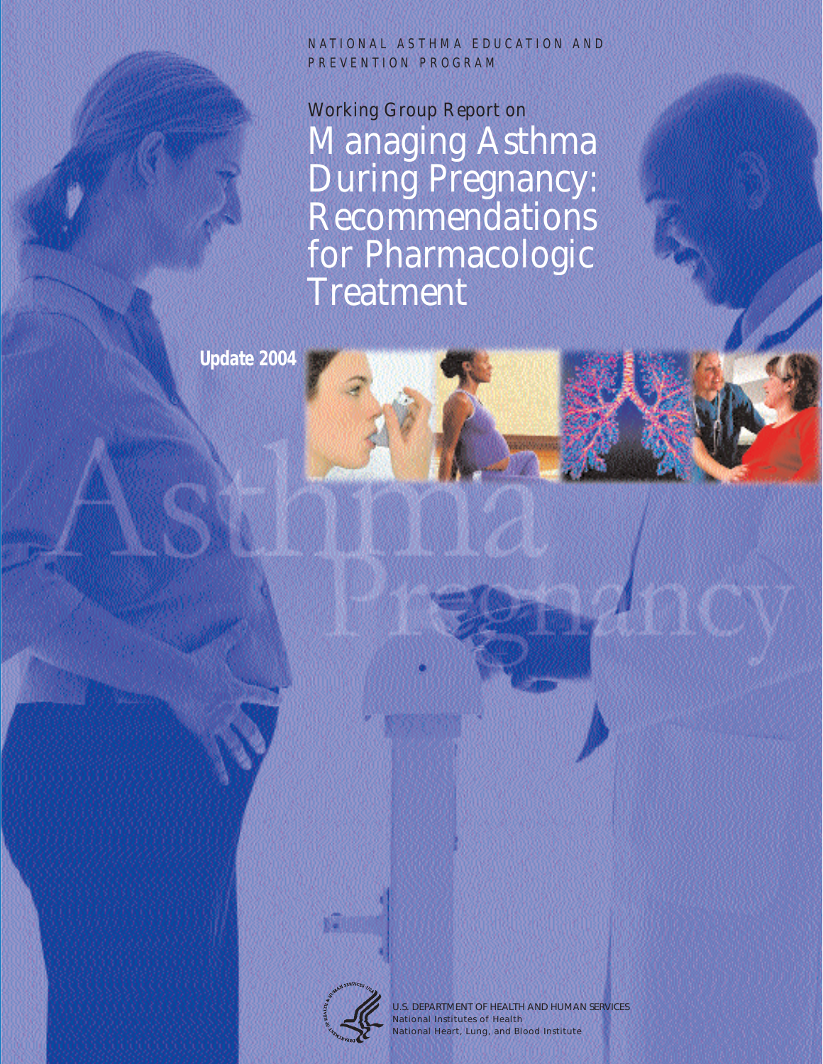NATIONAL ASTHMA EDUCATION AND PREVENTION PROGRAM

# Working Group Report on Managing Asthma During Pregnancy: Recommendations for Pharmacologic Treatment

**Update 2004**

U.S. DEPARTMENT OF HEALTH AND HUMAN SERVICES
National Institutes of Health
National Heart, Lung, and Blood Institute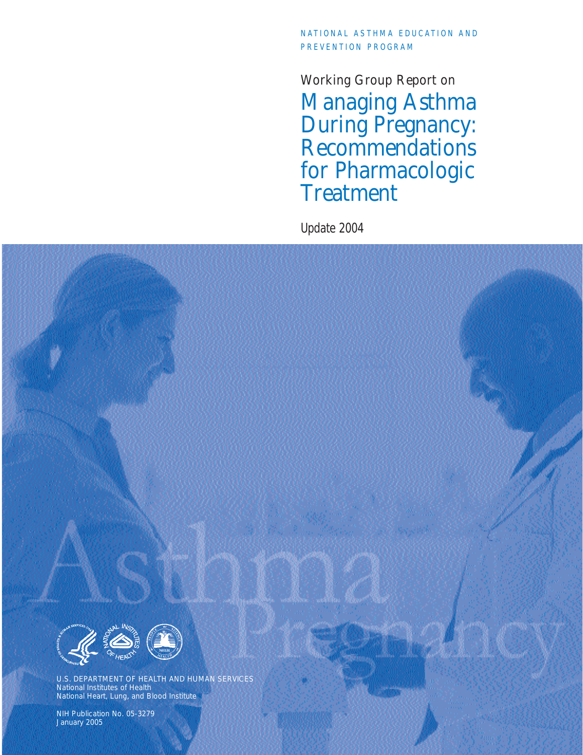NATIONAL ASTHMA EDUCATION AND PREVENTION PROGRAM

Working Group Report on

# Managing Asthma During Pregnancy: Recommendations for Pharmacologic Treatment

Update 2004

U.S. DEPARTMENT OF HEALTH AND HUMAN SERVICES
National Institutes of Health
National Heart, Lung, and Blood Institute

NIH Publication No. 05-3279
January 2005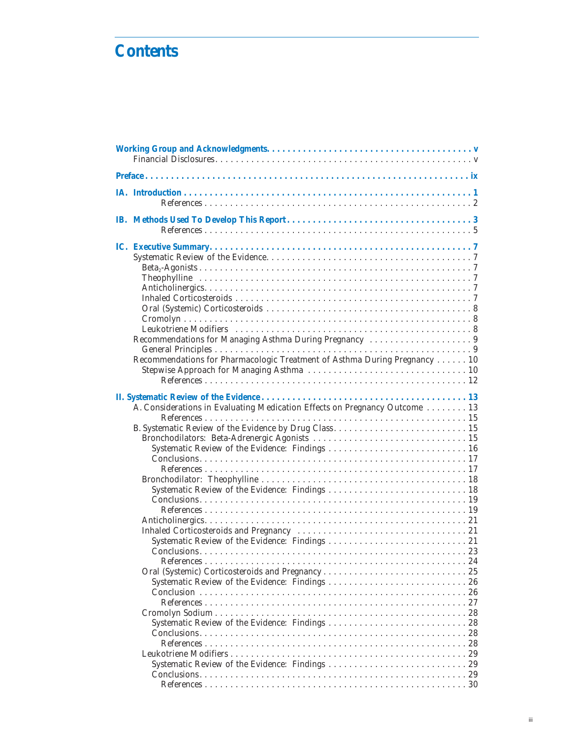# Contents

**Working Group and Acknowledgments** . . . . . v
- Financial Disclosures . . . . . v

**Preface** . . . . . ix

**IA. Introduction** . . . . . 1
- References . . . . . 2

**IB. Methods Used To Develop This Report** . . . . . 3
- References . . . . . 5

**IC. Executive Summary** . . . . . 7
- Systematic Review of the Evidence . . . . . 7
  - $Beta_2$-Agonists . . . . . 7
  - Theophylline . . . . . 7
  - Anticholinergics . . . . . 7
  - Inhaled Corticosteroids . . . . . 7
  - Oral (Systemic) Corticosteroids . . . . . 8
  - Cromolyn . . . . . 8
  - Leukotriene Modifiers . . . . . 8
- Recommendations for Managing Asthma During Pregnancy . . . . . 9
  - General Principles . . . . . 9
- Recommendations for Pharmacologic Treatment of Asthma During Pregnancy . . . . . 10
  - Stepwise Approach for Managing Asthma . . . . . 10
    - References . . . . . 12

**II. Systematic Review of the Evidence** . . . . . 13
- A. Considerations in Evaluating Medication Effects on Pregnancy Outcome . . . . . 13
    - References . . . . . 15
- B. Systematic Review of the Evidence by Drug Class . . . . . 15
  - Bronchodilators: Beta-Adrenergic Agonists . . . . . 15
    - Systematic Review of the Evidence: Findings . . . . . 16
    - Conclusions . . . . . 17
    - References . . . . . 17
  - Bronchodilator: Theophylline . . . . . 18
    - Systematic Review of the Evidence: Findings . . . . . 18
    - Conclusions . . . . . 19
    - References . . . . . 19
  - Anticholinergics . . . . . 21
  - Inhaled Corticosteroids and Pregnancy . . . . . 21
    - Systematic Review of the Evidence: Findings . . . . . 21
    - Conclusions . . . . . 23
    - References . . . . . 24
  - Oral (Systemic) Corticosteroids and Pregnancy . . . . . 25
    - Systematic Review of the Evidence: Findings . . . . . 26
    - Conclusion . . . . . 26
    - References . . . . . 27
  - Cromolyn Sodium . . . . . 28
    - Systematic Review of the Evidence: Findings . . . . . 28
    - Conclusions . . . . . 28
    - References . . . . . 28
  - Leukotriene Modifiers . . . . . 29
    - Systematic Review of the Evidence: Findings . . . . . 29
    - Conclusions . . . . . 29
    - References . . . . . 30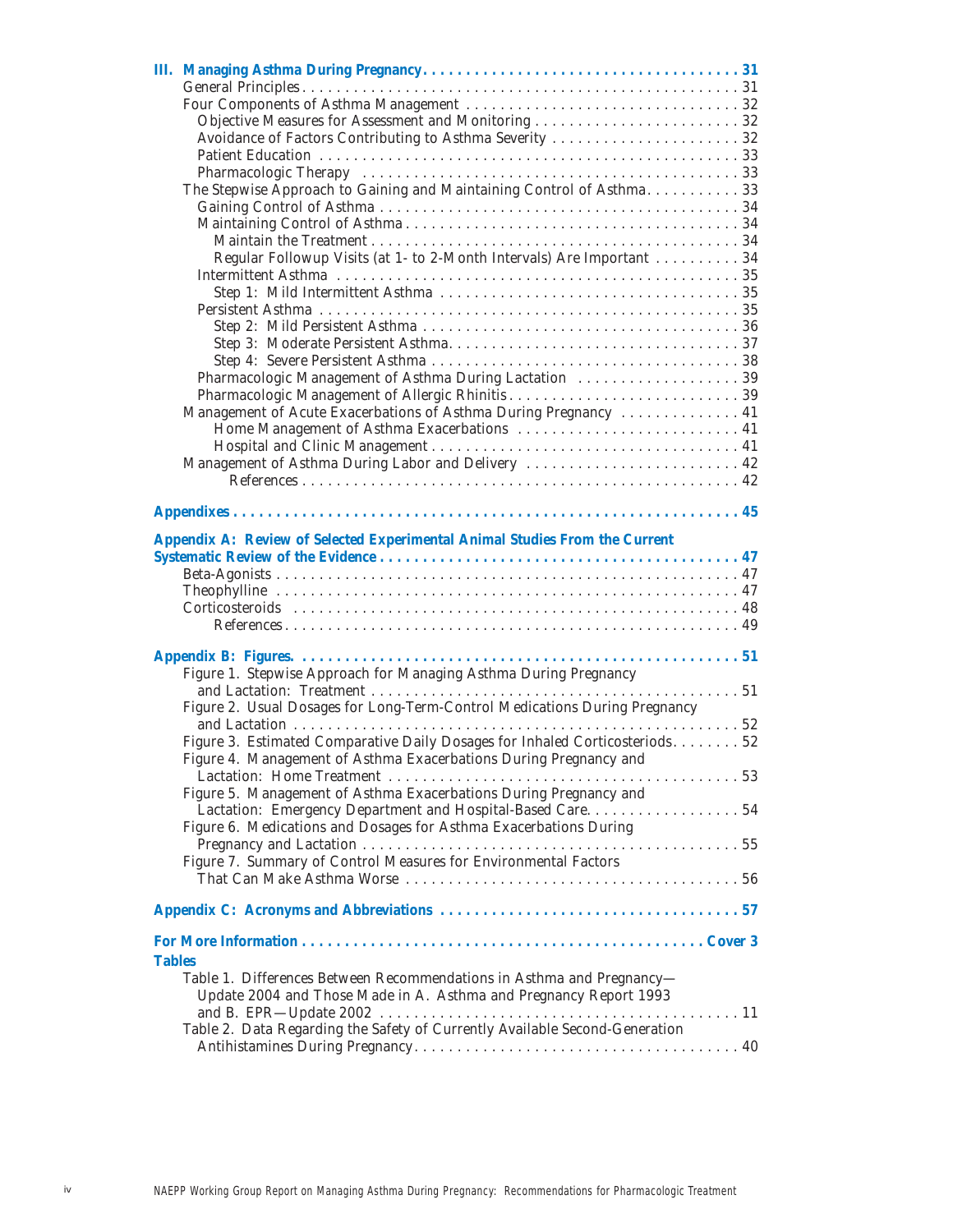**III. Managing Asthma During Pregnancy . . . . . . . . . . . . . . . . . . . . . . . . . . . . . . . . . . . . . 31**

- General Principles . . . . . . . . . . . . . . . . . . . . . . . . . . . . . . . . . . . . . . . . . . . . . . . . . . . . 31
- Four Components of Asthma Management . . . . . . . . . . . . . . . . . . . . . . . . . . . . . . . . 32
  - Objective Measures for Assessment and Monitoring . . . . . . . . . . . . . . . . . . . . . . . . . 32
  - Avoidance of Factors Contributing to Asthma Severity . . . . . . . . . . . . . . . . . . . . . . 32
  - Patient Education . . . . . . . . . . . . . . . . . . . . . . . . . . . . . . . . . . . . . . . . . . . . . . . . . 33
  - Pharmacologic Therapy . . . . . . . . . . . . . . . . . . . . . . . . . . . . . . . . . . . . . . . . . . . . . 33
- The Stepwise Approach to Gaining and Maintaining Control of Asthma. . . . . . . . . . . 33
  - Gaining Control of Asthma . . . . . . . . . . . . . . . . . . . . . . . . . . . . . . . . . . . . . . . . . . . 34
  - Maintaining Control of Asthma . . . . . . . . . . . . . . . . . . . . . . . . . . . . . . . . . . . . . . . . 34
    - Maintain the Treatment . . . . . . . . . . . . . . . . . . . . . . . . . . . . . . . . . . . . . . . . . . . 34
    - Regular Followup Visits (at 1- to 2-Month Intervals) Are Important . . . . . . . . . . 34
  - Intermittent Asthma . . . . . . . . . . . . . . . . . . . . . . . . . . . . . . . . . . . . . . . . . . . . . . . . 35
    - Step 1: Mild Intermittent Asthma . . . . . . . . . . . . . . . . . . . . . . . . . . . . . . . . . . . 35
  - Persistent Asthma . . . . . . . . . . . . . . . . . . . . . . . . . . . . . . . . . . . . . . . . . . . . . . . . . 35
    - Step 2: Mild Persistent Asthma . . . . . . . . . . . . . . . . . . . . . . . . . . . . . . . . . . . . . 36
    - Step 3: Moderate Persistent Asthma. . . . . . . . . . . . . . . . . . . . . . . . . . . . . . . . . . 37
    - Step 4: Severe Persistent Asthma . . . . . . . . . . . . . . . . . . . . . . . . . . . . . . . . . . . . 38
  - Pharmacologic Management of Asthma During Lactation . . . . . . . . . . . . . . . . . . . 39
  - Pharmacologic Management of Allergic Rhinitis. . . . . . . . . . . . . . . . . . . . . . . . . . . 39
- Management of Acute Exacerbations of Asthma During Pregnancy . . . . . . . . . . . . . . 41
  - Home Management of Asthma Exacerbations . . . . . . . . . . . . . . . . . . . . . . . . . . 41
  - Hospital and Clinic Management . . . . . . . . . . . . . . . . . . . . . . . . . . . . . . . . . . . . 41
- Management of Asthma During Labor and Delivery . . . . . . . . . . . . . . . . . . . . . . . . . 42
  - References . . . . . . . . . . . . . . . . . . . . . . . . . . . . . . . . . . . . . . . . . . . . . . . . . . . . 42

**Appendixes . . . . . . . . . . . . . . . . . . . . . . . . . . . . . . . . . . . . . . . . . . . . . . . . . . . . . . . . . . . 45**

**Appendix A: Review of Selected Experimental Animal Studies From the Current Systematic Review of the Evidence . . . . . . . . . . . . . . . . . . . . . . . . . . . . . . . . . . . . . . . . . 47**

- Beta-Agonists . . . . . . . . . . . . . . . . . . . . . . . . . . . . . . . . . . . . . . . . . . . . . . . . . . . . . . . . 47
- Theophylline . . . . . . . . . . . . . . . . . . . . . . . . . . . . . . . . . . . . . . . . . . . . . . . . . . . . . . . . 47
- Corticosteroids . . . . . . . . . . . . . . . . . . . . . . . . . . . . . . . . . . . . . . . . . . . . . . . . . . . . . . 48
  - References . . . . . . . . . . . . . . . . . . . . . . . . . . . . . . . . . . . . . . . . . . . . . . . . . . . . . . 49

**Appendix B: Figures. . . . . . . . . . . . . . . . . . . . . . . . . . . . . . . . . . . . . . . . . . . . . . . . . . . . 51**

- Figure 1. Stepwise Approach for Managing Asthma During Pregnancy and Lactation: Treatment . . . . . . . . . . . . . . . . . . . . . . . . . . . . . . . . . . . . . . . . . . . . 51
- Figure 2. Usual Dosages for Long-Term-Control Medications During Pregnancy and Lactation . . . . . . . . . . . . . . . . . . . . . . . . . . . . . . . . . . . . . . . . . . . . . . . . . . . 52
- Figure 3. Estimated Comparative Daily Dosages for Inhaled Corticosteriods. . . . . . . . 52
- Figure 4. Management of Asthma Exacerbations During Pregnancy and Lactation: Home Treatment . . . . . . . . . . . . . . . . . . . . . . . . . . . . . . . . . . . . . . . . 53
- Figure 5. Management of Asthma Exacerbations During Pregnancy and Lactation: Emergency Department and Hospital-Based Care. . . . . . . . . . . . . . . . . . 54
- Figure 6. Medications and Dosages for Asthma Exacerbations During Pregnancy and Lactation . . . . . . . . . . . . . . . . . . . . . . . . . . . . . . . . . . . . . . . . . . . 55
- Figure 7. Summary of Control Measures for Environmental Factors That Can Make Asthma Worse . . . . . . . . . . . . . . . . . . . . . . . . . . . . . . . . . . . . . . . 56

**Appendix C: Acronyms and Abbreviations . . . . . . . . . . . . . . . . . . . . . . . . . . . . . . . . . . 57**

**For More Information . . . . . . . . . . . . . . . . . . . . . . . . . . . . . . . . . . . . . . . . . . . . . . . Cover 3**

**Tables**

- Table 1. Differences Between Recommendations in Asthma and Pregnancy—Update 2004 and Those Made in A. Asthma and Pregnancy Report 1993 and B. EPR—Update 2002 . . . . . . . . . . . . . . . . . . . . . . . . . . . . . . . . . . . . . . . . . 11
- Table 2. Data Regarding the Safety of Currently Available Second-Generation Antihistamines During Pregnancy. . . . . . . . . . . . . . . . . . . . . . . . . . . . . . . . . . . . . 40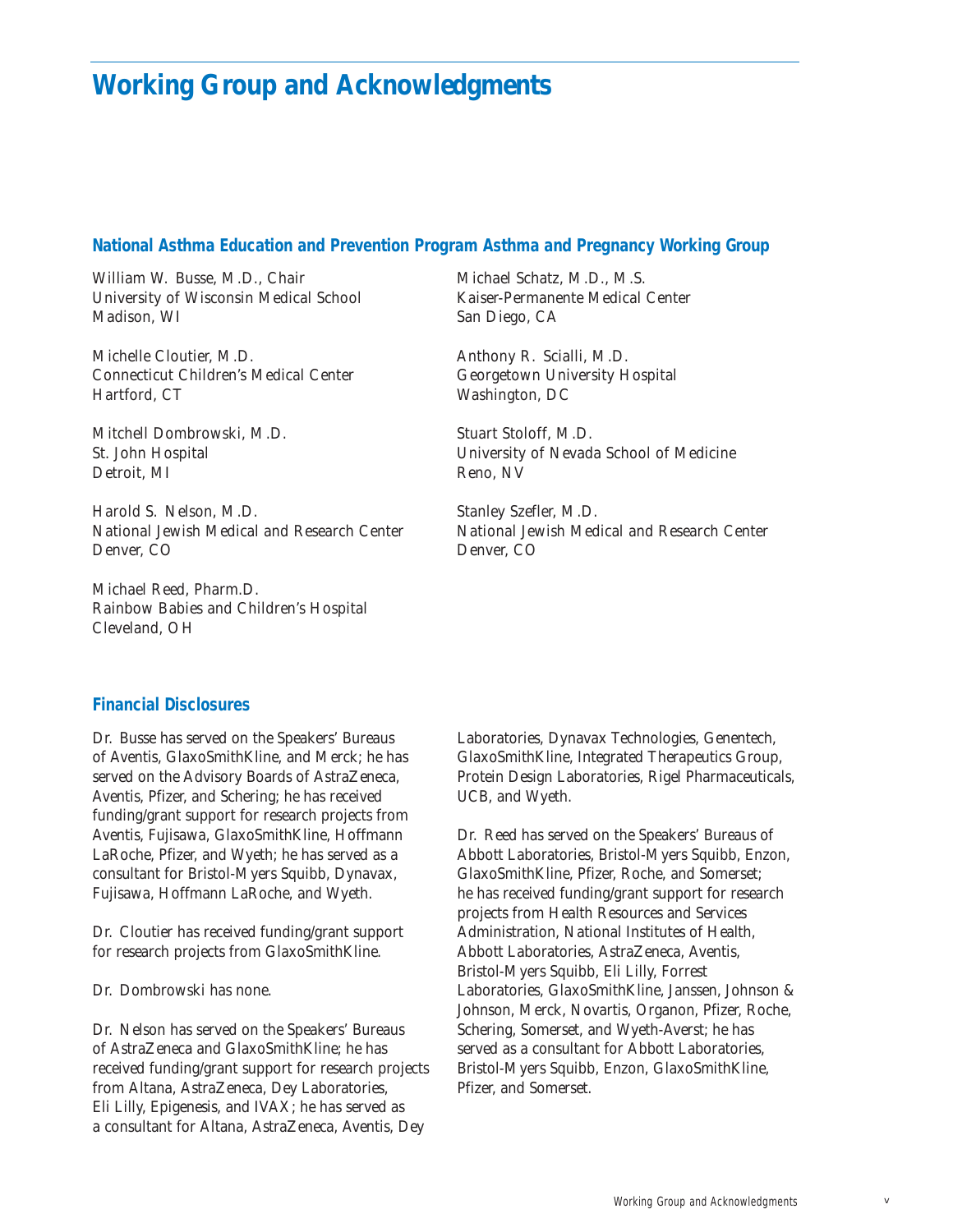# Working Group and Acknowledgments

## National Asthma Education and Prevention Program Asthma and Pregnancy Working Group

William W. Busse, M.D., Chair
University of Wisconsin Medical School
Madison, WI

Michelle Cloutier, M.D.
Connecticut Children's Medical Center
Hartford, CT

Mitchell Dombrowski, M.D.
St. John Hospital
Detroit, MI

Harold S. Nelson, M.D.
National Jewish Medical and Research Center
Denver, CO

Michael Reed, Pharm.D.
Rainbow Babies and Children's Hospital
Cleveland, OH

Michael Schatz, M.D., M.S.
Kaiser-Permanente Medical Center
San Diego, CA

Anthony R. Scialli, M.D.
Georgetown University Hospital
Washington, DC

Stuart Stoloff, M.D.
University of Nevada School of Medicine
Reno, NV

Stanley Szefler, M.D.
National Jewish Medical and Research Center
Denver, CO

## Financial Disclosures

Dr. Busse has served on the Speakers' Bureaus of Aventis, GlaxoSmithKline, and Merck; he has served on the Advisory Boards of AstraZeneca, Aventis, Pfizer, and Schering; he has received funding/grant support for research projects from Aventis, Fujisawa, GlaxoSmithKline, Hoffmann LaRoche, Pfizer, and Wyeth; he has served as a consultant for Bristol-Myers Squibb, Dynavax, Fujisawa, Hoffmann LaRoche, and Wyeth.

Dr. Cloutier has received funding/grant support for research projects from GlaxoSmithKline.

Dr. Dombrowski has none.

Dr. Nelson has served on the Speakers' Bureaus of AstraZeneca and GlaxoSmithKline; he has received funding/grant support for research projects from Altana, AstraZeneca, Dey Laboratories, Eli Lilly, Epigenesis, and IVAX; he has served as a consultant for Altana, AstraZeneca, Aventis, Dey Laboratories, Dynavax Technologies, Genentech, GlaxoSmithKline, Integrated Therapeutics Group, Protein Design Laboratories, Rigel Pharmaceuticals, UCB, and Wyeth.

Dr. Reed has served on the Speakers' Bureaus of Abbott Laboratories, Bristol-Myers Squibb, Enzon, GlaxoSmithKline, Pfizer, Roche, and Somerset; he has received funding/grant support for research projects from Health Resources and Services Administration, National Institutes of Health, Abbott Laboratories, AstraZeneca, Aventis, Bristol-Myers Squibb, Eli Lilly, Forrest Laboratories, GlaxoSmithKline, Janssen, Johnson & Johnson, Merck, Novartis, Organon, Pfizer, Roche, Schering, Somerset, and Wyeth-Averst; he has served as a consultant for Abbott Laboratories, Bristol-Myers Squibb, Enzon, GlaxoSmithKline, Pfizer, and Somerset.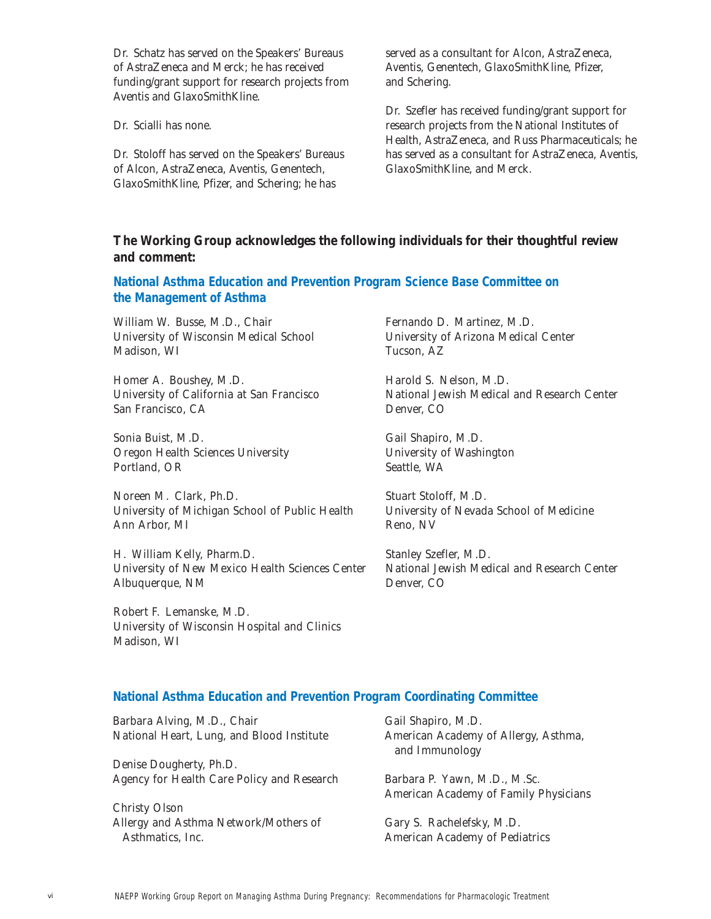Dr. Schatz has served on the Speakers' Bureaus of AstraZeneca and Merck; he has received funding/grant support for research projects from Aventis and GlaxoSmithKline.

Dr. Scialli has none.

Dr. Stoloff has served on the Speakers' Bureaus of Alcon, AstraZeneca, Aventis, Genentech, GlaxoSmithKline, Pfizer, and Schering; he has served as a consultant for Alcon, AstraZeneca, Aventis, Genentech, GlaxoSmithKline, Pfizer, and Schering.

Dr. Szefler has received funding/grant support for research projects from the National Institutes of Health, AstraZeneca, and Russ Pharmaceuticals; he has served as a consultant for AstraZeneca, Aventis, GlaxoSmithKline, and Merck.

**The Working Group acknowledges the following individuals for their thoughtful review and comment:**

### National Asthma Education and Prevention Program Science Base Committee on the Management of Asthma

William W. Busse, M.D., Chair
University of Wisconsin Medical School
Madison, WI

Homer A. Boushey, M.D.
University of California at San Francisco
San Francisco, CA

Sonia Buist, M.D.
Oregon Health Sciences University
Portland, OR

Noreen M. Clark, Ph.D.
University of Michigan School of Public Health
Ann Arbor, MI

H. William Kelly, Pharm.D.
University of New Mexico Health Sciences Center
Albuquerque, NM

Robert F. Lemanske, M.D.
University of Wisconsin Hospital and Clinics
Madison, WI

Fernando D. Martinez, M.D.
University of Arizona Medical Center
Tucson, AZ

Harold S. Nelson, M.D.
National Jewish Medical and Research Center
Denver, CO

Gail Shapiro, M.D.
University of Washington
Seattle, WA

Stuart Stoloff, M.D.
University of Nevada School of Medicine
Reno, NV

Stanley Szefler, M.D.
National Jewish Medical and Research Center
Denver, CO

### National Asthma Education and Prevention Program Coordinating Committee

Barbara Alving, M.D., Chair
National Heart, Lung, and Blood Institute

Denise Dougherty, Ph.D.
Agency for Health Care Policy and Research

Christy Olson
Allergy and Asthma Network/Mothers of Asthmatics, Inc.

Gail Shapiro, M.D.
American Academy of Allergy, Asthma, and Immunology

Barbara P. Yawn, M.D., M.Sc.
American Academy of Family Physicians

Gary S. Rachelefsky, M.D.
American Academy of Pediatrics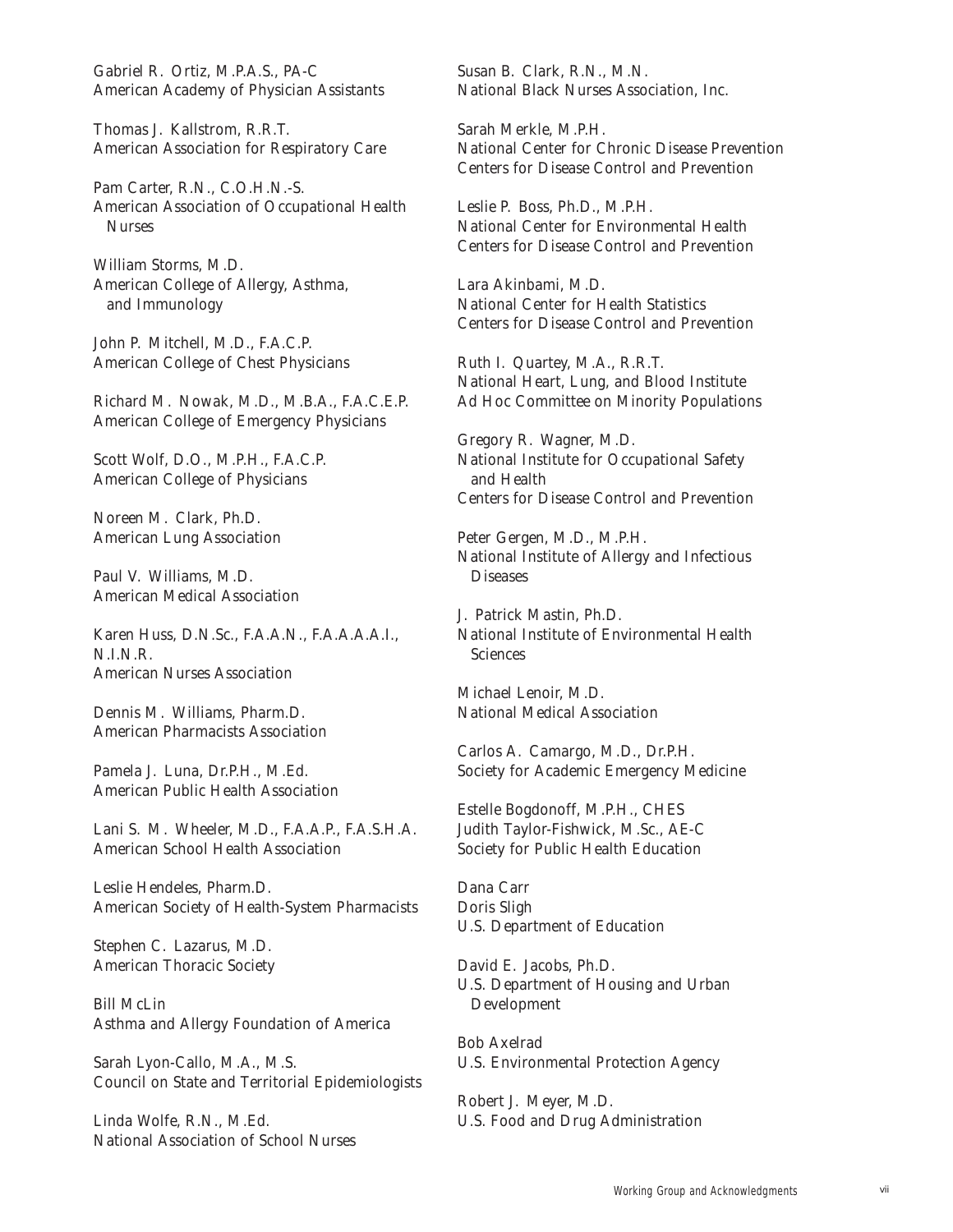Gabriel R. Ortiz, M.P.A.S., PA-C
American Academy of Physician Assistants

Thomas J. Kallstrom, R.R.T.
American Association for Respiratory Care

Pam Carter, R.N., C.O.H.N.-S.
American Association of Occupational Health Nurses

William Storms, M.D.
American College of Allergy, Asthma, and Immunology

John P. Mitchell, M.D., F.A.C.P.
American College of Chest Physicians

Richard M. Nowak, M.D., M.B.A., F.A.C.E.P.
American College of Emergency Physicians

Scott Wolf, D.O., M.P.H., F.A.C.P.
American College of Physicians

Noreen M. Clark, Ph.D.
American Lung Association

Paul V. Williams, M.D.
American Medical Association

Karen Huss, D.N.Sc., F.A.A.N., F.A.A.A.A.I., N.I.N.R.
American Nurses Association

Dennis M. Williams, Pharm.D.
American Pharmacists Association

Pamela J. Luna, Dr.P.H., M.Ed.
American Public Health Association

Lani S. M. Wheeler, M.D., F.A.A.P., F.A.S.H.A.
American School Health Association

Leslie Hendeles, Pharm.D.
American Society of Health-System Pharmacists

Stephen C. Lazarus, M.D.
American Thoracic Society

Bill McLin
Asthma and Allergy Foundation of America

Sarah Lyon-Callo, M.A., M.S.
Council on State and Territorial Epidemiologists

Linda Wolfe, R.N., M.Ed.
National Association of School Nurses

Susan B. Clark, R.N., M.N.
National Black Nurses Association, Inc.

Sarah Merkle, M.P.H.
National Center for Chronic Disease Prevention
Centers for Disease Control and Prevention

Leslie P. Boss, Ph.D., M.P.H.
National Center for Environmental Health
Centers for Disease Control and Prevention

Lara Akinbami, M.D.
National Center for Health Statistics
Centers for Disease Control and Prevention

Ruth I. Quartey, M.A., R.R.T.
National Heart, Lung, and Blood Institute
Ad Hoc Committee on Minority Populations

Gregory R. Wagner, M.D.
National Institute for Occupational Safety and Health
Centers for Disease Control and Prevention

Peter Gergen, M.D., M.P.H.
National Institute of Allergy and Infectious Diseases

J. Patrick Mastin, Ph.D.
National Institute of Environmental Health Sciences

Michael Lenoir, M.D.
National Medical Association

Carlos A. Camargo, M.D., Dr.P.H.
Society for Academic Emergency Medicine

Estelle Bogdonoff, M.P.H., CHES
Judith Taylor-Fishwick, M.Sc., AE-C
Society for Public Health Education

Dana Carr
Doris Sligh
U.S. Department of Education

David E. Jacobs, Ph.D.
U.S. Department of Housing and Urban Development

Bob Axelrad
U.S. Environmental Protection Agency

Robert J. Meyer, M.D.
U.S. Food and Drug Administration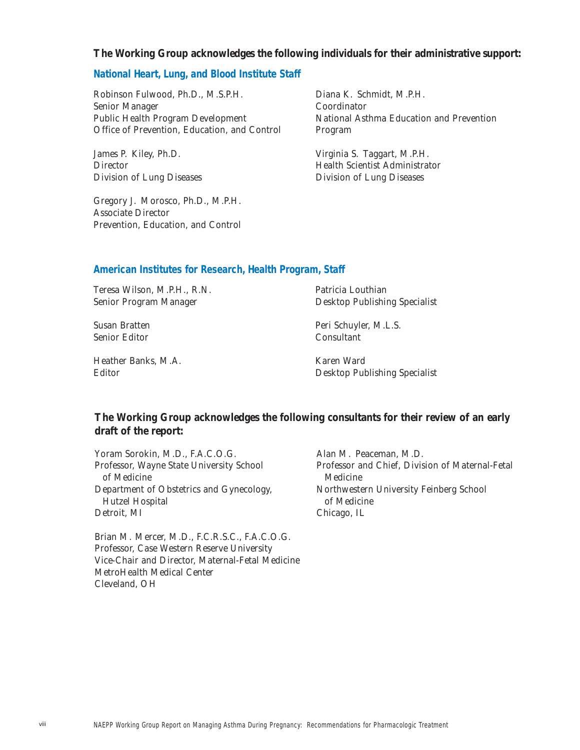**The Working Group acknowledges the following individuals for their administrative support:**

### National Heart, Lung, and Blood Institute Staff

Robinson Fulwood, Ph.D., M.S.P.H.
Senior Manager
Public Health Program Development
Office of Prevention, Education, and Control

James P. Kiley, Ph.D.
Director
Division of Lung Diseases

Gregory J. Morosco, Ph.D., M.P.H.
Associate Director
Prevention, Education, and Control

Diana K. Schmidt, M.P.H.
Coordinator
National Asthma Education and Prevention Program

Virginia S. Taggart, M.P.H.
Health Scientist Administrator
Division of Lung Diseases

### American Institutes for Research, Health Program, Staff

Teresa Wilson, M.P.H., R.N.
Senior Program Manager

Susan Bratten
Senior Editor

Heather Banks, M.A.
Editor

Patricia Louthian
Desktop Publishing Specialist

Peri Schuyler, M.L.S.
Consultant

Karen Ward
Desktop Publishing Specialist

**The Working Group acknowledges the following consultants for their review of an early draft of the report:**

Yoram Sorokin, M.D., F.A.C.O.G.
Professor, Wayne State University School of Medicine
Department of Obstetrics and Gynecology, Hutzel Hospital
Detroit, MI

Brian M. Mercer, M.D., F.C.R.S.C., F.A.C.O.G.
Professor, Case Western Reserve University
Vice-Chair and Director, Maternal-Fetal Medicine
MetroHealth Medical Center
Cleveland, OH

Alan M. Peaceman, M.D.
Professor and Chief, Division of Maternal-Fetal Medicine
Northwestern University Feinberg School of Medicine
Chicago, IL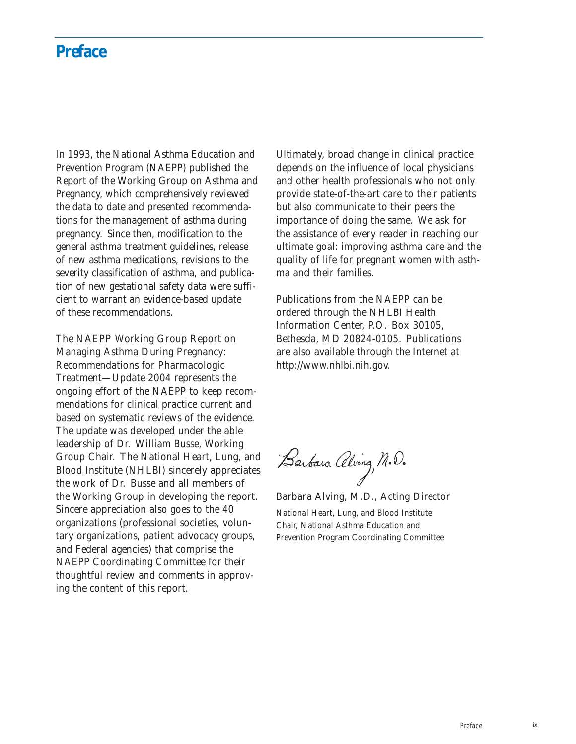# Preface

In 1993, the National Asthma Education and Prevention Program (NAEPP) published the Report of the Working Group on Asthma and Pregnancy, which comprehensively reviewed the data to date and presented recommendations for the management of asthma during pregnancy. Since then, modification to the general asthma treatment guidelines, release of new asthma medications, revisions to the severity classification of asthma, and publication of new gestational safety data were sufficient to warrant an evidence-based update of these recommendations.

The NAEPP Working Group Report on Managing Asthma During Pregnancy: Recommendations for Pharmacologic Treatment—Update 2004 represents the ongoing effort of the NAEPP to keep recommendations for clinical practice current and based on systematic reviews of the evidence. The update was developed under the able leadership of Dr. William Busse, Working Group Chair. The National Heart, Lung, and Blood Institute (NHLBI) sincerely appreciates the work of Dr. Busse and all members of the Working Group in developing the report. Sincere appreciation also goes to the 40 organizations (professional societies, voluntary organizations, patient advocacy groups, and Federal agencies) that comprise the NAEPP Coordinating Committee for their thoughtful review and comments in approving the content of this report.

Ultimately, broad change in clinical practice depends on the influence of local physicians and other health professionals who not only provide state-of-the-art care to their patients but also communicate to their peers the importance of doing the same. We ask for the assistance of every reader in reaching our ultimate goal: improving asthma care and the quality of life for pregnant women with asthma and their families.

Publications from the NAEPP can be ordered through the NHLBI Health Information Center, P.O. Box 30105, Bethesda, MD 20824-0105. Publications are also available through the Internet at http://www.nhlbi.nih.gov.

Barbara Alving, M.D.

Barbara Alving, M.D., Acting Director
National Heart, Lung, and Blood Institute
Chair, National Asthma Education and Prevention Program Coordinating Committee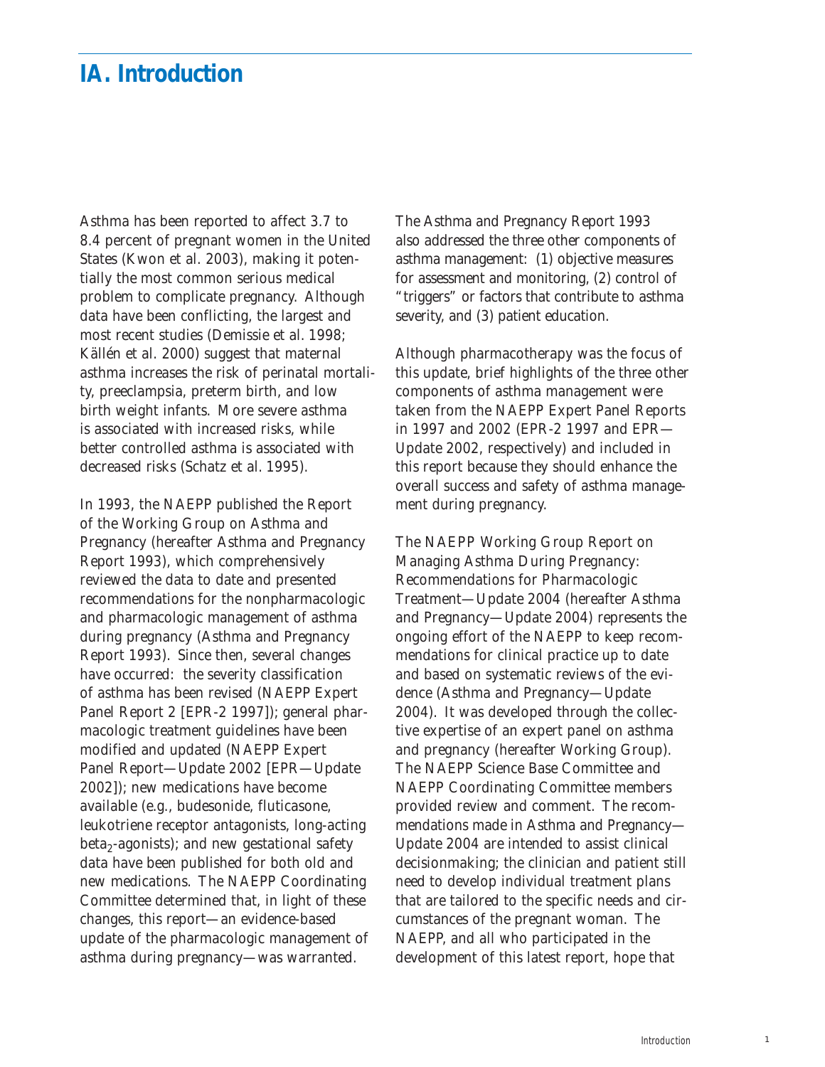# IA. Introduction

Asthma has been reported to affect 3.7 to 8.4 percent of pregnant women in the United States (Kwon et al. 2003), making it potentially the most common serious medical problem to complicate pregnancy. Although data have been conflicting, the largest and most recent studies (Demissie et al. 1998; Källén et al. 2000) suggest that maternal asthma increases the risk of perinatal mortality, preeclampsia, preterm birth, and low birth weight infants. More severe asthma is associated with increased risks, while better controlled asthma is associated with decreased risks (Schatz et al. 1995).

In 1993, the NAEPP published the Report of the Working Group on Asthma and Pregnancy (hereafter Asthma and Pregnancy Report 1993), which comprehensively reviewed the data to date and presented recommendations for the nonpharmacologic and pharmacologic management of asthma during pregnancy (Asthma and Pregnancy Report 1993). Since then, several changes have occurred: the severity classification of asthma has been revised (NAEPP Expert Panel Report 2 [EPR-2 1997]); general pharmacologic treatment guidelines have been modified and updated (NAEPP Expert Panel Report—Update 2002 [EPR—Update 2002]); new medications have become available (e.g., budesonide, fluticasone, leukotriene receptor antagonists, long-acting beta$_2$-agonists); and new gestational safety data have been published for both old and new medications. The NAEPP Coordinating Committee determined that, in light of these changes, this report—an evidence-based update of the pharmacologic management of asthma during pregnancy—was warranted.

The Asthma and Pregnancy Report 1993 also addressed the three other components of asthma management: (1) objective measures for assessment and monitoring, (2) control of "triggers" or factors that contribute to asthma severity, and (3) patient education.

Although pharmacotherapy was the focus of this update, brief highlights of the three other components of asthma management were taken from the NAEPP Expert Panel Reports in 1997 and 2002 (EPR-2 1997 and EPR—Update 2002, respectively) and included in this report because they should enhance the overall success and safety of asthma management during pregnancy.

The NAEPP Working Group Report on Managing Asthma During Pregnancy: Recommendations for Pharmacologic Treatment—Update 2004 (hereafter Asthma and Pregnancy—Update 2004) represents the ongoing effort of the NAEPP to keep recommendations for clinical practice up to date and based on systematic reviews of the evidence (Asthma and Pregnancy—Update 2004). It was developed through the collective expertise of an expert panel on asthma and pregnancy (hereafter Working Group). The NAEPP Science Base Committee and NAEPP Coordinating Committee members provided review and comment. The recommendations made in Asthma and Pregnancy—Update 2004 are intended to assist clinical decisionmaking; the clinician and patient still need to develop individual treatment plans that are tailored to the specific needs and circumstances of the pregnant woman. The NAEPP, and all who participated in the development of this latest report, hope that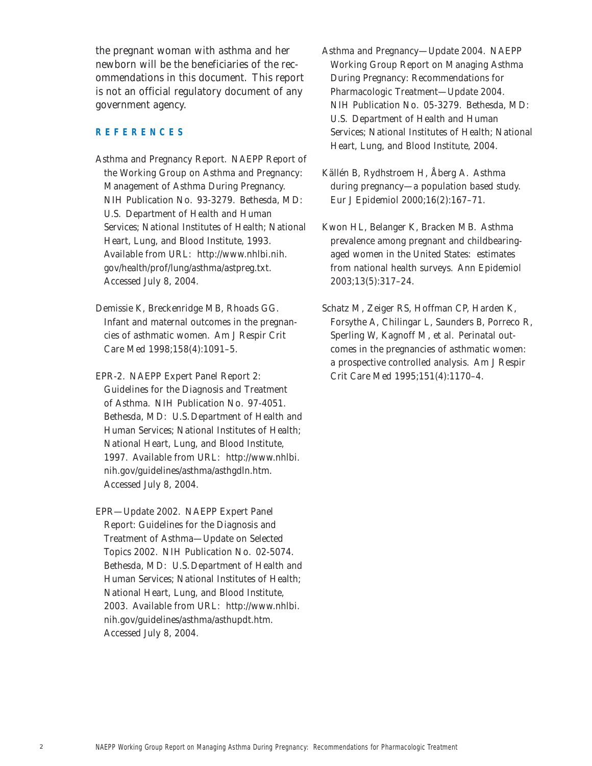the pregnant woman with asthma and her newborn will be the beneficiaries of the recommendations in this document. This report is not an official regulatory document of any government agency.

## REFERENCES

Asthma and Pregnancy Report. NAEPP Report of the Working Group on Asthma and Pregnancy: Management of Asthma During Pregnancy. NIH Publication No. 93-3279. Bethesda, MD: U.S. Department of Health and Human Services; National Institutes of Health; National Heart, Lung, and Blood Institute, 1993. Available from URL: http://www.nhlbi.nih.gov/health/prof/lung/asthma/astpreg.txt. Accessed July 8, 2004.

Demissie K, Breckenridge MB, Rhoads GG. Infant and maternal outcomes in the pregnancies of asthmatic women. Am J Respir Crit Care Med 1998;158(4):1091–5.

EPR-2. NAEPP Expert Panel Report 2: Guidelines for the Diagnosis and Treatment of Asthma. NIH Publication No. 97-4051. Bethesda, MD: U.S. Department of Health and Human Services; National Institutes of Health; National Heart, Lung, and Blood Institute, 1997. Available from URL: http://www.nhlbi.nih.gov/guidelines/asthma/asthgdln.htm. Accessed July 8, 2004.

EPR—Update 2002. NAEPP Expert Panel Report: Guidelines for the Diagnosis and Treatment of Asthma—Update on Selected Topics 2002. NIH Publication No. 02-5074. Bethesda, MD: U.S. Department of Health and Human Services; National Institutes of Health; National Heart, Lung, and Blood Institute, 2003. Available from URL: http://www.nhlbi.nih.gov/guidelines/asthma/asthupdt.htm. Accessed July 8, 2004.

Asthma and Pregnancy—Update 2004. NAEPP Working Group Report on Managing Asthma During Pregnancy: Recommendations for Pharmacologic Treatment—Update 2004. NIH Publication No. 05-3279. Bethesda, MD: U.S. Department of Health and Human Services; National Institutes of Health; National Heart, Lung, and Blood Institute, 2004.

Källén B, Rydhstroem H, Åberg A. Asthma during pregnancy—a population based study. Eur J Epidemiol 2000;16(2):167–71.

Kwon HL, Belanger K, Bracken MB. Asthma prevalence among pregnant and childbearing-aged women in the United States: estimates from national health surveys. Ann Epidemiol 2003;13(5):317–24.

Schatz M, Zeiger RS, Hoffman CP, Harden K, Forsythe A, Chilingar L, Saunders B, Porreco R, Sperling W, Kagnoff M, et al. Perinatal outcomes in the pregnancies of asthmatic women: a prospective controlled analysis. Am J Respir Crit Care Med 1995;151(4):1170–4.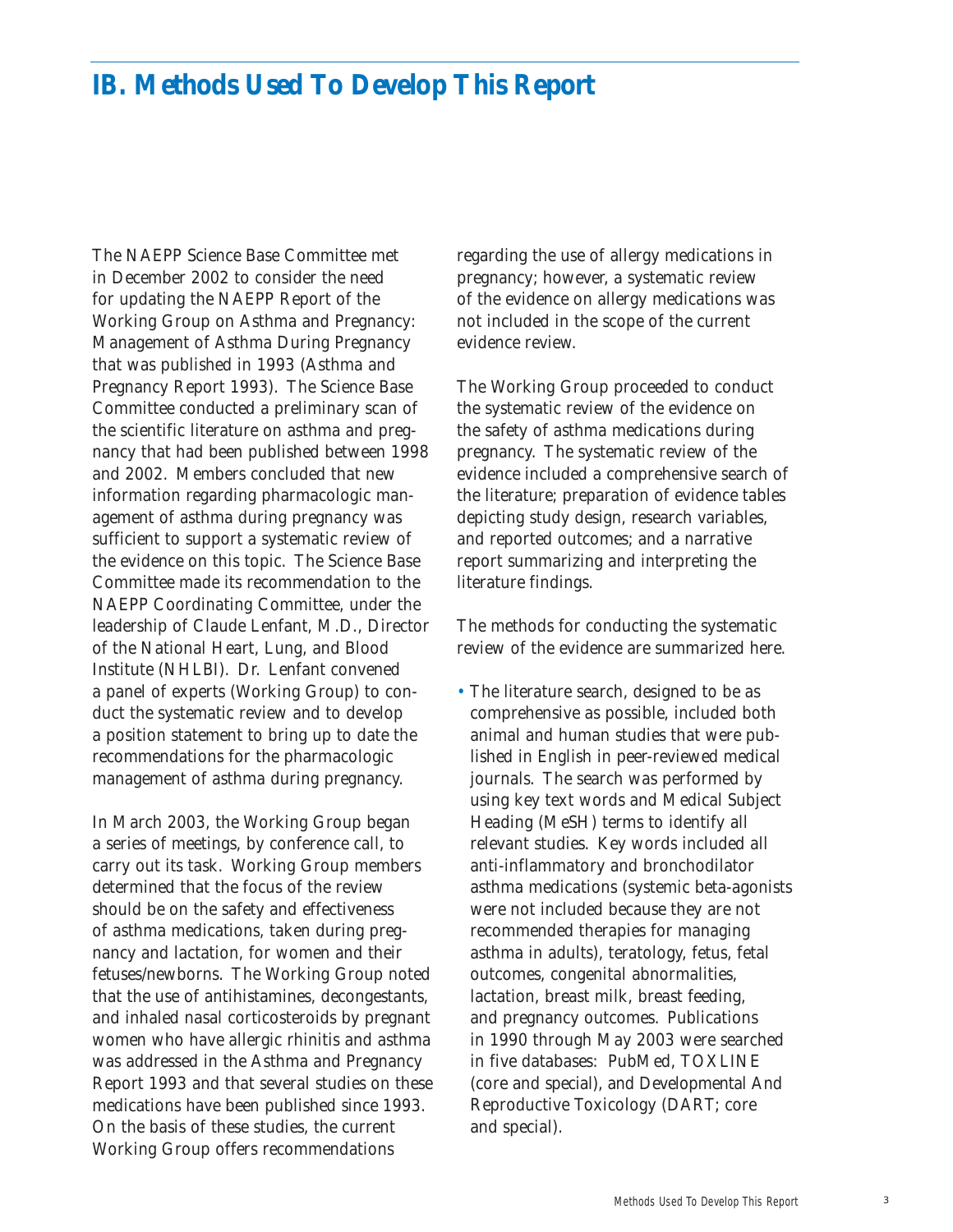# IB. Methods Used To Develop This Report

The NAEPP Science Base Committee met in December 2002 to consider the need for updating the NAEPP Report of the Working Group on Asthma and Pregnancy: Management of Asthma During Pregnancy that was published in 1993 (Asthma and Pregnancy Report 1993). The Science Base Committee conducted a preliminary scan of the scientific literature on asthma and pregnancy that had been published between 1998 and 2002. Members concluded that new information regarding pharmacologic management of asthma during pregnancy was sufficient to support a systematic review of the evidence on this topic. The Science Base Committee made its recommendation to the NAEPP Coordinating Committee, under the leadership of Claude Lenfant, M.D., Director of the National Heart, Lung, and Blood Institute (NHLBI). Dr. Lenfant convened a panel of experts (Working Group) to conduct the systematic review and to develop a position statement to bring up to date the recommendations for the pharmacologic management of asthma during pregnancy.

In March 2003, the Working Group began a series of meetings, by conference call, to carry out its task. Working Group members determined that the focus of the review should be on the safety and effectiveness of asthma medications, taken during pregnancy and lactation, for women and their fetuses/newborns. The Working Group noted that the use of antihistamines, decongestants, and inhaled nasal corticosteroids by pregnant women who have allergic rhinitis and asthma was addressed in the Asthma and Pregnancy Report 1993 and that several studies on these medications have been published since 1993. On the basis of these studies, the current Working Group offers recommendations regarding the use of allergy medications in pregnancy; however, a systematic review of the evidence on allergy medications was not included in the scope of the current evidence review.

The Working Group proceeded to conduct the systematic review of the evidence on the safety of asthma medications during pregnancy. The systematic review of the evidence included a comprehensive search of the literature; preparation of evidence tables depicting study design, research variables, and reported outcomes; and a narrative report summarizing and interpreting the literature findings.

The methods for conducting the systematic review of the evidence are summarized here.

- The literature search, designed to be as comprehensive as possible, included both animal and human studies that were published in English in peer-reviewed medical journals. The search was performed by using key text words and Medical Subject Heading (MeSH) terms to identify all relevant studies. Key words included all anti-inflammatory and bronchodilator asthma medications (systemic beta-agonists were not included because they are not recommended therapies for managing asthma in adults), teratology, fetus, fetal outcomes, congenital abnormalities, lactation, breast milk, breast feeding, and pregnancy outcomes. Publications in 1990 through May 2003 were searched in five databases: PubMed, TOXLINE (core and special), and Developmental And Reproductive Toxicology (DART; core and special).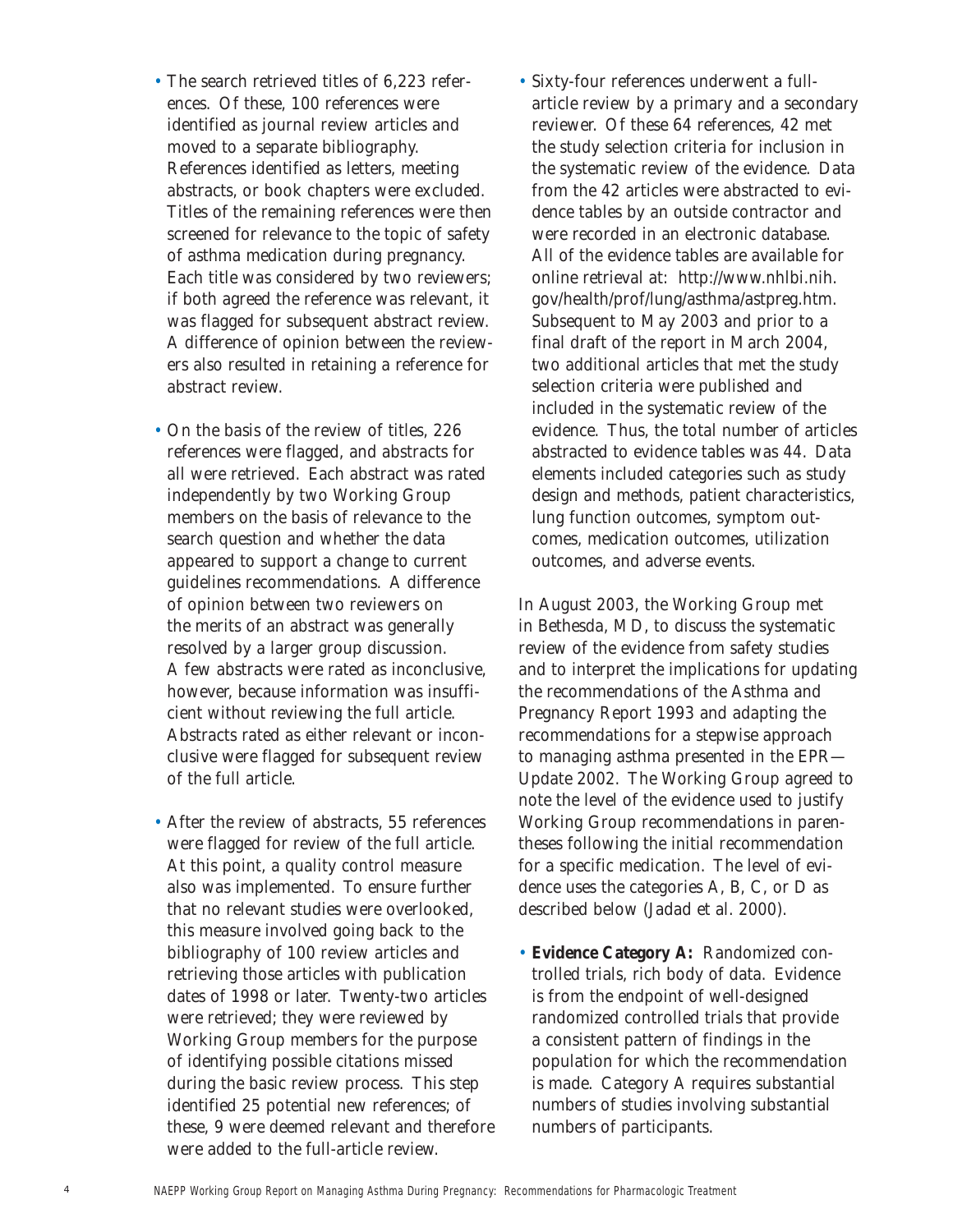- The search retrieved titles of 6,223 references. Of these, 100 references were identified as journal review articles and moved to a separate bibliography. References identified as letters, meeting abstracts, or book chapters were excluded. Titles of the remaining references were then screened for relevance to the topic of safety of asthma medication during pregnancy. Each title was considered by two reviewers; if both agreed the reference was relevant, it was flagged for subsequent abstract review. A difference of opinion between the reviewers also resulted in retaining a reference for abstract review.

- On the basis of the review of titles, 226 references were flagged, and abstracts for all were retrieved. Each abstract was rated independently by two Working Group members on the basis of relevance to the search question and whether the data appeared to support a change to current guidelines recommendations. A difference of opinion between two reviewers on the merits of an abstract was generally resolved by a larger group discussion. A few abstracts were rated as inconclusive, however, because information was insufficient without reviewing the full article. Abstracts rated as either relevant or inconclusive were flagged for subsequent review of the full article.

- After the review of abstracts, 55 references were flagged for review of the full article. At this point, a quality control measure also was implemented. To ensure further that no relevant studies were overlooked, this measure involved going back to the bibliography of 100 review articles and retrieving those articles with publication dates of 1998 or later. Twenty-two articles were retrieved; they were reviewed by Working Group members for the purpose of identifying possible citations missed during the basic review process. This step identified 25 potential new references; of these, 9 were deemed relevant and therefore were added to the full-article review.

- Sixty-four references underwent a full-article review by a primary and a secondary reviewer. Of these 64 references, 42 met the study selection criteria for inclusion in the systematic review of the evidence. Data from the 42 articles were abstracted to evidence tables by an outside contractor and were recorded in an electronic database. All of the evidence tables are available for online retrieval at: http://www.nhlbi.nih.gov/health/prof/lung/asthma/astpreg.htm. Subsequent to May 2003 and prior to a final draft of the report in March 2004, two additional articles that met the study selection criteria were published and included in the systematic review of the evidence. Thus, the total number of articles abstracted to evidence tables was 44. Data elements included categories such as study design and methods, patient characteristics, lung function outcomes, symptom outcomes, medication outcomes, utilization outcomes, and adverse events.

In August 2003, the Working Group met in Bethesda, MD, to discuss the systematic review of the evidence from safety studies and to interpret the implications for updating the recommendations of the Asthma and Pregnancy Report 1993 and adapting the recommendations for a stepwise approach to managing asthma presented in the EPR—Update 2002. The Working Group agreed to note the level of the evidence used to justify Working Group recommendations in parentheses following the initial recommendation for a specific medication. The level of evidence uses the categories A, B, C, or D as described below (Jadad et al. 2000).

- **Evidence Category A:** Randomized controlled trials, rich body of data. Evidence is from the endpoint of well-designed randomized controlled trials that provide a consistent pattern of findings in the population for which the recommendation is made. Category A requires substantial numbers of studies involving substantial numbers of participants.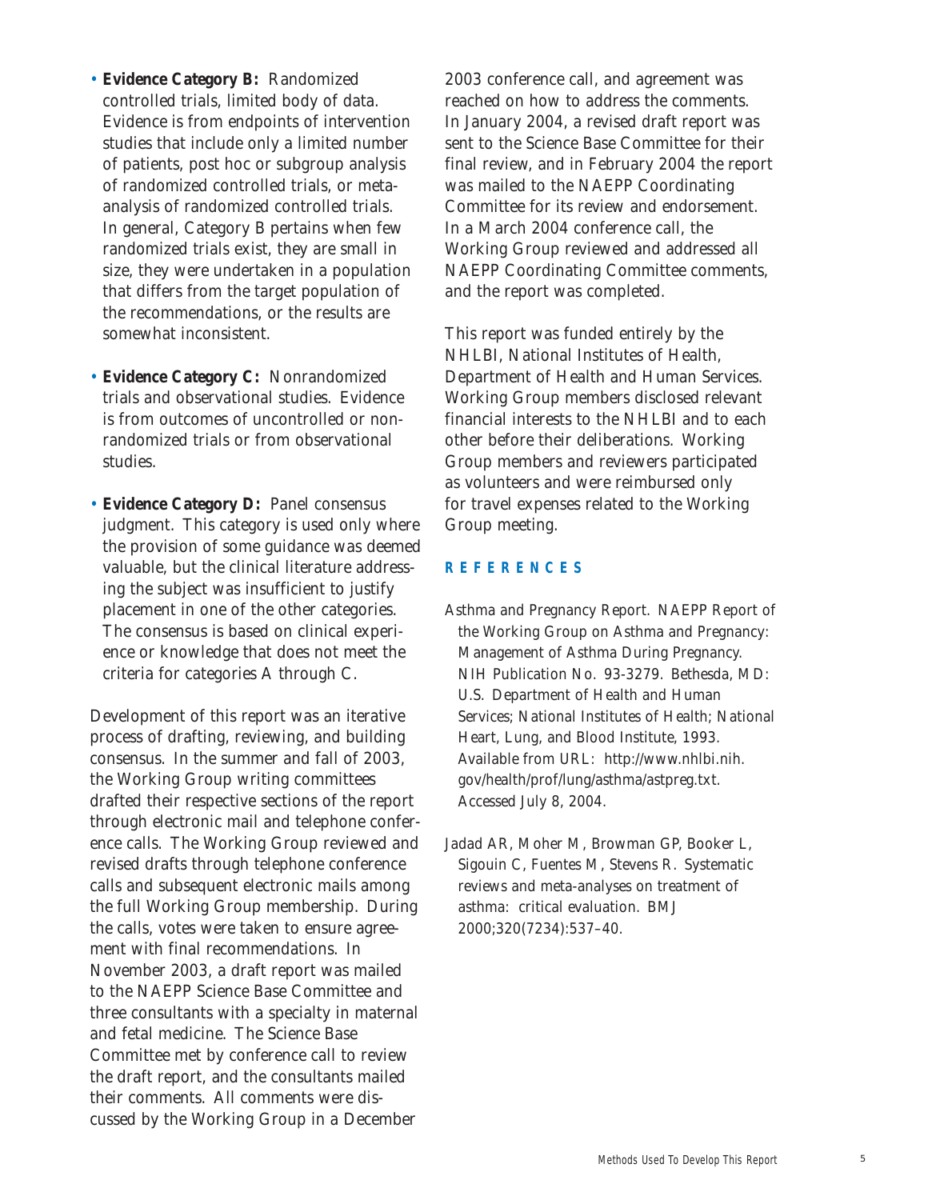- **Evidence Category B:** Randomized controlled trials, limited body of data. Evidence is from endpoints of intervention studies that include only a limited number of patients, post hoc or subgroup analysis of randomized controlled trials, or meta-analysis of randomized controlled trials. In general, Category B pertains when few randomized trials exist, they are small in size, they were undertaken in a population that differs from the target population of the recommendations, or the results are somewhat inconsistent.

- **Evidence Category C:** Nonrandomized trials and observational studies. Evidence is from outcomes of uncontrolled or non-randomized trials or from observational studies.

- **Evidence Category D:** Panel consensus judgment. This category is used only where the provision of some guidance was deemed valuable, but the clinical literature addressing the subject was insufficient to justify placement in one of the other categories. The consensus is based on clinical experience or knowledge that does not meet the criteria for categories A through C.

Development of this report was an iterative process of drafting, reviewing, and building consensus. In the summer and fall of 2003, the Working Group writing committees drafted their respective sections of the report through electronic mail and telephone conference calls. The Working Group reviewed and revised drafts through telephone conference calls and subsequent electronic mails among the full Working Group membership. During the calls, votes were taken to ensure agreement with final recommendations. In November 2003, a draft report was mailed to the NAEPP Science Base Committee and three consultants with a specialty in maternal and fetal medicine. The Science Base Committee met by conference call to review the draft report, and the consultants mailed their comments. All comments were discussed by the Working Group in a December 2003 conference call, and agreement was reached on how to address the comments. In January 2004, a revised draft report was sent to the Science Base Committee for their final review, and in February 2004 the report was mailed to the NAEPP Coordinating Committee for its review and endorsement. In a March 2004 conference call, the Working Group reviewed and addressed all NAEPP Coordinating Committee comments, and the report was completed.

This report was funded entirely by the NHLBI, National Institutes of Health, Department of Health and Human Services. Working Group members disclosed relevant financial interests to the NHLBI and to each other before their deliberations. Working Group members and reviewers participated as volunteers and were reimbursed only for travel expenses related to the Working Group meeting.

## REFERENCES

Asthma and Pregnancy Report. NAEPP Report of the Working Group on Asthma and Pregnancy: Management of Asthma During Pregnancy. NIH Publication No. 93-3279. Bethesda, MD: U.S. Department of Health and Human Services; National Institutes of Health; National Heart, Lung, and Blood Institute, 1993. Available from URL: http://www.nhlbi.nih.gov/health/prof/lung/asthma/astpreg.txt. Accessed July 8, 2004.

Jadad AR, Moher M, Browman GP, Booker L, Sigouin C, Fuentes M, Stevens R. Systematic reviews and meta-analyses on treatment of asthma: critical evaluation. BMJ 2000;320(7234):537–40.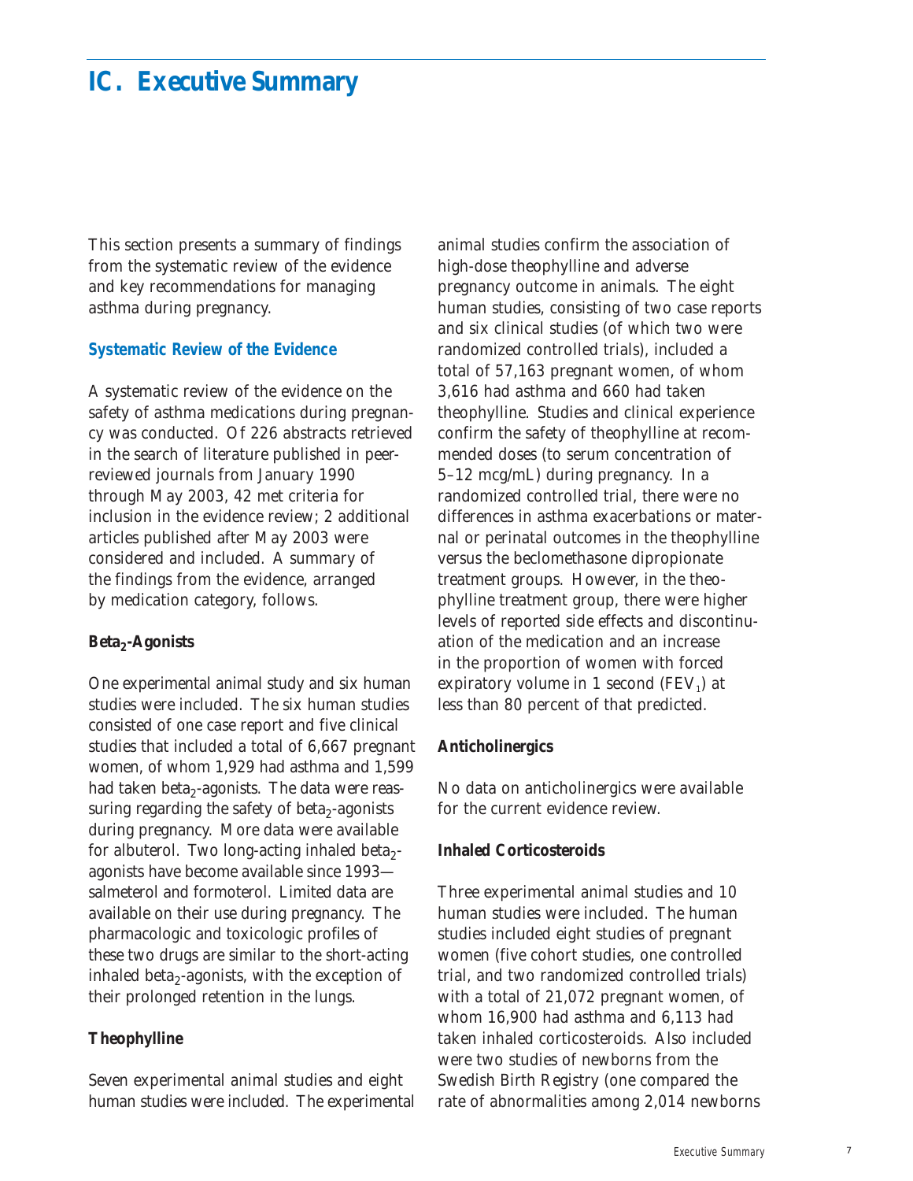# IC. Executive Summary

This section presents a summary of findings from the systematic review of the evidence and key recommendations for managing asthma during pregnancy.

### Systematic Review of the Evidence

A systematic review of the evidence on the safety of asthma medications during pregnancy was conducted. Of 226 abstracts retrieved in the search of literature published in peer-reviewed journals from January 1990 through May 2003, 42 met criteria for inclusion in the evidence review; 2 additional articles published after May 2003 were considered and included. A summary of the findings from the evidence, arranged by medication category, follows.

**$Beta_2$-Agonists**

One experimental animal study and six human studies were included. The six human studies consisted of one case report and five clinical studies that included a total of 6,667 pregnant women, of whom 1,929 had asthma and 1,599 had taken $beta_2$-agonists. The data were reassuring regarding the safety of $beta_2$-agonists during pregnancy. More data were available for albuterol. Two long-acting inhaled $beta_2$-agonists have become available since 1993—salmeterol and formoterol. Limited data are available on their use during pregnancy. The pharmacologic and toxicologic profiles of these two drugs are similar to the short-acting inhaled $beta_2$-agonists, with the exception of their prolonged retention in the lungs.

**Theophylline**

Seven experimental animal studies and eight human studies were included. The experimental animal studies confirm the association of high-dose theophylline and adverse pregnancy outcome in animals. The eight human studies, consisting of two case reports and six clinical studies (of which two were randomized controlled trials), included a total of 57,163 pregnant women, of whom 3,616 had asthma and 660 had taken theophylline. Studies and clinical experience confirm the safety of theophylline at recommended doses (to serum concentration of 5–12 mcg/mL) during pregnancy. In a randomized controlled trial, there were no differences in asthma exacerbations or maternal or perinatal outcomes in the theophylline versus the beclomethasone dipropionate treatment groups. However, in the theophylline treatment group, there were higher levels of reported side effects and discontinuation of the medication and an increase in the proportion of women with forced expiratory volume in 1 second ($FEV_1$) at less than 80 percent of that predicted.

**Anticholinergics**

No data on anticholinergics were available for the current evidence review.

**Inhaled Corticosteroids**

Three experimental animal studies and 10 human studies were included. The human studies included eight studies of pregnant women (five cohort studies, one controlled trial, and two randomized controlled trials) with a total of 21,072 pregnant women, of whom 16,900 had asthma and 6,113 had taken inhaled corticosteroids. Also included were two studies of newborns from the Swedish Birth Registry (one compared the rate of abnormalities among 2,014 newborns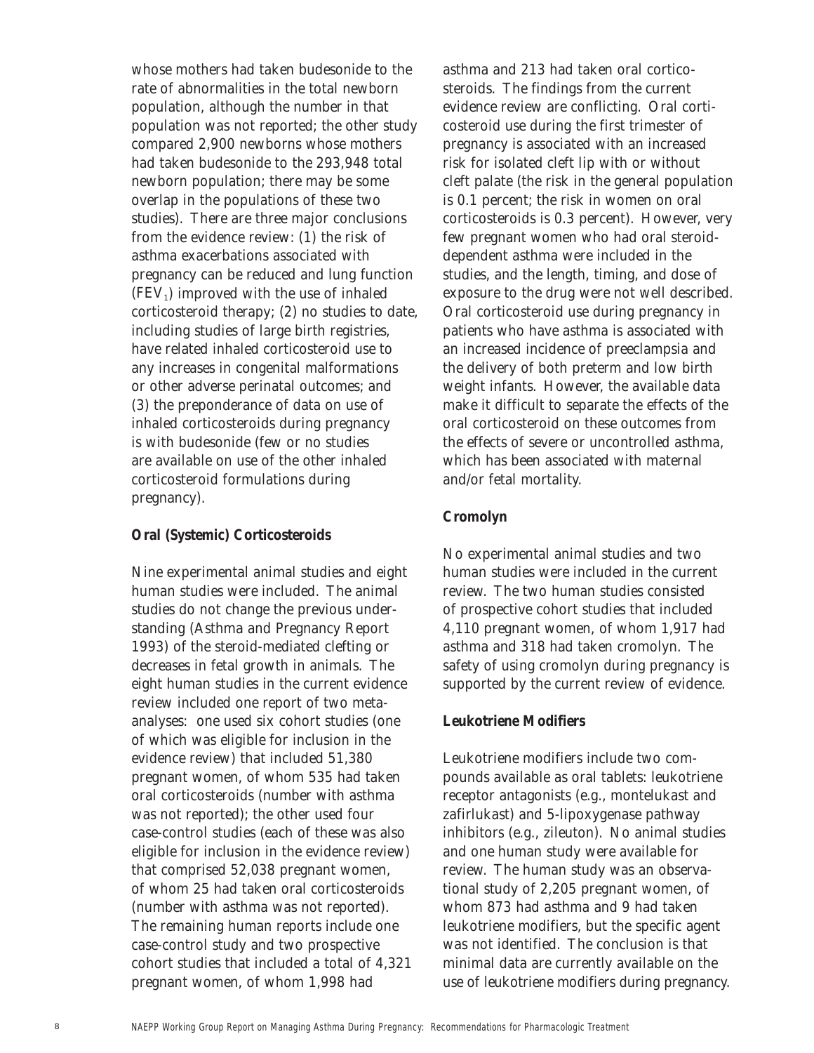whose mothers had taken budesonide to the rate of abnormalities in the total newborn population, although the number in that population was not reported; the other study compared 2,900 newborns whose mothers had taken budesonide to the 293,948 total newborn population; there may be some overlap in the populations of these two studies). There are three major conclusions from the evidence review: (1) the risk of asthma exacerbations associated with pregnancy can be reduced and lung function ($FEV_1$) improved with the use of inhaled corticosteroid therapy; (2) no studies to date, including studies of large birth registries, have related inhaled corticosteroid use to any increases in congenital malformations or other adverse perinatal outcomes; and (3) the preponderance of data on use of inhaled corticosteroids during pregnancy is with budesonide (few or no studies are available on use of the other inhaled corticosteroid formulations during pregnancy).

**Oral (Systemic) Corticosteroids**

Nine experimental animal studies and eight human studies were included. The animal studies do not change the previous understanding (Asthma and Pregnancy Report 1993) of the steroid-mediated clefting or decreases in fetal growth in animals. The eight human studies in the current evidence review included one report of two meta-analyses: one used six cohort studies (one of which was eligible for inclusion in the evidence review) that included 51,380 pregnant women, of whom 535 had taken oral corticosteroids (number with asthma was not reported); the other used four case-control studies (each of these was also eligible for inclusion in the evidence review) that comprised 52,038 pregnant women, of whom 25 had taken oral corticosteroids (number with asthma was not reported). The remaining human reports include one case-control study and two prospective cohort studies that included a total of 4,321 pregnant women, of whom 1,998 had asthma and 213 had taken oral corticosteroids. The findings from the current evidence review are conflicting. Oral corticosteroid use during the first trimester of pregnancy is associated with an increased risk for isolated cleft lip with or without cleft palate (the risk in the general population is 0.1 percent; the risk in women on oral corticosteroids is 0.3 percent). However, very few pregnant women who had oral steroid-dependent asthma were included in the studies, and the length, timing, and dose of exposure to the drug were not well described. Oral corticosteroid use during pregnancy in patients who have asthma is associated with an increased incidence of preeclampsia and the delivery of both preterm and low birth weight infants. However, the available data make it difficult to separate the effects of the oral corticosteroid on these outcomes from the effects of severe or uncontrolled asthma, which has been associated with maternal and/or fetal mortality.

**Cromolyn**

No experimental animal studies and two human studies were included in the current review. The two human studies consisted of prospective cohort studies that included 4,110 pregnant women, of whom 1,917 had asthma and 318 had taken cromolyn. The safety of using cromolyn during pregnancy is supported by the current review of evidence.

**Leukotriene Modifiers**

Leukotriene modifiers include two compounds available as oral tablets: leukotriene receptor antagonists (e.g., montelukast and zafirlukast) and 5-lipoxygenase pathway inhibitors (e.g., zileuton). No animal studies and one human study were available for review. The human study was an observational study of 2,205 pregnant women, of whom 873 had asthma and 9 had taken leukotriene modifiers, but the specific agent was not identified. The conclusion is that minimal data are currently available on the use of leukotriene modifiers during pregnancy.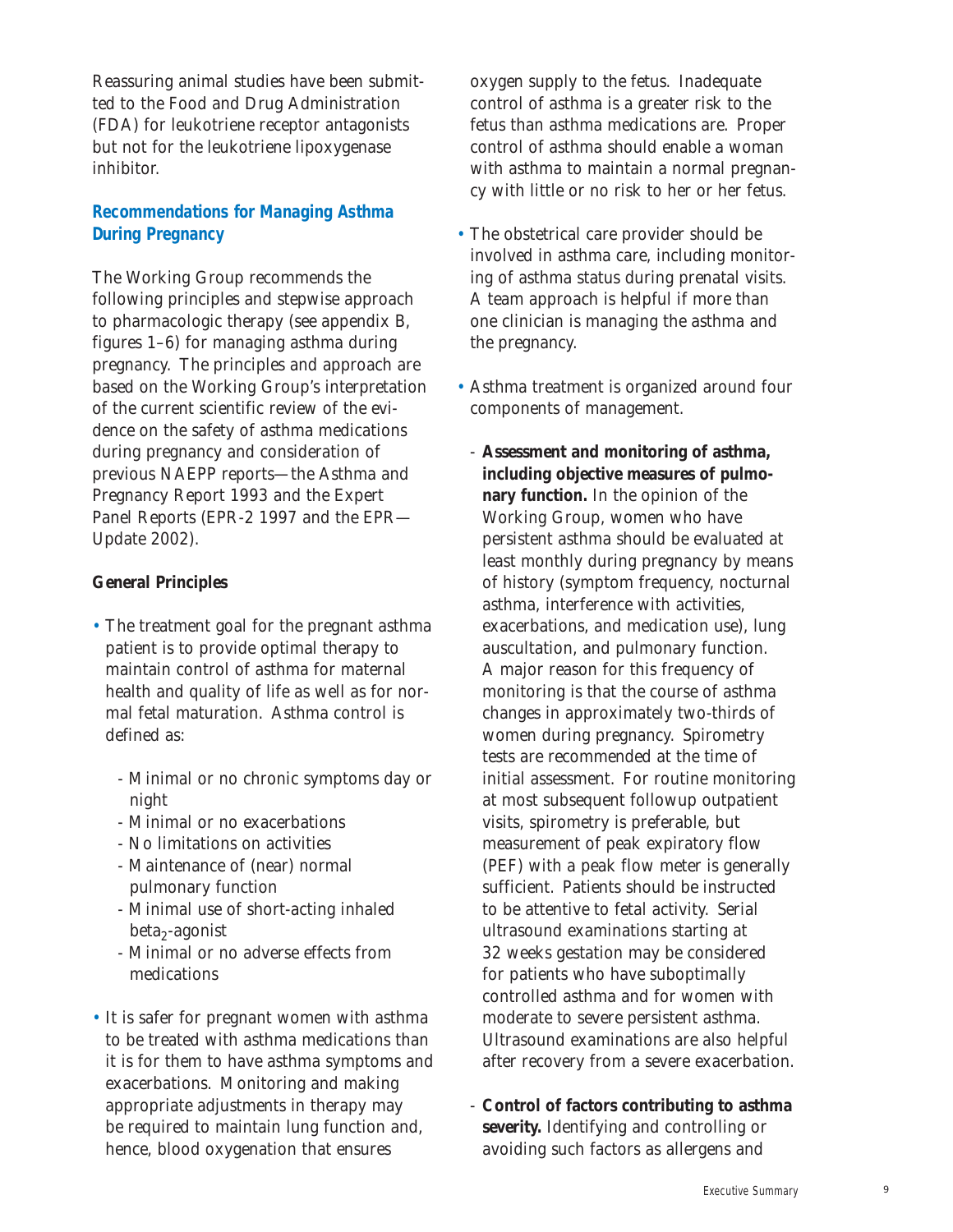Reassuring animal studies have been submitted to the Food and Drug Administration (FDA) for leukotriene receptor antagonists but not for the leukotriene lipoxygenase inhibitor.

## Recommendations for Managing Asthma During Pregnancy

The Working Group recommends the following principles and stepwise approach to pharmacologic therapy (see appendix B, figures 1–6) for managing asthma during pregnancy. The principles and approach are based on the Working Group's interpretation of the current scientific review of the evidence on the safety of asthma medications during pregnancy and consideration of previous NAEPP reports—the Asthma and Pregnancy Report 1993 and the Expert Panel Reports (EPR-2 1997 and the EPR—Update 2002).

### General Principles

- The treatment goal for the pregnant asthma patient is to provide optimal therapy to maintain control of asthma for maternal health and quality of life as well as for normal fetal maturation. Asthma control is defined as:
  - Minimal or no chronic symptoms day or night
  - Minimal or no exacerbations
  - No limitations on activities
  - Maintenance of (near) normal pulmonary function
  - Minimal use of short-acting inhaled beta$_2$-agonist
  - Minimal or no adverse effects from medications
- It is safer for pregnant women with asthma to be treated with asthma medications than it is for them to have asthma symptoms and exacerbations. Monitoring and making appropriate adjustments in therapy may be required to maintain lung function and, hence, blood oxygenation that ensures oxygen supply to the fetus. Inadequate control of asthma is a greater risk to the fetus than asthma medications are. Proper control of asthma should enable a woman with asthma to maintain a normal pregnancy with little or no risk to her or her fetus.
- The obstetrical care provider should be involved in asthma care, including monitoring of asthma status during prenatal visits. A team approach is helpful if more than one clinician is managing the asthma and the pregnancy.
- Asthma treatment is organized around four components of management.
  - **Assessment and monitoring of asthma, including objective measures of pulmonary function.** In the opinion of the Working Group, women who have persistent asthma should be evaluated at least monthly during pregnancy by means of history (symptom frequency, nocturnal asthma, interference with activities, exacerbations, and medication use), lung auscultation, and pulmonary function. A major reason for this frequency of monitoring is that the course of asthma changes in approximately two-thirds of women during pregnancy. Spirometry tests are recommended at the time of initial assessment. For routine monitoring at most subsequent followup outpatient visits, spirometry is preferable, but measurement of peak expiratory flow (PEF) with a peak flow meter is generally sufficient. Patients should be instructed to be attentive to fetal activity. Serial ultrasound examinations starting at 32 weeks gestation may be considered for patients who have suboptimally controlled asthma and for women with moderate to severe persistent asthma. Ultrasound examinations are also helpful after recovery from a severe exacerbation.
  - **Control of factors contributing to asthma severity.** Identifying and controlling or avoiding such factors as allergens and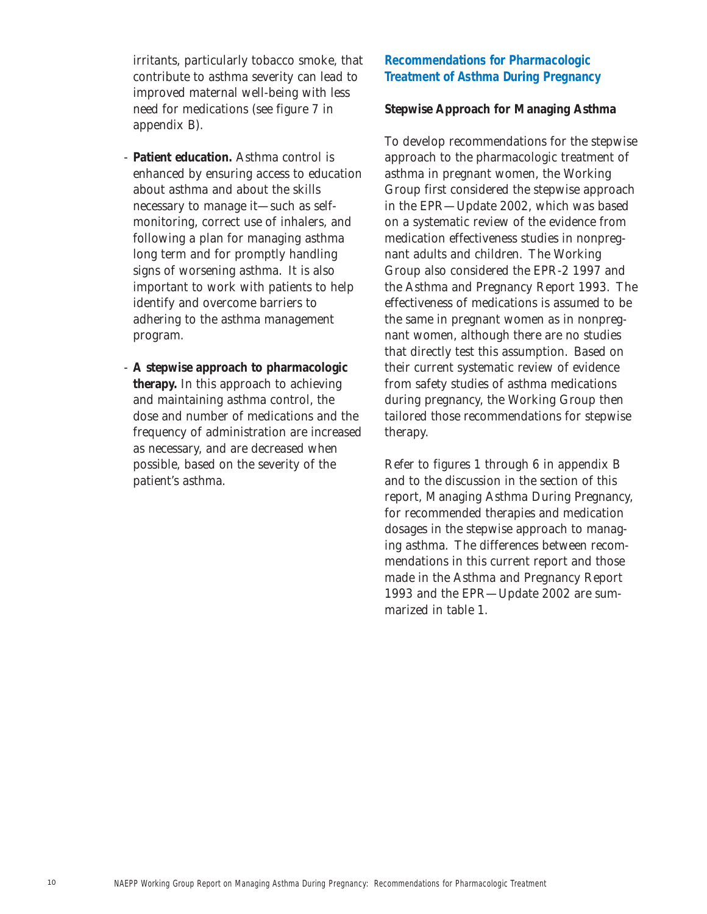irritants, particularly tobacco smoke, that contribute to asthma severity can lead to improved maternal well-being with less need for medications (see figure 7 in appendix B).

- **Patient education.** Asthma control is enhanced by ensuring access to education about asthma and about the skills necessary to manage it—such as self-monitoring, correct use of inhalers, and following a plan for managing asthma long term and for promptly handling signs of worsening asthma. It is also important to work with patients to help identify and overcome barriers to adhering to the asthma management program.

- **A stepwise approach to pharmacologic therapy.** In this approach to achieving and maintaining asthma control, the dose and number of medications and the frequency of administration are increased as necessary, and are decreased when possible, based on the severity of the patient's asthma.

## Recommendations for Pharmacologic Treatment of Asthma During Pregnancy

### Stepwise Approach for Managing Asthma

To develop recommendations for the stepwise approach to the pharmacologic treatment of asthma in pregnant women, the Working Group first considered the stepwise approach in the EPR—Update 2002, which was based on a systematic review of the evidence from medication effectiveness studies in nonpregnant adults and children. The Working Group also considered the EPR-2 1997 and the Asthma and Pregnancy Report 1993. The effectiveness of medications is assumed to be the same in pregnant women as in nonpregnant women, although there are no studies that directly test this assumption. Based on their current systematic review of evidence from safety studies of asthma medications during pregnancy, the Working Group then tailored those recommendations for stepwise therapy.

Refer to figures 1 through 6 in appendix B and to the discussion in the section of this report, Managing Asthma During Pregnancy, for recommended therapies and medication dosages in the stepwise approach to managing asthma. The differences between recommendations in this current report and those made in the Asthma and Pregnancy Report 1993 and the EPR—Update 2002 are summarized in table 1.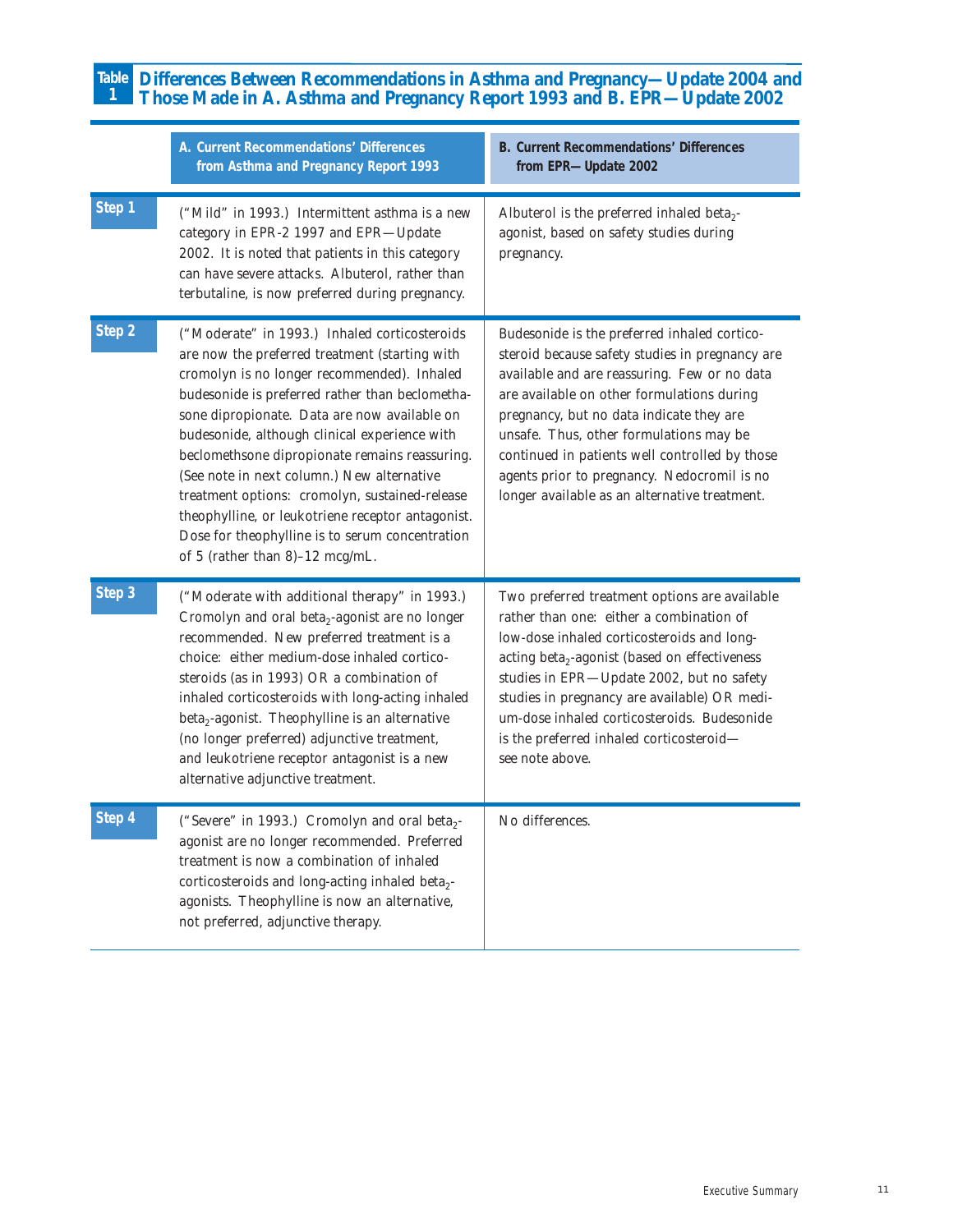**Table 1** **Differences Between Recommendations in Asthma and Pregnancy—Update 2004 and Those Made in A. Asthma and Pregnancy Report 1993 and B. EPR—Update 2002**

| | A. Current Recommendations' Differences from Asthma and Pregnancy Report 1993 | B. Current Recommendations' Differences from EPR—Update 2002 |
|---|---|---|
| **Step 1** | ("Mild" in 1993.) Intermittent asthma is a new category in EPR-2 1997 and EPR—Update 2002. It is noted that patients in this category can have severe attacks. Albuterol, rather than terbutaline, is now preferred during pregnancy. | Albuterol is the preferred inhaled beta$_2$-agonist, based on safety studies during pregnancy. |
| **Step 2** | ("Moderate" in 1993.) Inhaled corticosteroids are now the preferred treatment (starting with cromolyn is no longer recommended). Inhaled budesonide is preferred rather than beclomethasone dipropionate. Data are now available on budesonide, although clinical experience with beclomethsone dipropionate remains reassuring. (See note in next column.) New alternative treatment options: cromolyn, sustained-release theophylline, or leukotriene receptor antagonist. Dose for theophylline is to serum concentration of 5 (rather than 8)–12 mcg/mL. | Budesonide is the preferred inhaled corticosteroid because safety studies in pregnancy are available and are reassuring. Few or no data are available on other formulations during pregnancy, but no data indicate they are unsafe. Thus, other formulations may be continued in patients well controlled by those agents prior to pregnancy. Nedocromil is no longer available as an alternative treatment. |
| **Step 3** | ("Moderate with additional therapy" in 1993.) Cromolyn and oral beta$_2$-agonist are no longer recommended. New preferred treatment is a choice: either medium-dose inhaled corticosteroids (as in 1993) OR a combination of inhaled corticosteroids with long-acting inhaled beta$_2$-agonist. Theophylline is an alternative (no longer preferred) adjunctive treatment, and leukotriene receptor antagonist is a new alternative adjunctive treatment. | Two preferred treatment options are available rather than one: either a combination of low-dose inhaled corticosteroids and long-acting beta$_2$-agonist (based on effectiveness studies in EPR—Update 2002, but no safety studies in pregnancy are available) OR medium-dose inhaled corticosteroids. Budesonide is the preferred inhaled corticosteroid—see note above. |
| **Step 4** | ("Severe" in 1993.) Cromolyn and oral beta$_2$-agonist are no longer recommended. Preferred treatment is now a combination of inhaled corticosteroids and long-acting inhaled beta$_2$-agonists. Theophylline is now an alternative, not preferred, adjunctive therapy. | No differences. |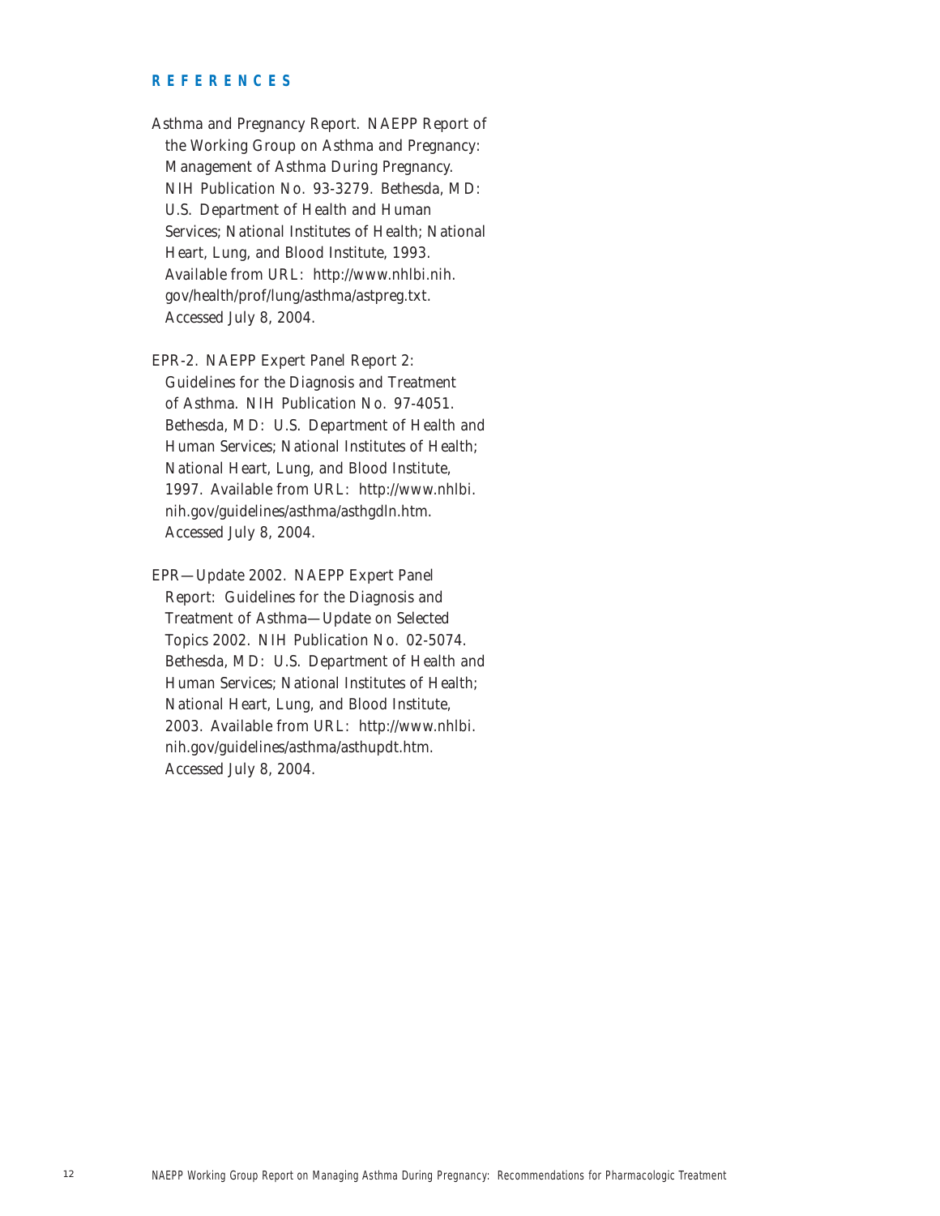## REFERENCES

Asthma and Pregnancy Report. NAEPP Report of the Working Group on Asthma and Pregnancy: Management of Asthma During Pregnancy. NIH Publication No. 93-3279. Bethesda, MD: U.S. Department of Health and Human Services; National Institutes of Health; National Heart, Lung, and Blood Institute, 1993. Available from URL: http://www.nhlbi.nih.gov/health/prof/lung/asthma/astpreg.txt. Accessed July 8, 2004.

EPR-2. NAEPP Expert Panel Report 2: Guidelines for the Diagnosis and Treatment of Asthma. NIH Publication No. 97-4051. Bethesda, MD: U.S. Department of Health and Human Services; National Institutes of Health; National Heart, Lung, and Blood Institute, 1997. Available from URL: http://www.nhlbi.nih.gov/guidelines/asthma/asthgdln.htm. Accessed July 8, 2004.

EPR—Update 2002. NAEPP Expert Panel Report: Guidelines for the Diagnosis and Treatment of Asthma—Update on Selected Topics 2002. NIH Publication No. 02-5074. Bethesda, MD: U.S. Department of Health and Human Services; National Institutes of Health; National Heart, Lung, and Blood Institute, 2003. Available from URL: http://www.nhlbi.nih.gov/guidelines/asthma/asthupdt.htm. Accessed July 8, 2004.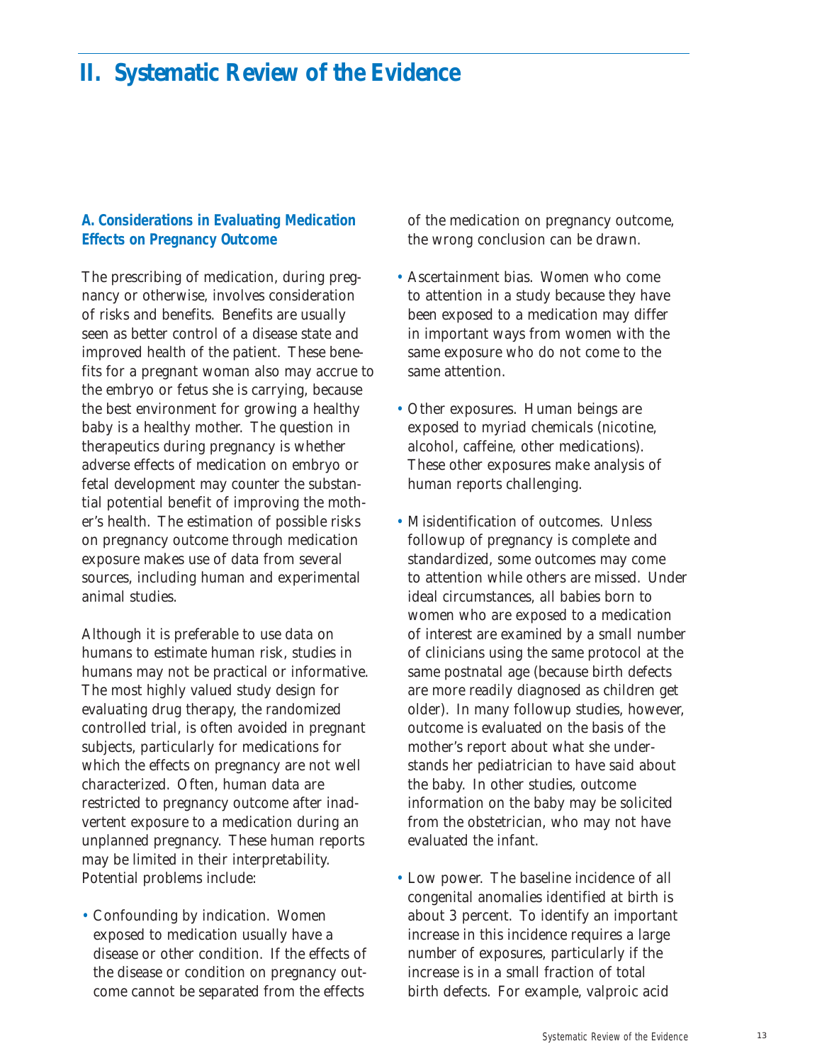# II. Systematic Review of the Evidence

### A. Considerations in Evaluating Medication Effects on Pregnancy Outcome

The prescribing of medication, during pregnancy or otherwise, involves consideration of risks and benefits. Benefits are usually seen as better control of a disease state and improved health of the patient. These benefits for a pregnant woman also may accrue to the embryo or fetus she is carrying, because the best environment for growing a healthy baby is a healthy mother. The question in therapeutics during pregnancy is whether adverse effects of medication on embryo or fetal development may counter the substantial potential benefit of improving the mother's health. The estimation of possible risks on pregnancy outcome through medication exposure makes use of data from several sources, including human and experimental animal studies.

Although it is preferable to use data on humans to estimate human risk, studies in humans may not be practical or informative. The most highly valued study design for evaluating drug therapy, the randomized controlled trial, is often avoided in pregnant subjects, particularly for medications for which the effects on pregnancy are not well characterized. Often, human data are restricted to pregnancy outcome after inadvertent exposure to a medication during an unplanned pregnancy. These human reports may be limited in their interpretability. Potential problems include:

- Confounding by indication. Women exposed to medication usually have a disease or other condition. If the effects of the disease or condition on pregnancy outcome cannot be separated from the effects of the medication on pregnancy outcome, the wrong conclusion can be drawn.
- Ascertainment bias. Women who come to attention in a study because they have been exposed to a medication may differ in important ways from women with the same exposure who do not come to the same attention.
- Other exposures. Human beings are exposed to myriad chemicals (nicotine, alcohol, caffeine, other medications). These other exposures make analysis of human reports challenging.
- Misidentification of outcomes. Unless followup of pregnancy is complete and standardized, some outcomes may come to attention while others are missed. Under ideal circumstances, all babies born to women who are exposed to a medication of interest are examined by a small number of clinicians using the same protocol at the same postnatal age (because birth defects are more readily diagnosed as children get older). In many followup studies, however, outcome is evaluated on the basis of the mother's report about what she understands her pediatrician to have said about the baby. In other studies, outcome information on the baby may be solicited from the obstetrician, who may not have evaluated the infant.
- Low power. The baseline incidence of all congenital anomalies identified at birth is about 3 percent. To identify an important increase in this incidence requires a large number of exposures, particularly if the increase is in a small fraction of total birth defects. For example, valproic acid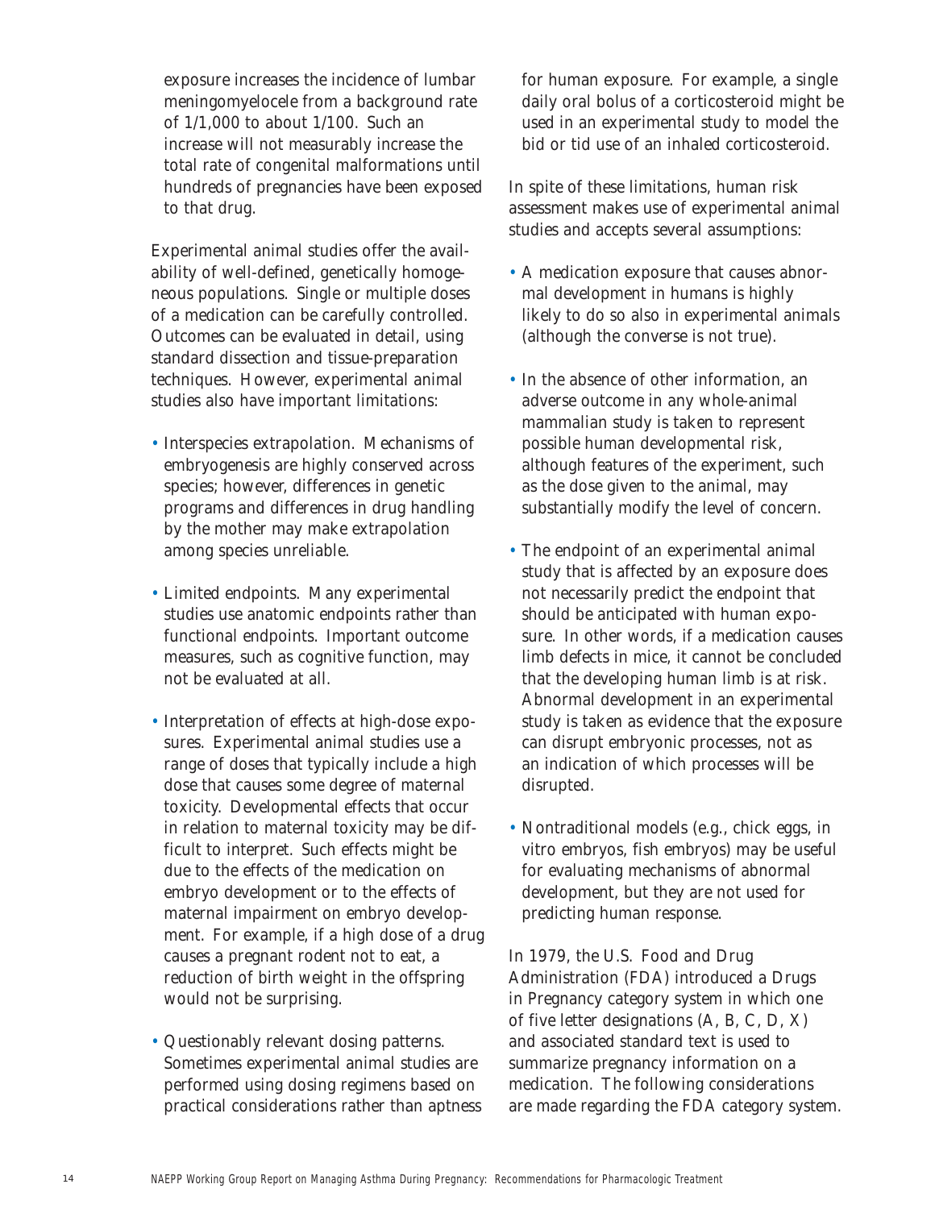exposure increases the incidence of lumbar meningomyelocele from a background rate of 1/1,000 to about 1/100. Such an increase will not measurably increase the total rate of congenital malformations until hundreds of pregnancies have been exposed to that drug.

Experimental animal studies offer the availability of well-defined, genetically homogeneous populations. Single or multiple doses of a medication can be carefully controlled. Outcomes can be evaluated in detail, using standard dissection and tissue-preparation techniques. However, experimental animal studies also have important limitations:

- Interspecies extrapolation. Mechanisms of embryogenesis are highly conserved across species; however, differences in genetic programs and differences in drug handling by the mother may make extrapolation among species unreliable.
- Limited endpoints. Many experimental studies use anatomic endpoints rather than functional endpoints. Important outcome measures, such as cognitive function, may not be evaluated at all.
- Interpretation of effects at high-dose exposures. Experimental animal studies use a range of doses that typically include a high dose that causes some degree of maternal toxicity. Developmental effects that occur in relation to maternal toxicity may be difficult to interpret. Such effects might be due to the effects of the medication on embryo development or to the effects of maternal impairment on embryo development. For example, if a high dose of a drug causes a pregnant rodent not to eat, a reduction of birth weight in the offspring would not be surprising.
- Questionably relevant dosing patterns. Sometimes experimental animal studies are performed using dosing regimens based on practical considerations rather than aptness for human exposure. For example, a single daily oral bolus of a corticosteroid might be used in an experimental study to model the bid or tid use of an inhaled corticosteroid.

In spite of these limitations, human risk assessment makes use of experimental animal studies and accepts several assumptions:

- A medication exposure that causes abnormal development in humans is highly likely to do so also in experimental animals (although the converse is not true).
- In the absence of other information, an adverse outcome in any whole-animal mammalian study is taken to represent possible human developmental risk, although features of the experiment, such as the dose given to the animal, may substantially modify the level of concern.
- The endpoint of an experimental animal study that is affected by an exposure does not necessarily predict the endpoint that should be anticipated with human exposure. In other words, if a medication causes limb defects in mice, it cannot be concluded that the developing human limb is at risk. Abnormal development in an experimental study is taken as evidence that the exposure can disrupt embryonic processes, not as an indication of which processes will be disrupted.
- Nontraditional models (e.g., chick eggs, in vitro embryos, fish embryos) may be useful for evaluating mechanisms of abnormal development, but they are not used for predicting human response.

In 1979, the U.S. Food and Drug Administration (FDA) introduced a Drugs in Pregnancy category system in which one of five letter designations (A, B, C, D, X) and associated standard text is used to summarize pregnancy information on a medication. The following considerations are made regarding the FDA category system.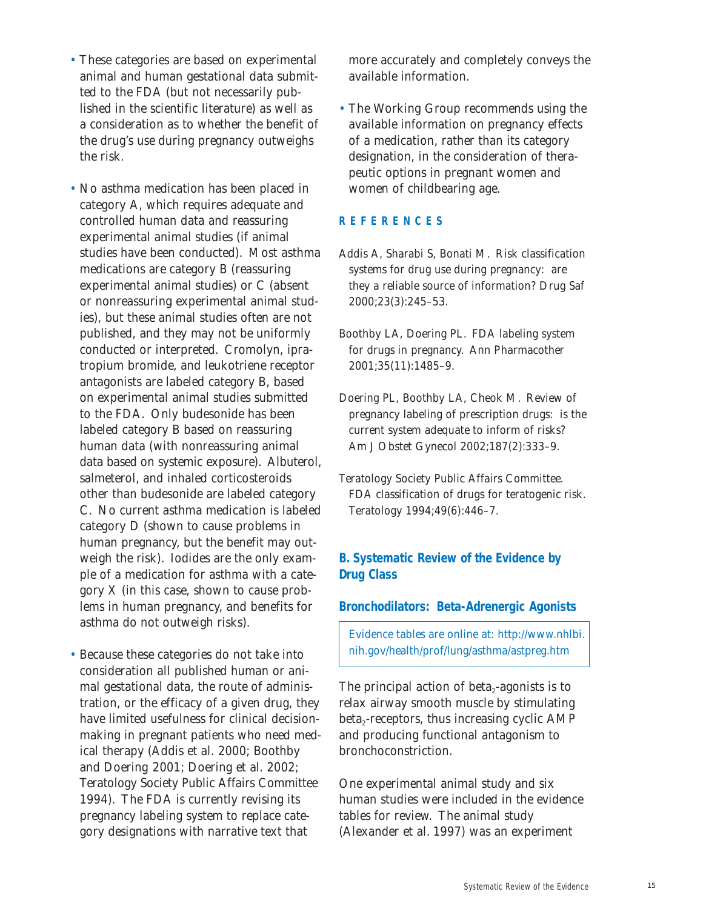- These categories are based on experimental animal and human gestational data submitted to the FDA (but not necessarily published in the scientific literature) as well as a consideration as to whether the benefit of the drug's use during pregnancy outweighs the risk.

- No asthma medication has been placed in category A, which requires adequate and controlled human data and reassuring experimental animal studies (if animal studies have been conducted). Most asthma medications are category B (reassuring experimental animal studies) or C (absent or nonreassuring experimental animal studies), but these animal studies often are not published, and they may not be uniformly conducted or interpreted. Cromolyn, ipratropium bromide, and leukotriene receptor antagonists are labeled category B, based on experimental animal studies submitted to the FDA. Only budesonide has been labeled category B based on reassuring human data (with nonreassuring animal data based on systemic exposure). Albuterol, salmeterol, and inhaled corticosteroids other than budesonide are labeled category C. No current asthma medication is labeled category D (shown to cause problems in human pregnancy, but the benefit may outweigh the risk). Iodides are the only example of a medication for asthma with a category X (in this case, shown to cause problems in human pregnancy, and benefits for asthma do not outweigh risks).

- Because these categories do not take into consideration all published human or animal gestational data, the route of administration, or the efficacy of a given drug, they have limited usefulness for clinical decision-making in pregnant patients who need medical therapy (Addis et al. 2000; Boothby and Doering 2001; Doering et al. 2002; Teratology Society Public Affairs Committee 1994). The FDA is currently revising its pregnancy labeling system to replace category designations with narrative text that more accurately and completely conveys the available information.

- The Working Group recommends using the available information on pregnancy effects of a medication, rather than its category designation, in the consideration of therapeutic options in pregnant women and women of childbearing age.

### REFERENCES

Addis A, Sharabi S, Bonati M. Risk classification systems for drug use during pregnancy: are they a reliable source of information? Drug Saf 2000;23(3):245–53.

Boothby LA, Doering PL. FDA labeling system for drugs in pregnancy. Ann Pharmacother 2001;35(11):1485–9.

Doering PL, Boothby LA, Cheok M. Review of pregnancy labeling of prescription drugs: is the current system adequate to inform of risks? Am J Obstet Gynecol 2002;187(2):333–9.

Teratology Society Public Affairs Committee. FDA classification of drugs for teratogenic risk. Teratology 1994;49(6):446–7.

## B. Systematic Review of the Evidence by Drug Class

### Bronchodilators: Beta-Adrenergic Agonists

Evidence tables are online at: http://www.nhlbi.nih.gov/health/prof/lung/asthma/astpreg.htm

The principal action of $\beta_2$-agonists is to relax airway smooth muscle by stimulating $\beta_2$-receptors, thus increasing cyclic AMP and producing functional antagonism to bronchoconstriction.

One experimental animal study and six human studies were included in the evidence tables for review. The animal study (Alexander et al. 1997) was an experiment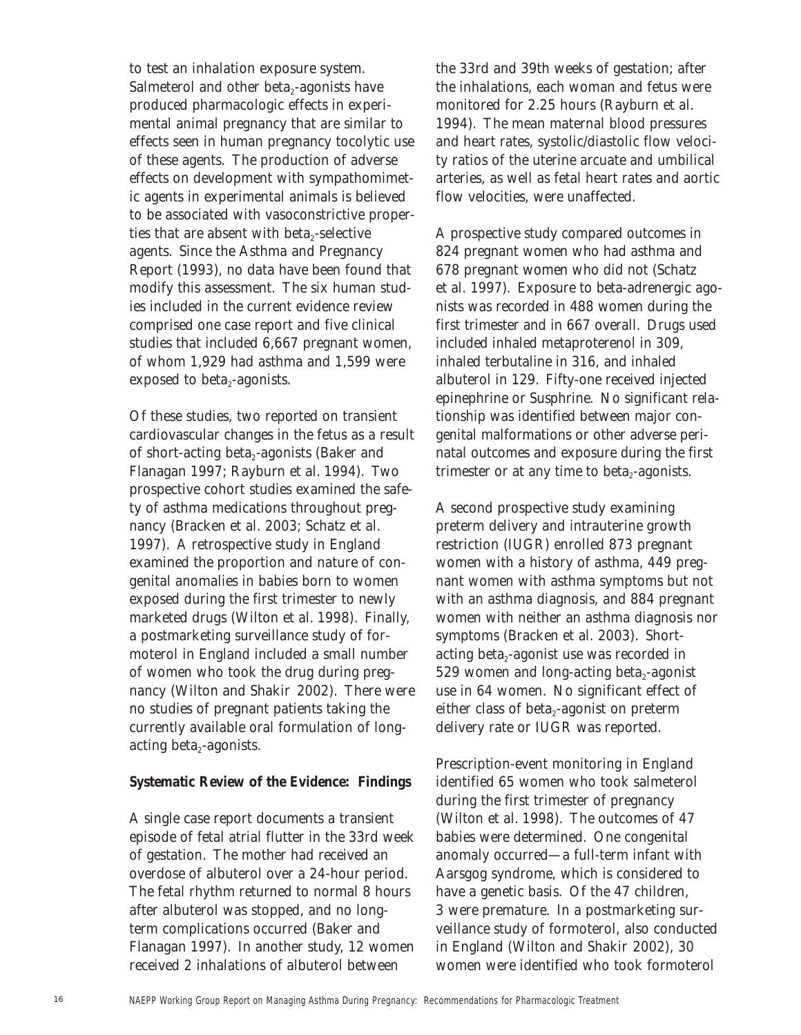to test an inhalation exposure system. Salmeterol and other $beta_2$-agonists have produced pharmacologic effects in experimental animal pregnancy that are similar to effects seen in human pregnancy tocolytic use of these agents. The production of adverse effects on development with sympathomimetic agents in experimental animals is believed to be associated with vasoconstrictive properties that are absent with $beta_2$-selective agents. Since the Asthma and Pregnancy Report (1993), no data have been found that modify this assessment. The six human studies included in the current evidence review comprised one case report and five clinical studies that included 6,667 pregnant women, of whom 1,929 had asthma and 1,599 were exposed to $beta_2$-agonists.

Of these studies, two reported on transient cardiovascular changes in the fetus as a result of short-acting $beta_2$-agonists (Baker and Flanagan 1997; Rayburn et al. 1994). Two prospective cohort studies examined the safety of asthma medications throughout pregnancy (Bracken et al. 2003; Schatz et al. 1997). A retrospective study in England examined the proportion and nature of congenital anomalies in babies born to women exposed during the first trimester to newly marketed drugs (Wilton et al. 1998). Finally, a postmarketing surveillance study of formoterol in England included a small number of women who took the drug during pregnancy (Wilton and Shakir 2002). There were no studies of pregnant patients taking the currently available oral formulation of long-acting $beta_2$-agonists.

**Systematic Review of the Evidence: Findings**

A single case report documents a transient episode of fetal atrial flutter in the 33rd week of gestation. The mother had received an overdose of albuterol over a 24-hour period. The fetal rhythm returned to normal 8 hours after albuterol was stopped, and no long-term complications occurred (Baker and Flanagan 1997). In another study, 12 women received 2 inhalations of albuterol between the 33rd and 39th weeks of gestation; after the inhalations, each woman and fetus were monitored for 2.25 hours (Rayburn et al. 1994). The mean maternal blood pressures and heart rates, systolic/diastolic flow velocity ratios of the uterine arcuate and umbilical arteries, as well as fetal heart rates and aortic flow velocities, were unaffected.

A prospective study compared outcomes in 824 pregnant women who had asthma and 678 pregnant women who did not (Schatz et al. 1997). Exposure to beta-adrenergic agonists was recorded in 488 women during the first trimester and in 667 overall. Drugs used included inhaled metaproterenol in 309, inhaled terbutaline in 316, and inhaled albuterol in 129. Fifty-one received injected epinephrine or Susphrine. No significant relationship was identified between major congenital malformations or other adverse perinatal outcomes and exposure during the first trimester or at any time to $beta_2$-agonists.

A second prospective study examining preterm delivery and intrauterine growth restriction (IUGR) enrolled 873 pregnant women with a history of asthma, 449 pregnant women with asthma symptoms but not with an asthma diagnosis, and 884 pregnant women with neither an asthma diagnosis nor symptoms (Bracken et al. 2003). Short-acting $beta_2$-agonist use was recorded in 529 women and long-acting $beta_2$-agonist use in 64 women. No significant effect of either class of $beta_2$-agonist on preterm delivery rate or IUGR was reported.

Prescription-event monitoring in England identified 65 women who took salmeterol during the first trimester of pregnancy (Wilton et al. 1998). The outcomes of 47 babies were determined. One congenital anomaly occurred—a full-term infant with Aarsgog syndrome, which is considered to have a genetic basis. Of the 47 children, 3 were premature. In a postmarketing surveillance study of formoterol, also conducted in England (Wilton and Shakir 2002), 30 women were identified who took formoterol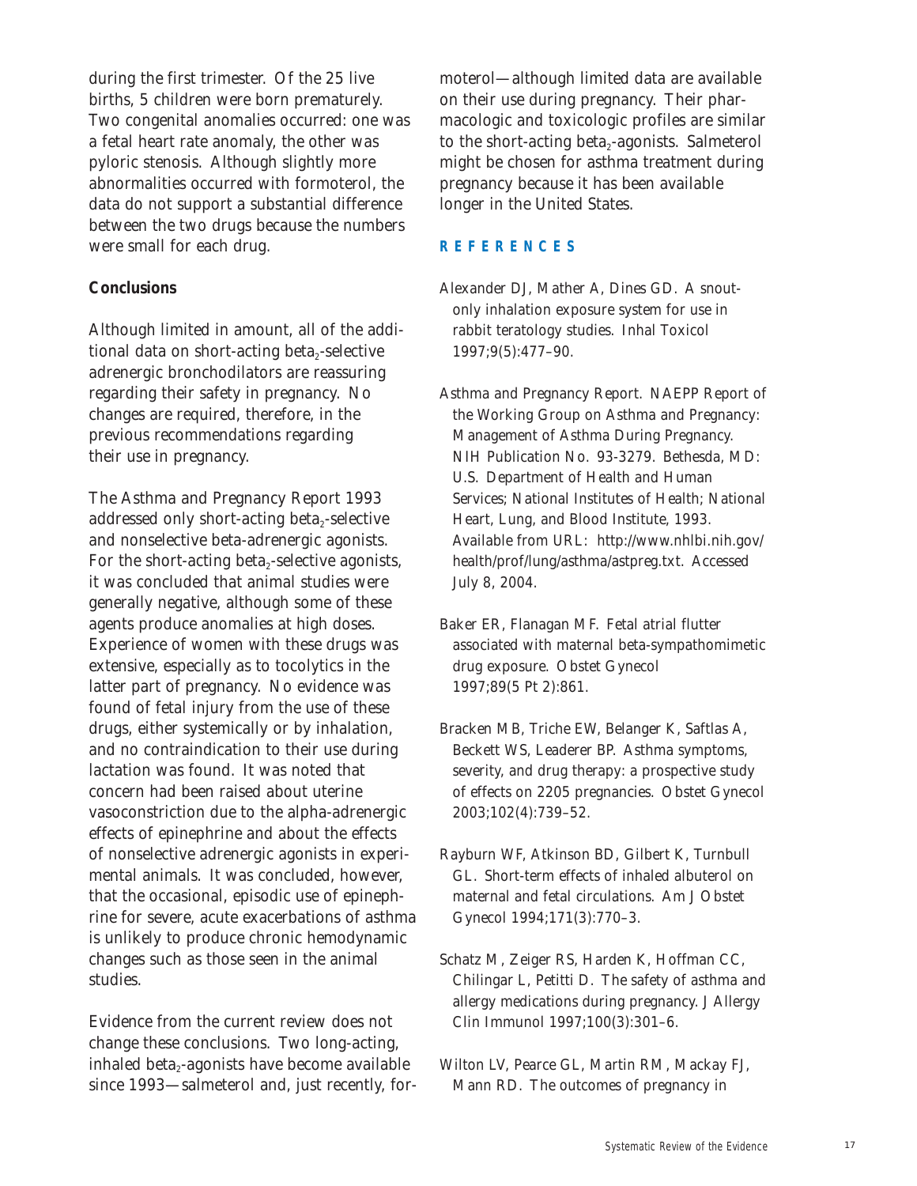during the first trimester. Of the 25 live births, 5 children were born prematurely. Two congenital anomalies occurred: one was a fetal heart rate anomaly, the other was pyloric stenosis. Although slightly more abnormalities occurred with formoterol, the data do not support a substantial difference between the two drugs because the numbers were small for each drug.

### Conclusions

Although limited in amount, all of the additional data on short-acting $beta_2$-selective adrenergic bronchodilators are reassuring regarding their safety in pregnancy. No changes are required, therefore, in the previous recommendations regarding their use in pregnancy.

The Asthma and Pregnancy Report 1993 addressed only short-acting $beta_2$-selective and nonselective beta-adrenergic agonists. For the short-acting $beta_2$-selective agonists, it was concluded that animal studies were generally negative, although some of these agents produce anomalies at high doses. Experience of women with these drugs was extensive, especially as to tocolytics in the latter part of pregnancy. No evidence was found of fetal injury from the use of these drugs, either systemically or by inhalation, and no contraindication to their use during lactation was found. It was noted that concern had been raised about uterine vasoconstriction due to the alpha-adrenergic effects of epinephrine and about the effects of nonselective adrenergic agonists in experimental animals. It was concluded, however, that the occasional, episodic use of epinephrine for severe, acute exacerbations of asthma is unlikely to produce chronic hemodynamic changes such as those seen in the animal studies.

Evidence from the current review does not change these conclusions. Two long-acting, inhaled $beta_2$-agonists have become available since 1993—salmeterol and, just recently, formoterol—although limited data are available on their use during pregnancy. Their pharmacologic and toxicologic profiles are similar to the short-acting $beta_2$-agonists. Salmeterol might be chosen for asthma treatment during pregnancy because it has been available longer in the United States.

## REFERENCES

Alexander DJ, Mather A, Dines GD. A snout-only inhalation exposure system for use in rabbit teratology studies. Inhal Toxicol 1997;9(5):477–90.

Asthma and Pregnancy Report. NAEPP Report of the Working Group on Asthma and Pregnancy: Management of Asthma During Pregnancy. NIH Publication No. 93-3279. Bethesda, MD: U.S. Department of Health and Human Services; National Institutes of Health; National Heart, Lung, and Blood Institute, 1993. Available from URL: http://www.nhlbi.nih.gov/health/prof/lung/asthma/astpreg.txt. Accessed July 8, 2004.

Baker ER, Flanagan MF. Fetal atrial flutter associated with maternal beta-sympathomimetic drug exposure. Obstet Gynecol 1997;89(5 Pt 2):861.

Bracken MB, Triche EW, Belanger K, Saftlas A, Beckett WS, Leaderer BP. Asthma symptoms, severity, and drug therapy: a prospective study of effects on 2205 pregnancies. Obstet Gynecol 2003;102(4):739–52.

Rayburn WF, Atkinson BD, Gilbert K, Turnbull GL. Short-term effects of inhaled albuterol on maternal and fetal circulations. Am J Obstet Gynecol 1994;171(3):770–3.

Schatz M, Zeiger RS, Harden K, Hoffman CC, Chilingar L, Petitti D. The safety of asthma and allergy medications during pregnancy. J Allergy Clin Immunol 1997;100(3):301–6.

Wilton LV, Pearce GL, Martin RM, Mackay FJ, Mann RD. The outcomes of pregnancy in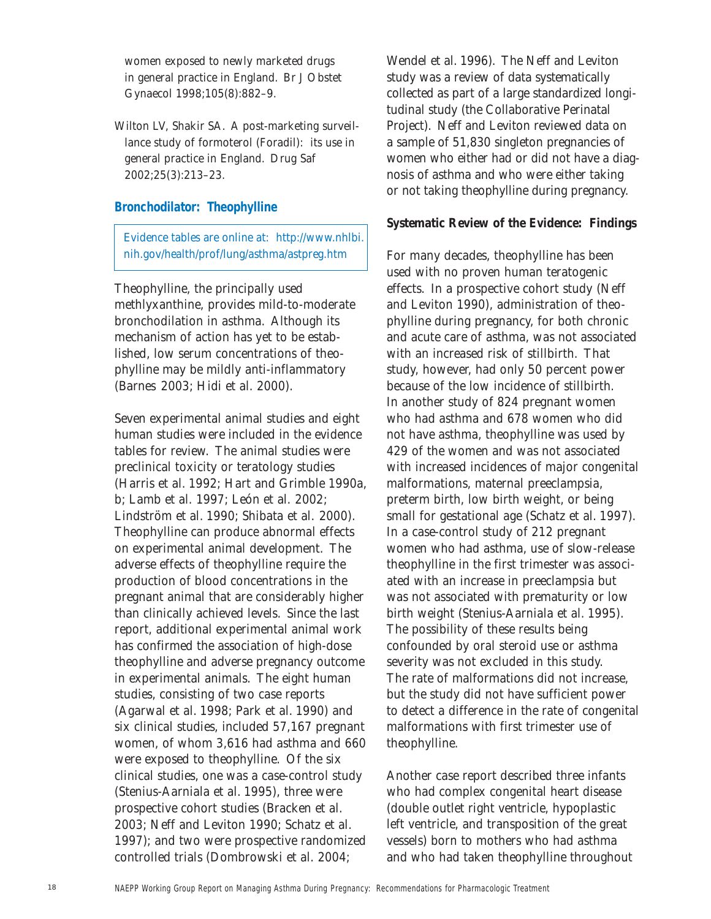women exposed to newly marketed drugs in general practice in England. Br J Obstet Gynaecol 1998;105(8):882–9.

Wilton LV, Shakir SA. A post-marketing surveillance study of formoterol (Foradil): its use in general practice in England. Drug Saf 2002;25(3):213–23.

### Bronchodilator: Theophylline

Evidence tables are online at: http://www.nhlbi.nih.gov/health/prof/lung/asthma/astpreg.htm

Theophylline, the principally used methlyxanthine, provides mild-to-moderate bronchodilation in asthma. Although its mechanism of action has yet to be established, low serum concentrations of theophylline may be mildly anti-inflammatory (Barnes 2003; Hidi et al. 2000).

Seven experimental animal studies and eight human studies were included in the evidence tables for review. The animal studies were preclinical toxicity or teratology studies (Harris et al. 1992; Hart and Grimble 1990a, b; Lamb et al. 1997; León et al. 2002; Lindström et al. 1990; Shibata et al. 2000). Theophylline can produce abnormal effects on experimental animal development. The adverse effects of theophylline require the production of blood concentrations in the pregnant animal that are considerably higher than clinically achieved levels. Since the last report, additional experimental animal work has confirmed the association of high-dose theophylline and adverse pregnancy outcome in experimental animals. The eight human studies, consisting of two case reports (Agarwal et al. 1998; Park et al. 1990) and six clinical studies, included 57,167 pregnant women, of whom 3,616 had asthma and 660 were exposed to theophylline. Of the six clinical studies, one was a case-control study (Stenius-Aarniala et al. 1995), three were prospective cohort studies (Bracken et al. 2003; Neff and Leviton 1990; Schatz et al. 1997); and two were prospective randomized controlled trials (Dombrowski et al. 2004; Wendel et al. 1996). The Neff and Leviton study was a review of data systematically collected as part of a large standardized longitudinal study (the Collaborative Perinatal Project). Neff and Leviton reviewed data on a sample of 51,830 singleton pregnancies of women who either had or did not have a diagnosis of asthma and who were either taking or not taking theophylline during pregnancy.

#### Systematic Review of the Evidence: Findings

For many decades, theophylline has been used with no proven human teratogenic effects. In a prospective cohort study (Neff and Leviton 1990), administration of theophylline during pregnancy, for both chronic and acute care of asthma, was not associated with an increased risk of stillbirth. That study, however, had only 50 percent power because of the low incidence of stillbirth. In another study of 824 pregnant women who had asthma and 678 women who did not have asthma, theophylline was used by 429 of the women and was not associated with increased incidences of major congenital malformations, maternal preeclampsia, preterm birth, low birth weight, or being small for gestational age (Schatz et al. 1997). In a case-control study of 212 pregnant women who had asthma, use of slow-release theophylline in the first trimester was associated with an increase in preeclampsia but was not associated with prematurity or low birth weight (Stenius-Aarniala et al. 1995). The possibility of these results being confounded by oral steroid use or asthma severity was not excluded in this study. The rate of malformations did not increase, but the study did not have sufficient power to detect a difference in the rate of congenital malformations with first trimester use of theophylline.

Another case report described three infants who had complex congenital heart disease (double outlet right ventricle, hypoplastic left ventricle, and transposition of the great vessels) born to mothers who had asthma and who had taken theophylline throughout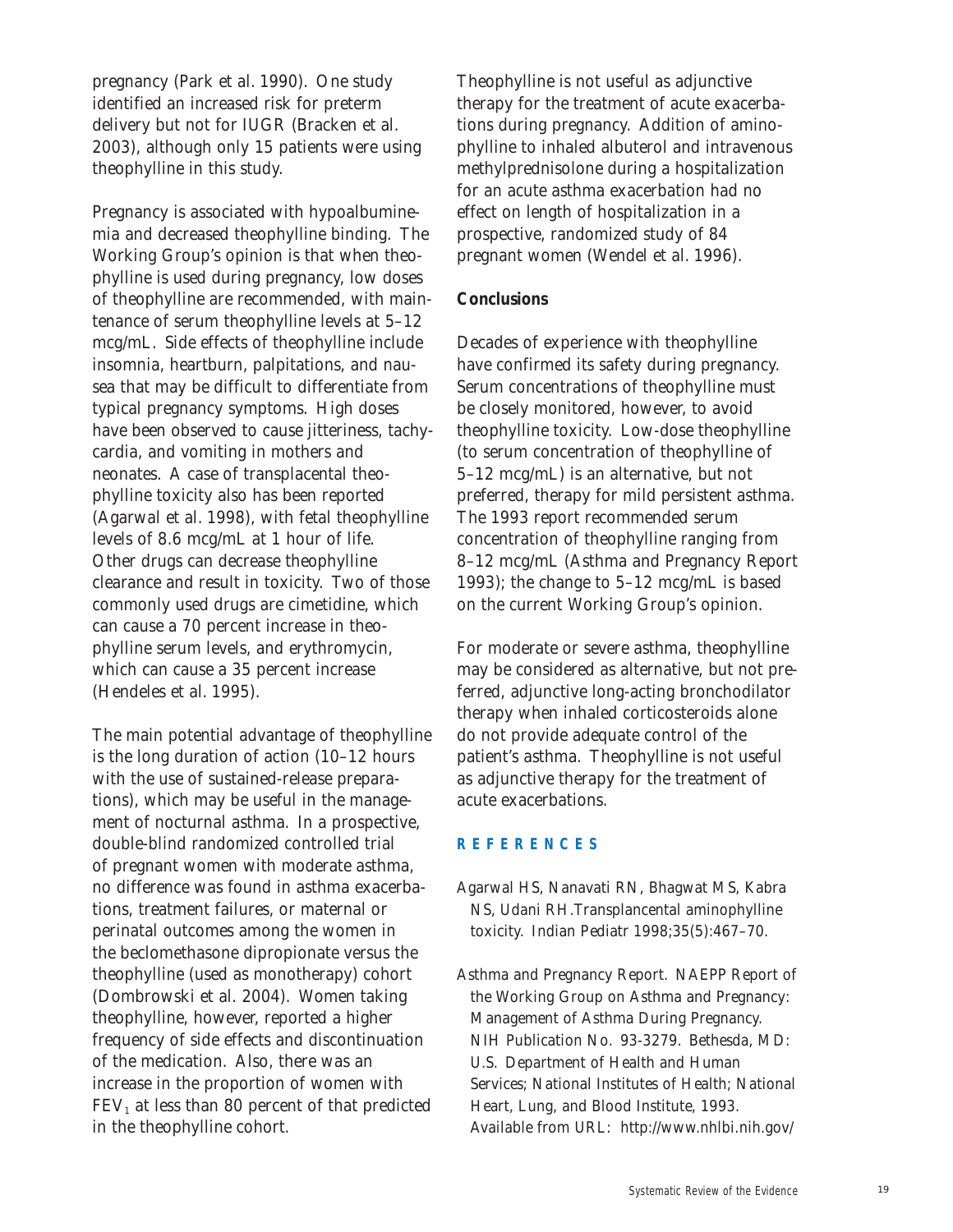pregnancy (Park et al. 1990). One study identified an increased risk for preterm delivery but not for IUGR (Bracken et al. 2003), although only 15 patients were using theophylline in this study.

Pregnancy is associated with hypoalbuminemia and decreased theophylline binding. The Working Group's opinion is that when theophylline is used during pregnancy, low doses of theophylline are recommended, with maintenance of serum theophylline levels at 5–12 mcg/mL. Side effects of theophylline include insomnia, heartburn, palpitations, and nausea that may be difficult to differentiate from typical pregnancy symptoms. High doses have been observed to cause jitteriness, tachycardia, and vomiting in mothers and neonates. A case of transplacental theophylline toxicity also has been reported (Agarwal et al. 1998), with fetal theophylline levels of 8.6 mcg/mL at 1 hour of life. Other drugs can decrease theophylline clearance and result in toxicity. Two of those commonly used drugs are cimetidine, which can cause a 70 percent increase in theophylline serum levels, and erythromycin, which can cause a 35 percent increase (Hendeles et al. 1995).

The main potential advantage of theophylline is the long duration of action (10–12 hours with the use of sustained-release preparations), which may be useful in the management of nocturnal asthma. In a prospective, double-blind randomized controlled trial of pregnant women with moderate asthma, no difference was found in asthma exacerbations, treatment failures, or maternal or perinatal outcomes among the women in the beclomethasone dipropionate versus the theophylline (used as monotherapy) cohort (Dombrowski et al. 2004). Women taking theophylline, however, reported a higher frequency of side effects and discontinuation of the medication. Also, there was an increase in the proportion of women with $FEV_1$ at less than 80 percent of that predicted in the theophylline cohort.

Theophylline is not useful as adjunctive therapy for the treatment of acute exacerbations during pregnancy. Addition of aminophylline to inhaled albuterol and intravenous methylprednisolone during a hospitalization for an acute asthma exacerbation had no effect on length of hospitalization in a prospective, randomized study of 84 pregnant women (Wendel et al. 1996).

**Conclusions**

Decades of experience with theophylline have confirmed its safety during pregnancy. Serum concentrations of theophylline must be closely monitored, however, to avoid theophylline toxicity. Low-dose theophylline (to serum concentration of theophylline of 5–12 mcg/mL) is an alternative, but not preferred, therapy for mild persistent asthma. The 1993 report recommended serum concentration of theophylline ranging from 8–12 mcg/mL (Asthma and Pregnancy Report 1993); the change to 5–12 mcg/mL is based on the current Working Group's opinion.

For moderate or severe asthma, theophylline may be considered as alternative, but not preferred, adjunctive long-acting bronchodilator therapy when inhaled corticosteroids alone do not provide adequate control of the patient's asthma. Theophylline is not useful as adjunctive therapy for the treatment of acute exacerbations.

## REFERENCES

Agarwal HS, Nanavati RN, Bhagwat MS, Kabra NS, Udani RH.Transplacental aminophylline toxicity. Indian Pediatr 1998;35(5):467–70.

Asthma and Pregnancy Report. NAEPP Report of the Working Group on Asthma and Pregnancy: Management of Asthma During Pregnancy. NIH Publication No. 93-3279. Bethesda, MD: U.S. Department of Health and Human Services; National Institutes of Health; National Heart, Lung, and Blood Institute, 1993. Available from URL: http://www.nhlbi.nih.gov/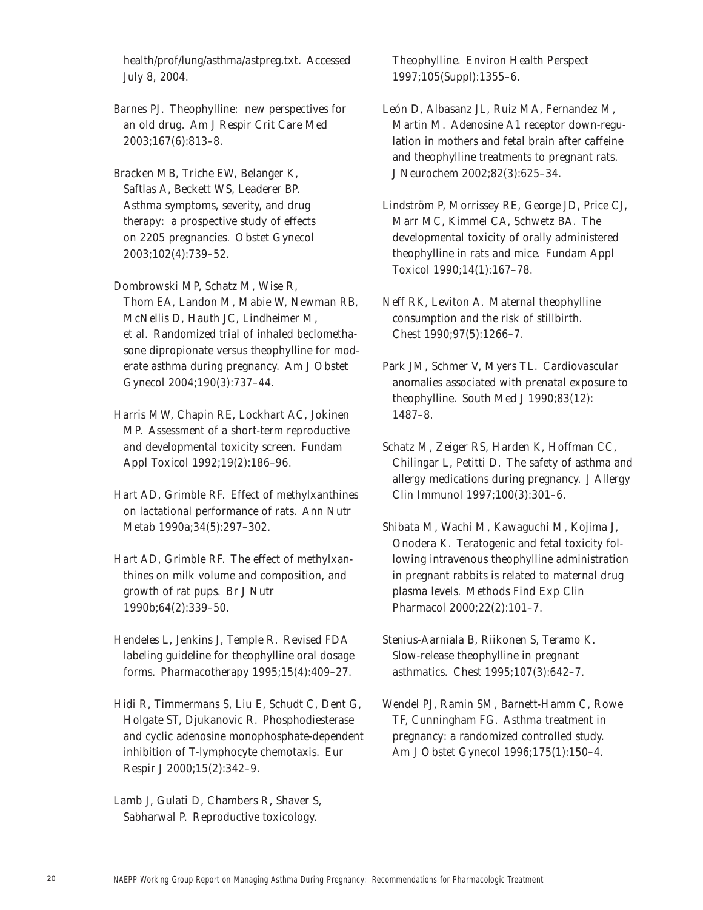health/prof/lung/asthma/astpreg.txt. Accessed July 8, 2004.

Barnes PJ. Theophylline: new perspectives for an old drug. Am J Respir Crit Care Med 2003;167(6):813–8.

Bracken MB, Triche EW, Belanger K, Saftlas A, Beckett WS, Leaderer BP. Asthma symptoms, severity, and drug therapy: a prospective study of effects on 2205 pregnancies. Obstet Gynecol 2003;102(4):739–52.

Dombrowski MP, Schatz M, Wise R, Thom EA, Landon M, Mabie W, Newman RB, McNellis D, Hauth JC, Lindheimer M, et al. Randomized trial of inhaled beclomethasone dipropionate versus theophylline for moderate asthma during pregnancy. Am J Obstet Gynecol 2004;190(3):737–44.

Harris MW, Chapin RE, Lockhart AC, Jokinen MP. Assessment of a short-term reproductive and developmental toxicity screen. Fundam Appl Toxicol 1992;19(2):186–96.

Hart AD, Grimble RF. Effect of methylxanthines on lactational performance of rats. Ann Nutr Metab 1990a;34(5):297–302.

Hart AD, Grimble RF. The effect of methylxanthines on milk volume and composition, and growth of rat pups. Br J Nutr 1990b;64(2):339–50.

Hendeles L, Jenkins J, Temple R. Revised FDA labeling guideline for theophylline oral dosage forms. Pharmacotherapy 1995;15(4):409–27.

Hidi R, Timmermans S, Liu E, Schudt C, Dent G, Holgate ST, Djukanovic R. Phosphodiesterase and cyclic adenosine monophosphate-dependent inhibition of T-lymphocyte chemotaxis. Eur Respir J 2000;15(2):342–9.

Lamb J, Gulati D, Chambers R, Shaver S, Sabharwal P. Reproductive toxicology. Theophylline. Environ Health Perspect 1997;105(Suppl):1355–6.

León D, Albasanz JL, Ruiz MA, Fernandez M, Martin M. Adenosine A1 receptor down-regulation in mothers and fetal brain after caffeine and theophylline treatments to pregnant rats. J Neurochem 2002;82(3):625–34.

Lindström P, Morrissey RE, George JD, Price CJ, Marr MC, Kimmel CA, Schwetz BA. The developmental toxicity of orally administered theophylline in rats and mice. Fundam Appl Toxicol 1990;14(1):167–78.

Neff RK, Leviton A. Maternal theophylline consumption and the risk of stillbirth. Chest 1990;97(5):1266–7.

Park JM, Schmer V, Myers TL. Cardiovascular anomalies associated with prenatal exposure to theophylline. South Med J 1990;83(12):1487–8.

Schatz M, Zeiger RS, Harden K, Hoffman CC, Chilingar L, Petitti D. The safety of asthma and allergy medications during pregnancy. J Allergy Clin Immunol 1997;100(3):301–6.

Shibata M, Wachi M, Kawaguchi M, Kojima J, Onodera K. Teratogenic and fetal toxicity following intravenous theophylline administration in pregnant rabbits is related to maternal drug plasma levels. Methods Find Exp Clin Pharmacol 2000;22(2):101–7.

Stenius-Aarniala B, Riikonen S, Teramo K. Slow-release theophylline in pregnant asthmatics. Chest 1995;107(3):642–7.

Wendel PJ, Ramin SM, Barnett-Hamm C, Rowe TF, Cunningham FG. Asthma treatment in pregnancy: a randomized controlled study. Am J Obstet Gynecol 1996;175(1):150–4.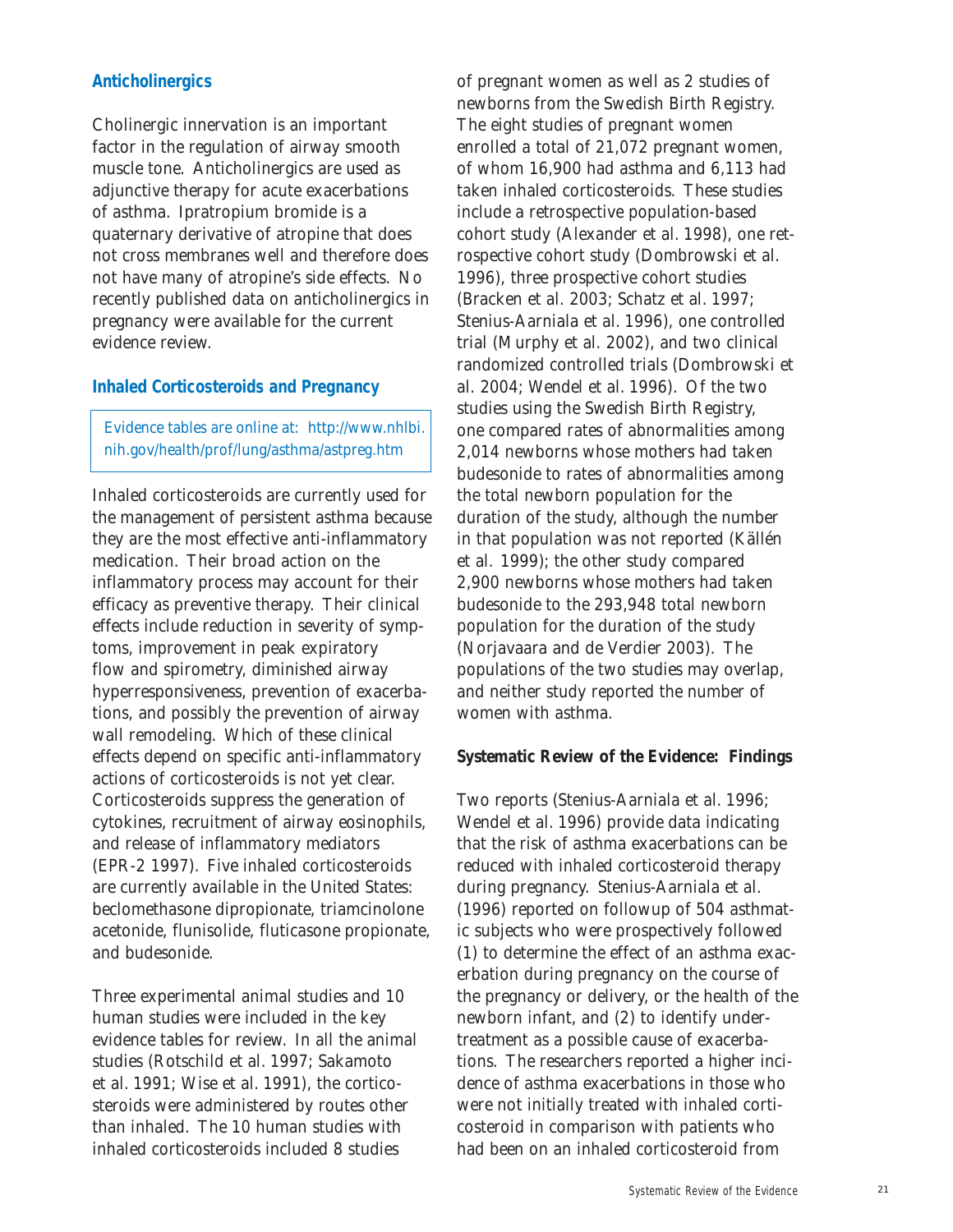### Anticholinergics

Cholinergic innervation is an important factor in the regulation of airway smooth muscle tone. Anticholinergics are used as adjunctive therapy for acute exacerbations of asthma. Ipratropium bromide is a quaternary derivative of atropine that does not cross membranes well and therefore does not have many of atropine's side effects. No recently published data on anticholinergics in pregnancy were available for the current evidence review.

### Inhaled Corticosteroids and Pregnancy

Evidence tables are online at: http://www.nhlbi.nih.gov/health/prof/lung/asthma/astpreg.htm

Inhaled corticosteroids are currently used for the management of persistent asthma because they are the most effective anti-inflammatory medication. Their broad action on the inflammatory process may account for their efficacy as preventive therapy. Their clinical effects include reduction in severity of symptoms, improvement in peak expiratory flow and spirometry, diminished airway hyperresponsiveness, prevention of exacerbations, and possibly the prevention of airway wall remodeling. Which of these clinical effects depend on specific anti-inflammatory actions of corticosteroids is not yet clear. Corticosteroids suppress the generation of cytokines, recruitment of airway eosinophils, and release of inflammatory mediators (EPR-2 1997). Five inhaled corticosteroids are currently available in the United States: beclomethasone dipropionate, triamcinolone acetonide, flunisolide, fluticasone propionate, and budesonide.

Three experimental animal studies and 10 human studies were included in the key evidence tables for review. In all the animal studies (Rotschild et al. 1997; Sakamoto et al. 1991; Wise et al. 1991), the corticosteroids were administered by routes other than inhaled. The 10 human studies with inhaled corticosteroids included 8 studies of pregnant women as well as 2 studies of newborns from the Swedish Birth Registry. The eight studies of pregnant women enrolled a total of 21,072 pregnant women, of whom 16,900 had asthma and 6,113 had taken inhaled corticosteroids. These studies include a retrospective population-based cohort study (Alexander et al. 1998), one retrospective cohort study (Dombrowski et al. 1996), three prospective cohort studies (Bracken et al. 2003; Schatz et al. 1997; Stenius-Aarniala et al. 1996), one controlled trial (Murphy et al. 2002), and two clinical randomized controlled trials (Dombrowski et al. 2004; Wendel et al. 1996). Of the two studies using the Swedish Birth Registry, one compared rates of abnormalities among 2,014 newborns whose mothers had taken budesonide to rates of abnormalities among the total newborn population for the duration of the study, although the number in that population was not reported (Källén et al. 1999); the other study compared 2,900 newborns whose mothers had taken budesonide to the 293,948 total newborn population for the duration of the study (Norjavaara and de Verdier 2003). The populations of the two studies may overlap, and neither study reported the number of women with asthma.

#### Systematic Review of the Evidence: Findings

Two reports (Stenius-Aarniala et al. 1996; Wendel et al. 1996) provide data indicating that the risk of asthma exacerbations can be reduced with inhaled corticosteroid therapy during pregnancy. Stenius-Aarniala et al. (1996) reported on followup of 504 asthmatic subjects who were prospectively followed (1) to determine the effect of an asthma exacerbation during pregnancy on the course of the pregnancy or delivery, or the health of the newborn infant, and (2) to identify undertreatment as a possible cause of exacerbations. The researchers reported a higher incidence of asthma exacerbations in those who were not initially treated with inhaled corticosteroid in comparison with patients who had been on an inhaled corticosteroid from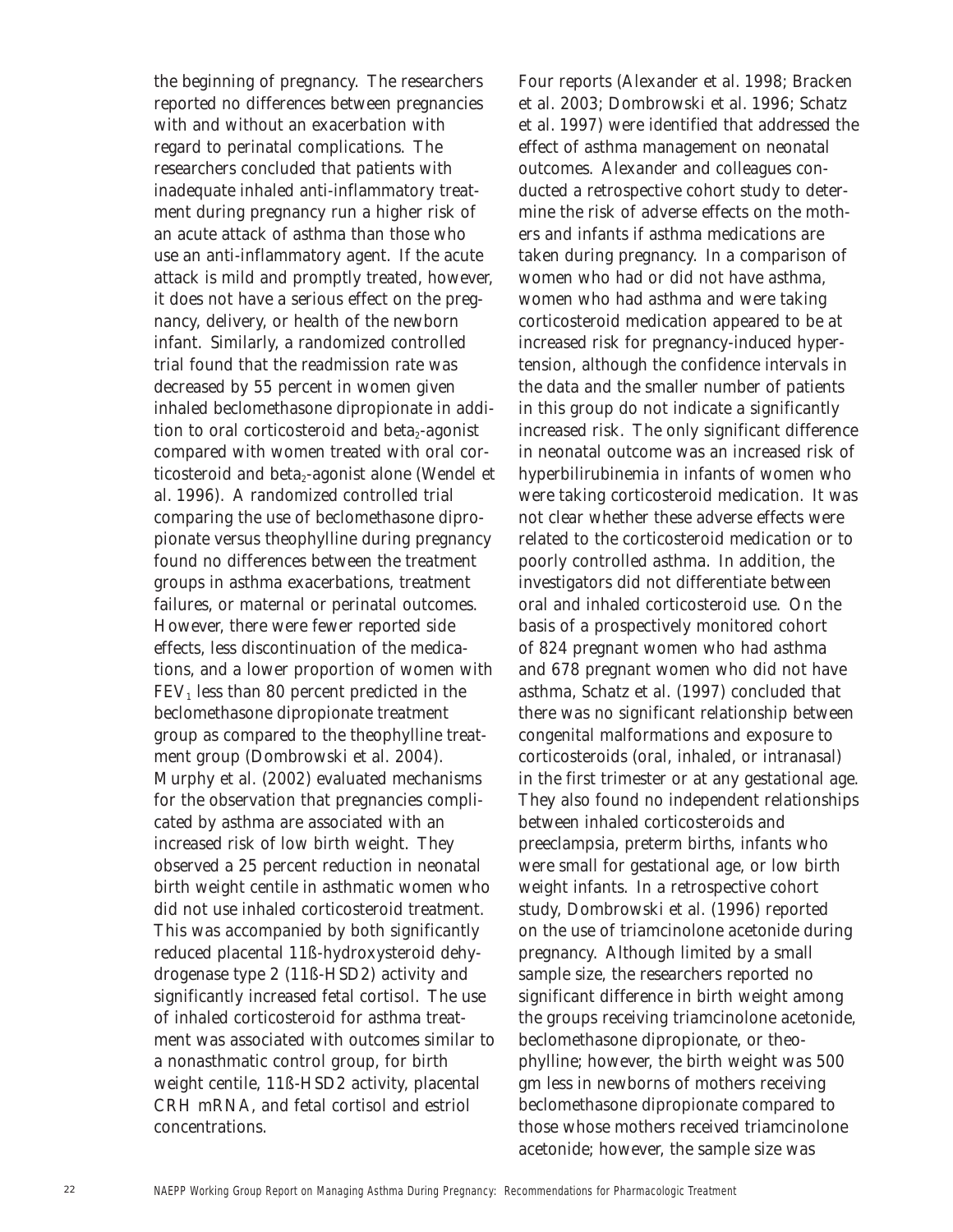the beginning of pregnancy. The researchers reported no differences between pregnancies with and without an exacerbation with regard to perinatal complications. The researchers concluded that patients with inadequate inhaled anti-inflammatory treatment during pregnancy run a higher risk of an acute attack of asthma than those who use an anti-inflammatory agent. If the acute attack is mild and promptly treated, however, it does not have a serious effect on the pregnancy, delivery, or health of the newborn infant. Similarly, a randomized controlled trial found that the readmission rate was decreased by 55 percent in women given inhaled beclomethasone dipropionate in addition to oral corticosteroid and beta$_2$-agonist compared with women treated with oral corticosteroid and beta$_2$-agonist alone (Wendel et al. 1996). A randomized controlled trial comparing the use of beclomethasone dipropionate versus theophylline during pregnancy found no differences between the treatment groups in asthma exacerbations, treatment failures, or maternal or perinatal outcomes. However, there were fewer reported side effects, less discontinuation of the medications, and a lower proportion of women with $FEV_1$ less than 80 percent predicted in the beclomethasone dipropionate treatment group as compared to the theophylline treatment group (Dombrowski et al. 2004). Murphy et al. (2002) evaluated mechanisms for the observation that pregnancies complicated by asthma are associated with an increased risk of low birth weight. They observed a 25 percent reduction in neonatal birth weight centile in asthmatic women who did not use inhaled corticosteroid treatment. This was accompanied by both significantly reduced placental 11ß-hydroxysteroid dehydrogenase type 2 (11ß-HSD2) activity and significantly increased fetal cortisol. The use of inhaled corticosteroid for asthma treatment was associated with outcomes similar to a nonasthmatic control group, for birth weight centile, 11ß-HSD2 activity, placental CRH mRNA, and fetal cortisol and estriol concentrations.

Four reports (Alexander et al. 1998; Bracken et al. 2003; Dombrowski et al. 1996; Schatz et al. 1997) were identified that addressed the effect of asthma management on neonatal outcomes. Alexander and colleagues conducted a retrospective cohort study to determine the risk of adverse effects on the mothers and infants if asthma medications are taken during pregnancy. In a comparison of women who had or did not have asthma, women who had asthma and were taking corticosteroid medication appeared to be at increased risk for pregnancy-induced hypertension, although the confidence intervals in the data and the smaller number of patients in this group do not indicate a significantly increased risk. The only significant difference in neonatal outcome was an increased risk of hyperbilirubinemia in infants of women who were taking corticosteroid medication. It was not clear whether these adverse effects were related to the corticosteroid medication or to poorly controlled asthma. In addition, the investigators did not differentiate between oral and inhaled corticosteroid use. On the basis of a prospectively monitored cohort of 824 pregnant women who had asthma and 678 pregnant women who did not have asthma, Schatz et al. (1997) concluded that there was no significant relationship between congenital malformations and exposure to corticosteroids (oral, inhaled, or intranasal) in the first trimester or at any gestational age. They also found no independent relationships between inhaled corticosteroids and preeclampsia, preterm births, infants who were small for gestational age, or low birth weight infants. In a retrospective cohort study, Dombrowski et al. (1996) reported on the use of triamcinolone acetonide during pregnancy. Although limited by a small sample size, the researchers reported no significant difference in birth weight among the groups receiving triamcinolone acetonide, beclomethasone dipropionate, or theophylline; however, the birth weight was 500 gm less in newborns of mothers receiving beclomethasone dipropionate compared to those whose mothers received triamcinolone acetonide; however, the sample size was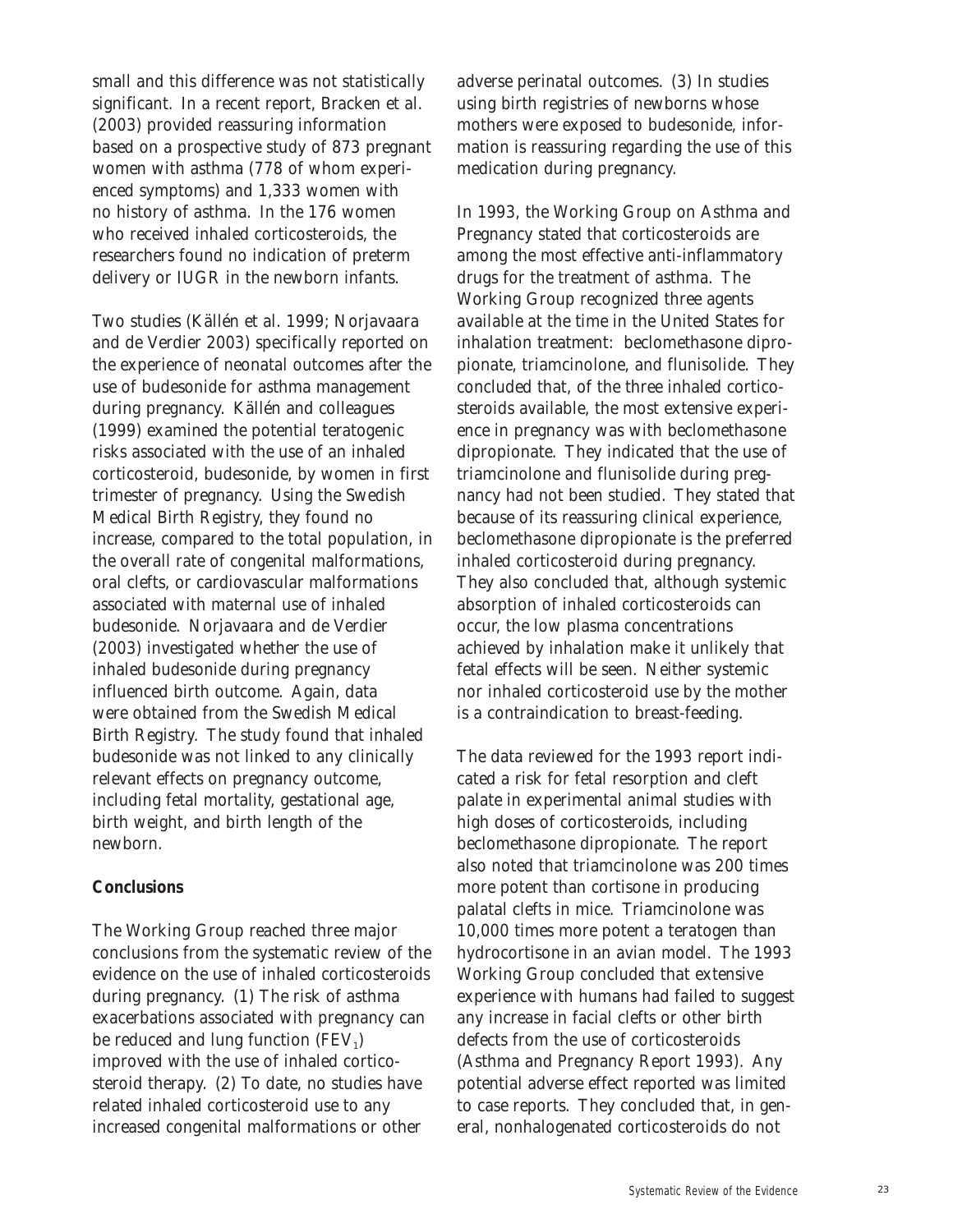small and this difference was not statistically significant. In a recent report, Bracken et al. (2003) provided reassuring information based on a prospective study of 873 pregnant women with asthma (778 of whom experienced symptoms) and 1,333 women with no history of asthma. In the 176 women who received inhaled corticosteroids, the researchers found no indication of preterm delivery or IUGR in the newborn infants.

Two studies (Källén et al. 1999; Norjavaara and de Verdier 2003) specifically reported on the experience of neonatal outcomes after the use of budesonide for asthma management during pregnancy. Källén and colleagues (1999) examined the potential teratogenic risks associated with the use of an inhaled corticosteroid, budesonide, by women in first trimester of pregnancy. Using the Swedish Medical Birth Registry, they found no increase, compared to the total population, in the overall rate of congenital malformations, oral clefts, or cardiovascular malformations associated with maternal use of inhaled budesonide. Norjavaara and de Verdier (2003) investigated whether the use of inhaled budesonide during pregnancy influenced birth outcome. Again, data were obtained from the Swedish Medical Birth Registry. The study found that inhaled budesonide was not linked to any clinically relevant effects on pregnancy outcome, including fetal mortality, gestational age, birth weight, and birth length of the newborn.

**Conclusions**

The Working Group reached three major conclusions from the systematic review of the evidence on the use of inhaled corticosteroids during pregnancy. (1) The risk of asthma exacerbations associated with pregnancy can be reduced and lung function ($FEV_1$) improved with the use of inhaled corticosteroid therapy. (2) To date, no studies have related inhaled corticosteroid use to any increased congenital malformations or other adverse perinatal outcomes. (3) In studies using birth registries of newborns whose mothers were exposed to budesonide, information is reassuring regarding the use of this medication during pregnancy.

In 1993, the Working Group on Asthma and Pregnancy stated that corticosteroids are among the most effective anti-inflammatory drugs for the treatment of asthma. The Working Group recognized three agents available at the time in the United States for inhalation treatment: beclomethasone dipropionate, triamcinolone, and flunisolide. They concluded that, of the three inhaled corticosteroids available, the most extensive experience in pregnancy was with beclomethasone dipropionate. They indicated that the use of triamcinolone and flunisolide during pregnancy had not been studied. They stated that because of its reassuring clinical experience, beclomethasone dipropionate is the preferred inhaled corticosteroid during pregnancy. They also concluded that, although systemic absorption of inhaled corticosteroids can occur, the low plasma concentrations achieved by inhalation make it unlikely that fetal effects will be seen. Neither systemic nor inhaled corticosteroid use by the mother is a contraindication to breast-feeding.

The data reviewed for the 1993 report indicated a risk for fetal resorption and cleft palate in experimental animal studies with high doses of corticosteroids, including beclomethasone dipropionate. The report also noted that triamcinolone was 200 times more potent than cortisone in producing palatal clefts in mice. Triamcinolone was 10,000 times more potent a teratogen than hydrocortisone in an avian model. The 1993 Working Group concluded that extensive experience with humans had failed to suggest any increase in facial clefts or other birth defects from the use of corticosteroids (Asthma and Pregnancy Report 1993). Any potential adverse effect reported was limited to case reports. They concluded that, in general, nonhalogenated corticosteroids do not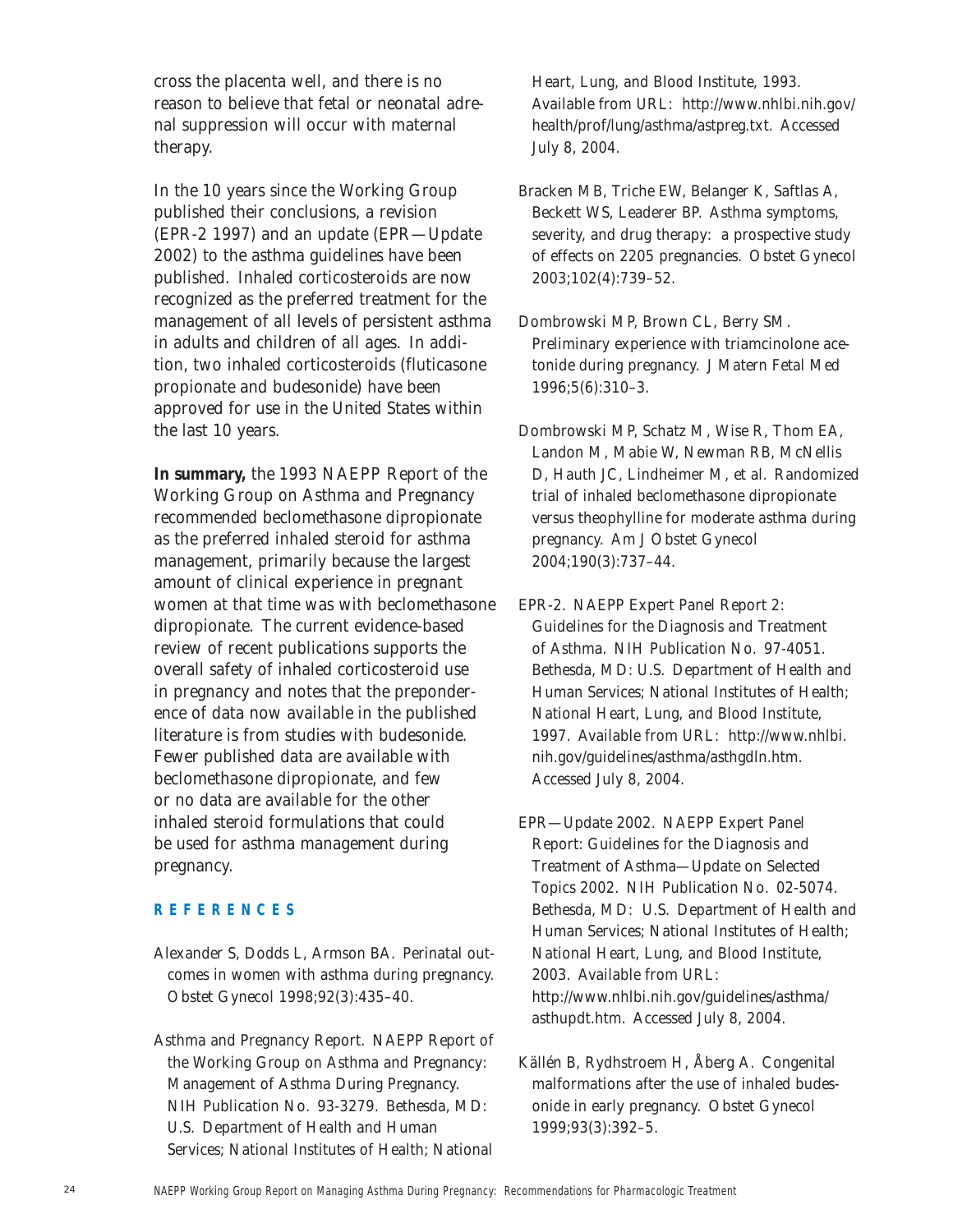cross the placenta well, and there is no reason to believe that fetal or neonatal adrenal suppression will occur with maternal therapy.

In the 10 years since the Working Group published their conclusions, a revision (EPR-2 1997) and an update (EPR—Update 2002) to the asthma guidelines have been published. Inhaled corticosteroids are now recognized as the preferred treatment for the management of all levels of persistent asthma in adults and children of all ages. In addition, two inhaled corticosteroids (fluticasone propionate and budesonide) have been approved for use in the United States within the last 10 years.

**In summary,** the 1993 NAEPP Report of the Working Group on Asthma and Pregnancy recommended beclomethasone dipropionate as the preferred inhaled steroid for asthma management, primarily because the largest amount of clinical experience in pregnant women at that time was with beclomethasone dipropionate. The current evidence-based review of recent publications supports the overall safety of inhaled corticosteroid use in pregnancy and notes that the preponderence of data now available in the published literature is from studies with budesonide. Fewer published data are available with beclomethasone dipropionate, and few or no data are available for the other inhaled steroid formulations that could be used for asthma management during pregnancy.

## REFERENCES

Alexander S, Dodds L, Armson BA. Perinatal outcomes in women with asthma during pregnancy. Obstet Gynecol 1998;92(3):435–40.

Asthma and Pregnancy Report. NAEPP Report of the Working Group on Asthma and Pregnancy: Management of Asthma During Pregnancy. NIH Publication No. 93-3279. Bethesda, MD: U.S. Department of Health and Human Services; National Institutes of Health; National Heart, Lung, and Blood Institute, 1993. Available from URL: http://www.nhlbi.nih.gov/health/prof/lung/asthma/astpreg.txt. Accessed July 8, 2004.

Bracken MB, Triche EW, Belanger K, Saftlas A, Beckett WS, Leaderer BP. Asthma symptoms, severity, and drug therapy: a prospective study of effects on 2205 pregnancies. Obstet Gynecol 2003;102(4):739–52.

Dombrowski MP, Brown CL, Berry SM. Preliminary experience with triamcinolone acetonide during pregnancy. J Matern Fetal Med 1996;5(6):310–3.

Dombrowski MP, Schatz M, Wise R, Thom EA, Landon M, Mabie W, Newman RB, McNellis D, Hauth JC, Lindheimer M, et al. Randomized trial of inhaled beclomethasone dipropionate versus theophylline for moderate asthma during pregnancy. Am J Obstet Gynecol 2004;190(3):737–44.

EPR-2. NAEPP Expert Panel Report 2: Guidelines for the Diagnosis and Treatment of Asthma. NIH Publication No. 97-4051. Bethesda, MD: U.S. Department of Health and Human Services; National Institutes of Health; National Heart, Lung, and Blood Institute, 1997. Available from URL: http://www.nhlbi.nih.gov/guidelines/asthma/asthgdln.htm. Accessed July 8, 2004.

EPR—Update 2002. NAEPP Expert Panel Report: Guidelines for the Diagnosis and Treatment of Asthma—Update on Selected Topics 2002. NIH Publication No. 02-5074. Bethesda, MD: U.S. Department of Health and Human Services; National Institutes of Health; National Heart, Lung, and Blood Institute, 2003. Available from URL: http://www.nhlbi.nih.gov/guidelines/asthma/asthupdt.htm. Accessed July 8, 2004.

Källén B, Rydhstroem H, Åberg A. Congenital malformations after the use of inhaled budesonide in early pregnancy. Obstet Gynecol 1999;93(3):392–5.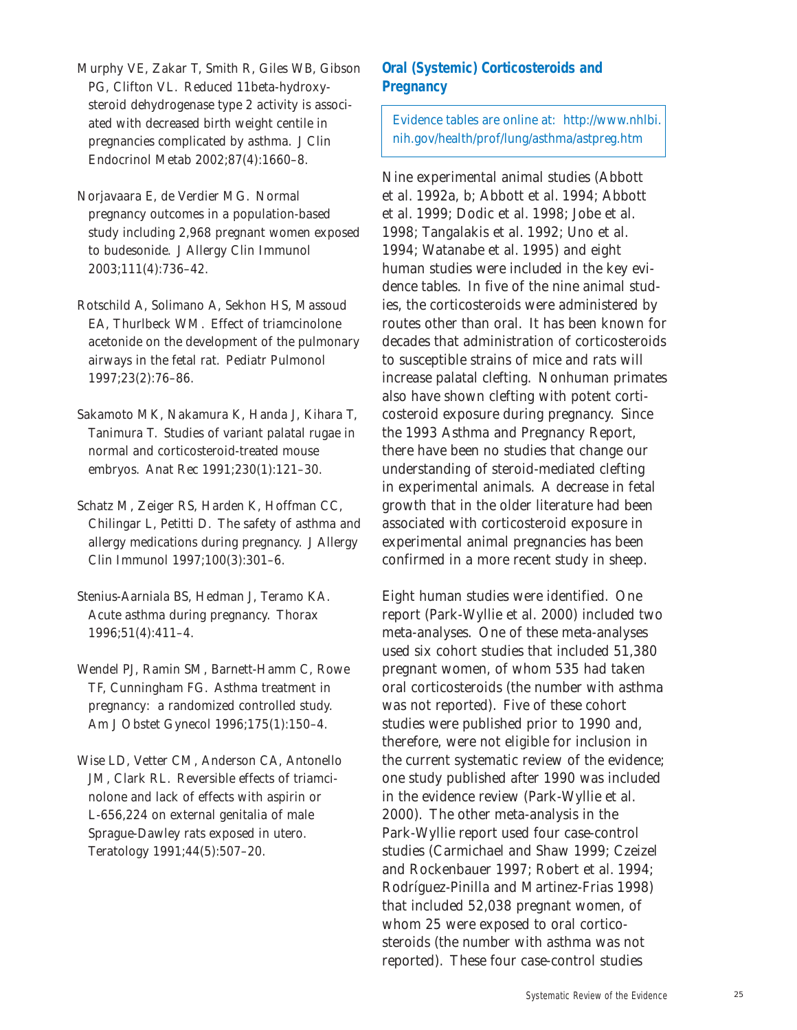Murphy VE, Zakar T, Smith R, Giles WB, Gibson PG, Clifton VL. Reduced 11beta-hydroxysteroid dehydrogenase type 2 activity is associated with decreased birth weight centile in pregnancies complicated by asthma. J Clin Endocrinol Metab 2002;87(4):1660–8.

Norjavaara E, de Verdier MG. Normal pregnancy outcomes in a population-based study including 2,968 pregnant women exposed to budesonide. J Allergy Clin Immunol 2003;111(4):736–42.

Rotschild A, Solimano A, Sekhon HS, Massoud EA, Thurlbeck WM. Effect of triamcinolone acetonide on the development of the pulmonary airways in the fetal rat. Pediatr Pulmonol 1997;23(2):76–86.

Sakamoto MK, Nakamura K, Handa J, Kihara T, Tanimura T. Studies of variant palatal rugae in normal and corticosteroid-treated mouse embryos. Anat Rec 1991;230(1):121–30.

Schatz M, Zeiger RS, Harden K, Hoffman CC, Chilingar L, Petitti D. The safety of asthma and allergy medications during pregnancy. J Allergy Clin Immunol 1997;100(3):301–6.

Stenius-Aarniala BS, Hedman J, Teramo KA. Acute asthma during pregnancy. Thorax 1996;51(4):411–4.

Wendel PJ, Ramin SM, Barnett-Hamm C, Rowe TF, Cunningham FG. Asthma treatment in pregnancy: a randomized controlled study. Am J Obstet Gynecol 1996;175(1):150–4.

Wise LD, Vetter CM, Anderson CA, Antonello JM, Clark RL. Reversible effects of triamcinolone and lack of effects with aspirin or L-656,224 on external genitalia of male Sprague-Dawley rats exposed in utero. Teratology 1991;44(5):507–20.

## Oral (Systemic) Corticosteroids and Pregnancy

Evidence tables are online at: http://www.nhlbi.nih.gov/health/prof/lung/asthma/astpreg.htm

Nine experimental animal studies (Abbott et al. 1992a, b; Abbott et al. 1994; Abbott et al. 1999; Dodic et al. 1998; Jobe et al. 1998; Tangalakis et al. 1992; Uno et al. 1994; Watanabe et al. 1995) and eight human studies were included in the key evidence tables. In five of the nine animal studies, the corticosteroids were administered by routes other than oral. It has been known for decades that administration of corticosteroids to susceptible strains of mice and rats will increase palatal clefting. Nonhuman primates also have shown clefting with potent corticosteroid exposure during pregnancy. Since the 1993 Asthma and Pregnancy Report, there have been no studies that change our understanding of steroid-mediated clefting in experimental animals. A decrease in fetal growth that in the older literature had been associated with corticosteroid exposure in experimental animal pregnancies has been confirmed in a more recent study in sheep.

Eight human studies were identified. One report (Park-Wyllie et al. 2000) included two meta-analyses. One of these meta-analyses used six cohort studies that included 51,380 pregnant women, of whom 535 had taken oral corticosteroids (the number with asthma was not reported). Five of these cohort studies were published prior to 1990 and, therefore, were not eligible for inclusion in the current systematic review of the evidence; one study published after 1990 was included in the evidence review (Park-Wyllie et al. 2000). The other meta-analysis in the Park-Wyllie report used four case-control studies (Carmichael and Shaw 1999; Czeizel and Rockenbauer 1997; Robert et al. 1994; Rodríguez-Pinilla and Martinez-Frias 1998) that included 52,038 pregnant women, of whom 25 were exposed to oral corticosteroids (the number with asthma was not reported). These four case-control studies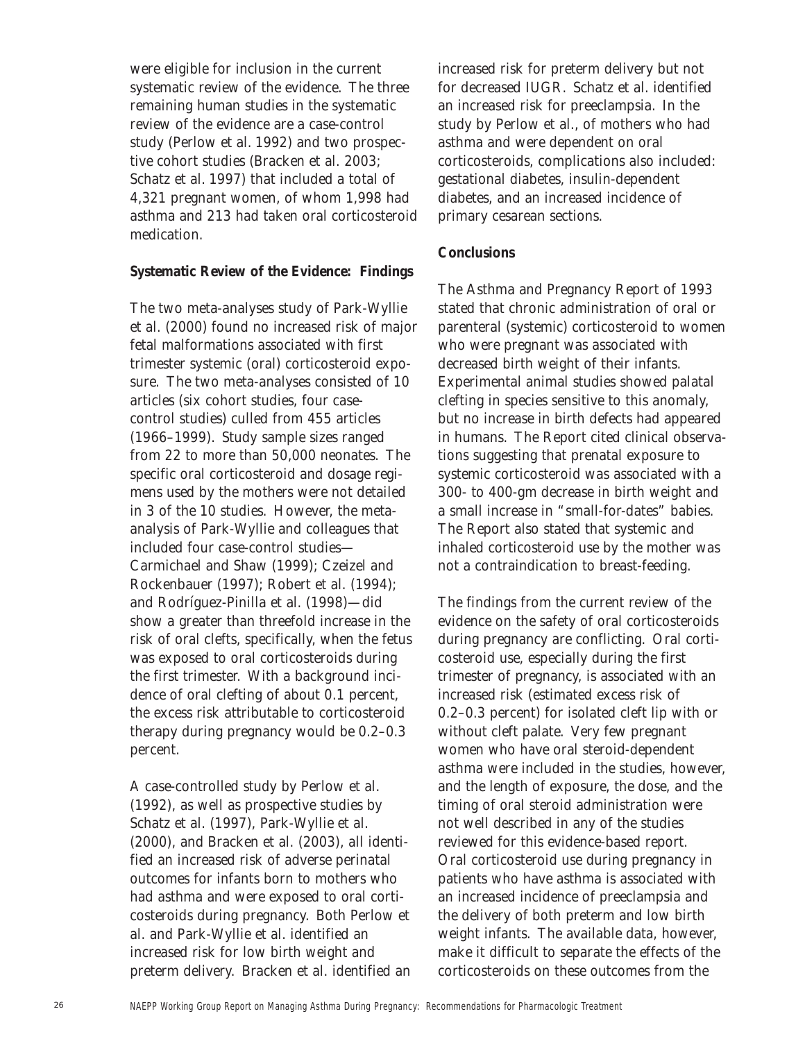were eligible for inclusion in the current systematic review of the evidence. The three remaining human studies in the systematic review of the evidence are a case-control study (Perlow et al. 1992) and two prospective cohort studies (Bracken et al. 2003; Schatz et al. 1997) that included a total of 4,321 pregnant women, of whom 1,998 had asthma and 213 had taken oral corticosteroid medication.

**Systematic Review of the Evidence: Findings**

The two meta-analyses study of Park-Wyllie et al. (2000) found no increased risk of major fetal malformations associated with first trimester systemic (oral) corticosteroid exposure. The two meta-analyses consisted of 10 articles (six cohort studies, four case-control studies) culled from 455 articles (1966–1999). Study sample sizes ranged from 22 to more than 50,000 neonates. The specific oral corticosteroid and dosage regimens used by the mothers were not detailed in 3 of the 10 studies. However, the meta-analysis of Park-Wyllie and colleagues that included four case-control studies—Carmichael and Shaw (1999); Czeizel and Rockenbauer (1997); Robert et al. (1994); and Rodríguez-Pinilla et al. (1998)—did show a greater than threefold increase in the risk of oral clefts, specifically, when the fetus was exposed to oral corticosteroids during the first trimester. With a background incidence of oral clefting of about 0.1 percent, the excess risk attributable to corticosteroid therapy during pregnancy would be 0.2–0.3 percent.

A case-controlled study by Perlow et al. (1992), as well as prospective studies by Schatz et al. (1997), Park-Wyllie et al. (2000), and Bracken et al. (2003), all identified an increased risk of adverse perinatal outcomes for infants born to mothers who had asthma and were exposed to oral corticosteroids during pregnancy. Both Perlow et al. and Park-Wyllie et al. identified an increased risk for low birth weight and preterm delivery. Bracken et al. identified an increased risk for preterm delivery but not for decreased IUGR. Schatz et al. identified an increased risk for preeclampsia. In the study by Perlow et al., of mothers who had asthma and were dependent on oral corticosteroids, complications also included: gestational diabetes, insulin-dependent diabetes, and an increased incidence of primary cesarean sections.

**Conclusions**

The Asthma and Pregnancy Report of 1993 stated that chronic administration of oral or parenteral (systemic) corticosteroid to women who were pregnant was associated with decreased birth weight of their infants. Experimental animal studies showed palatal clefting in species sensitive to this anomaly, but no increase in birth defects had appeared in humans. The Report cited clinical observations suggesting that prenatal exposure to systemic corticosteroid was associated with a 300- to 400-gm decrease in birth weight and a small increase in "small-for-dates" babies. The Report also stated that systemic and inhaled corticosteroid use by the mother was not a contraindication to breast-feeding.

The findings from the current review of the evidence on the safety of oral corticosteroids during pregnancy are conflicting. Oral corticosteroid use, especially during the first trimester of pregnancy, is associated with an increased risk (estimated excess risk of 0.2–0.3 percent) for isolated cleft lip with or without cleft palate. Very few pregnant women who have oral steroid-dependent asthma were included in the studies, however, and the length of exposure, the dose, and the timing of oral steroid administration were not well described in any of the studies reviewed for this evidence-based report. Oral corticosteroid use during pregnancy in patients who have asthma is associated with an increased incidence of preeclampsia and the delivery of both preterm and low birth weight infants. The available data, however, make it difficult to separate the effects of the corticosteroids on these outcomes from the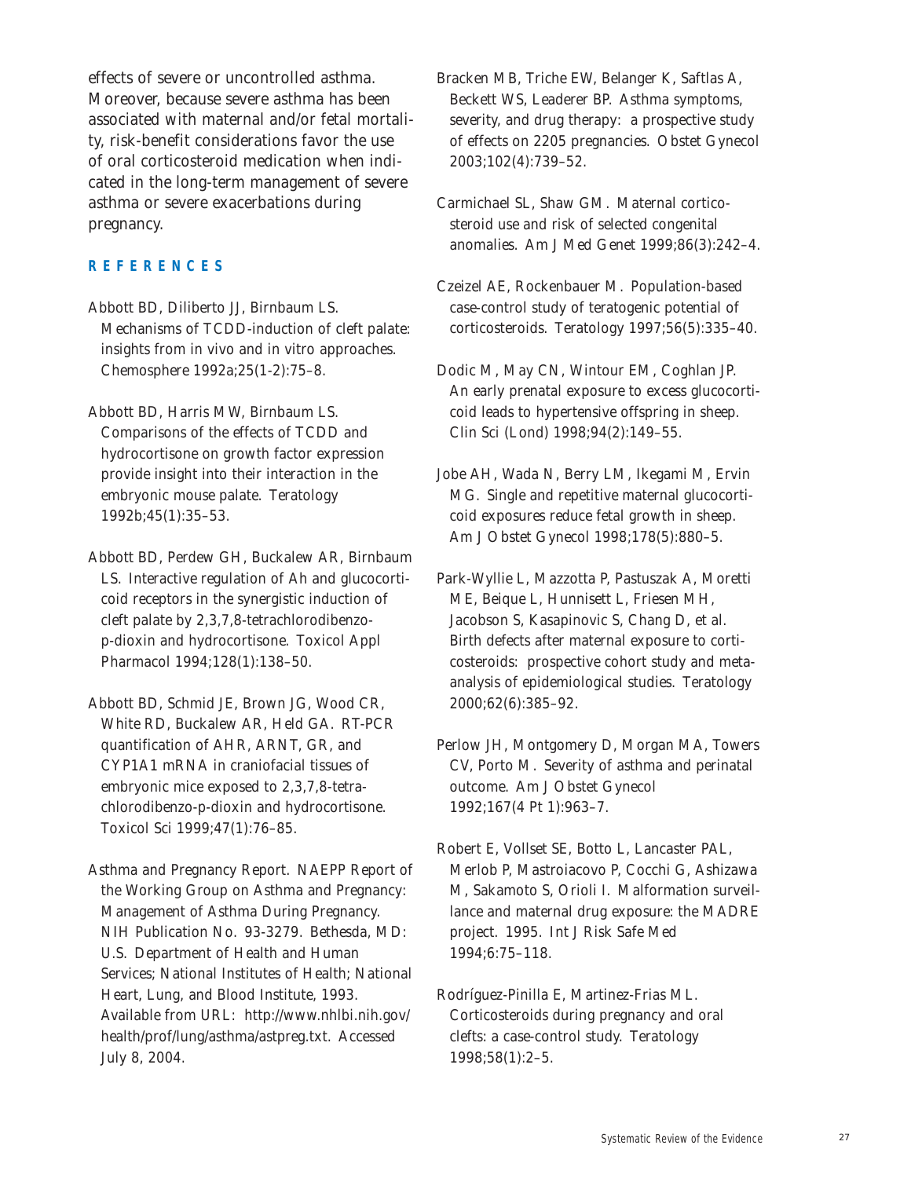effects of severe or uncontrolled asthma. Moreover, because severe asthma has been associated with maternal and/or fetal mortality, risk-benefit considerations favor the use of oral corticosteroid medication when indicated in the long-term management of severe asthma or severe exacerbations during pregnancy.

## REFERENCES

Abbott BD, Diliberto JJ, Birnbaum LS. Mechanisms of TCDD-induction of cleft palate: insights from in vivo and in vitro approaches. Chemosphere 1992a;25(1-2):75–8.

Abbott BD, Harris MW, Birnbaum LS. Comparisons of the effects of TCDD and hydrocortisone on growth factor expression provide insight into their interaction in the embryonic mouse palate. Teratology 1992b;45(1):35–53.

Abbott BD, Perdew GH, Buckalew AR, Birnbaum LS. Interactive regulation of Ah and glucocorticoid receptors in the synergistic induction of cleft palate by 2,3,7,8-tetrachlorodibenzo-p-dioxin and hydrocortisone. Toxicol Appl Pharmacol 1994;128(1):138–50.

Abbott BD, Schmid JE, Brown JG, Wood CR, White RD, Buckalew AR, Held GA. RT-PCR quantification of AHR, ARNT, GR, and CYP1A1 mRNA in craniofacial tissues of embryonic mice exposed to 2,3,7,8-tetrachlorodibenzo-p-dioxin and hydrocortisone. Toxicol Sci 1999;47(1):76–85.

Asthma and Pregnancy Report. NAEPP Report of the Working Group on Asthma and Pregnancy: Management of Asthma During Pregnancy. NIH Publication No. 93-3279. Bethesda, MD: U.S. Department of Health and Human Services; National Institutes of Health; National Heart, Lung, and Blood Institute, 1993. Available from URL: http://www.nhlbi.nih.gov/health/prof/lung/asthma/astpreg.txt. Accessed July 8, 2004.

Bracken MB, Triche EW, Belanger K, Saftlas A, Beckett WS, Leaderer BP. Asthma symptoms, severity, and drug therapy: a prospective study of effects on 2205 pregnancies. Obstet Gynecol 2003;102(4):739–52.

Carmichael SL, Shaw GM. Maternal corticosteroid use and risk of selected congenital anomalies. Am J Med Genet 1999;86(3):242–4.

Czeizel AE, Rockenbauer M. Population-based case-control study of teratogenic potential of corticosteroids. Teratology 1997;56(5):335–40.

Dodic M, May CN, Wintour EM, Coghlan JP. An early prenatal exposure to excess glucocorticoid leads to hypertensive offspring in sheep. Clin Sci (Lond) 1998;94(2):149–55.

Jobe AH, Wada N, Berry LM, Ikegami M, Ervin MG. Single and repetitive maternal glucocorticoid exposures reduce fetal growth in sheep. Am J Obstet Gynecol 1998;178(5):880–5.

Park-Wyllie L, Mazzotta P, Pastuszak A, Moretti ME, Beique L, Hunnisett L, Friesen MH, Jacobson S, Kasapinovic S, Chang D, et al. Birth defects after maternal exposure to corticosteroids: prospective cohort study and meta-analysis of epidemiological studies. Teratology 2000;62(6):385–92.

Perlow JH, Montgomery D, Morgan MA, Towers CV, Porto M. Severity of asthma and perinatal outcome. Am J Obstet Gynecol 1992;167(4 Pt 1):963–7.

Robert E, Vollset SE, Botto L, Lancaster PAL, Merlob P, Mastroiacovo P, Cocchi G, Ashizawa M, Sakamoto S, Orioli I. Malformation surveillance and maternal drug exposure: the MADRE project. 1995. Int J Risk Safe Med 1994;6:75–118.

Rodríguez-Pinilla E, Martinez-Frias ML. Corticosteroids during pregnancy and oral clefts: a case-control study. Teratology 1998;58(1):2–5.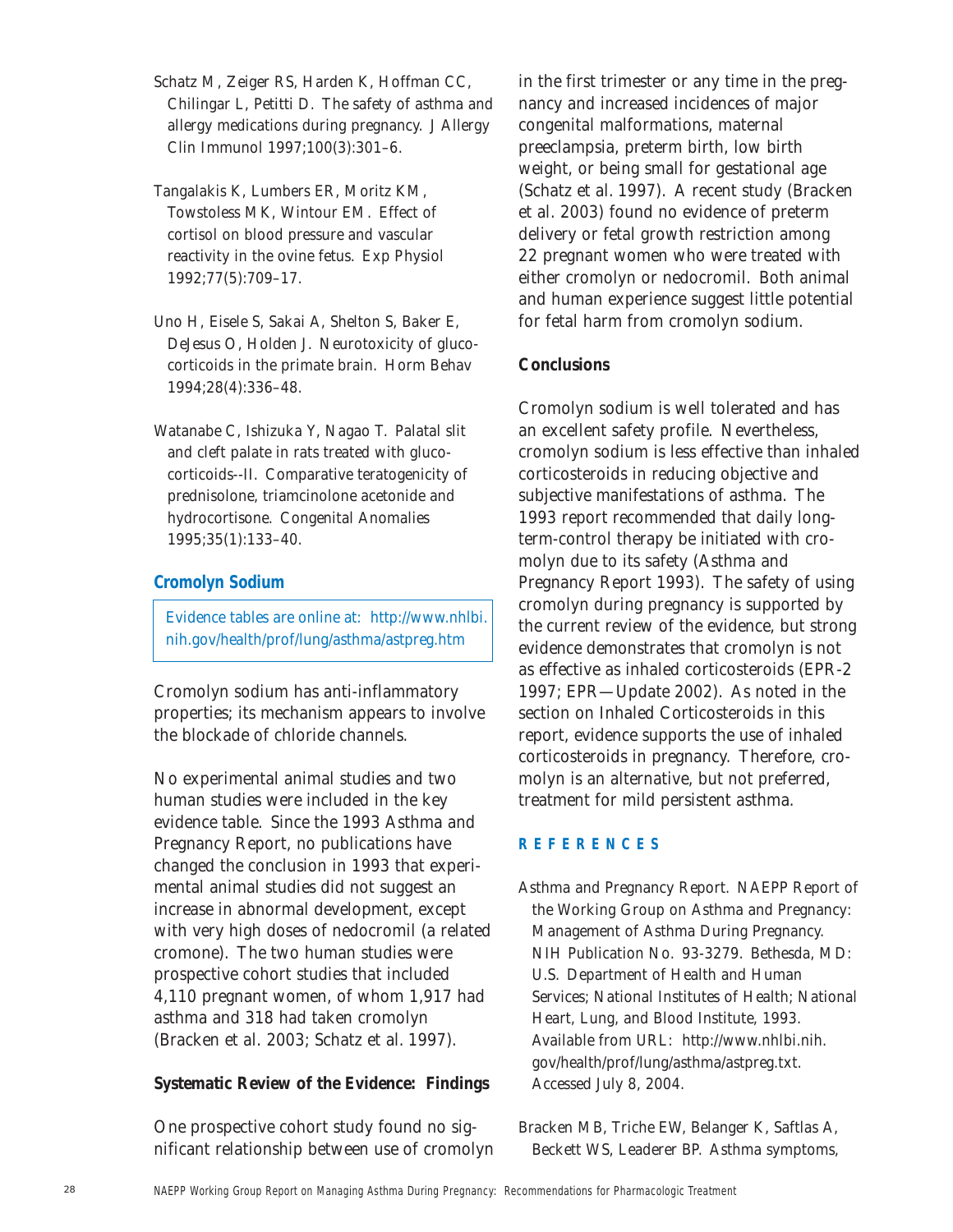Schatz M, Zeiger RS, Harden K, Hoffman CC, Chilingar L, Petitti D. The safety of asthma and allergy medications during pregnancy. J Allergy Clin Immunol 1997;100(3):301–6.

Tangalakis K, Lumbers ER, Moritz KM, Towstoless MK, Wintour EM. Effect of cortisol on blood pressure and vascular reactivity in the ovine fetus. Exp Physiol 1992;77(5):709–17.

Uno H, Eisele S, Sakai A, Shelton S, Baker E, DeJesus O, Holden J. Neurotoxicity of glucocorticoids in the primate brain. Horm Behav 1994;28(4):336–48.

Watanabe C, Ishizuka Y, Nagao T. Palatal slit and cleft palate in rats treated with glucocorticoids--II. Comparative teratogenicity of prednisolone, triamcinolone acetonide and hydrocortisone. Congenital Anomalies 1995;35(1):133–40.

## Cromolyn Sodium

Evidence tables are online at: http://www.nhlbi.nih.gov/health/prof/lung/asthma/astpreg.htm

Cromolyn sodium has anti-inflammatory properties; its mechanism appears to involve the blockade of chloride channels.

No experimental animal studies and two human studies were included in the key evidence table. Since the 1993 Asthma and Pregnancy Report, no publications have changed the conclusion in 1993 that experimental animal studies did not suggest an increase in abnormal development, except with very high doses of nedocromil (a related cromone). The two human studies were prospective cohort studies that included 4,110 pregnant women, of whom 1,917 had asthma and 318 had taken cromolyn (Bracken et al. 2003; Schatz et al. 1997).

### Systematic Review of the Evidence: Findings

One prospective cohort study found no significant relationship between use of cromolyn in the first trimester or any time in the pregnancy and increased incidences of major congenital malformations, maternal preeclampsia, preterm birth, low birth weight, or being small for gestational age (Schatz et al. 1997). A recent study (Bracken et al. 2003) found no evidence of preterm delivery or fetal growth restriction among 22 pregnant women who were treated with either cromolyn or nedocromil. Both animal and human experience suggest little potential for fetal harm from cromolyn sodium.

### Conclusions

Cromolyn sodium is well tolerated and has an excellent safety profile. Nevertheless, cromolyn sodium is less effective than inhaled corticosteroids in reducing objective and subjective manifestations of asthma. The 1993 report recommended that daily long-term-control therapy be initiated with cromolyn due to its safety (Asthma and Pregnancy Report 1993). The safety of using cromolyn during pregnancy is supported by the current review of the evidence, but strong evidence demonstrates that cromolyn is not as effective as inhaled corticosteroids (EPR-2 1997; EPR—Update 2002). As noted in the section on Inhaled Corticosteroids in this report, evidence supports the use of inhaled corticosteroids in pregnancy. Therefore, cromolyn is an alternative, but not preferred, treatment for mild persistent asthma.

### REFERENCES

Asthma and Pregnancy Report. NAEPP Report of the Working Group on Asthma and Pregnancy: Management of Asthma During Pregnancy. NIH Publication No. 93-3279. Bethesda, MD: U.S. Department of Health and Human Services; National Institutes of Health; National Heart, Lung, and Blood Institute, 1993. Available from URL: http://www.nhlbi.nih.gov/health/prof/lung/asthma/astpreg.txt. Accessed July 8, 2004.

Bracken MB, Triche EW, Belanger K, Saftlas A, Beckett WS, Leaderer BP. Asthma symptoms,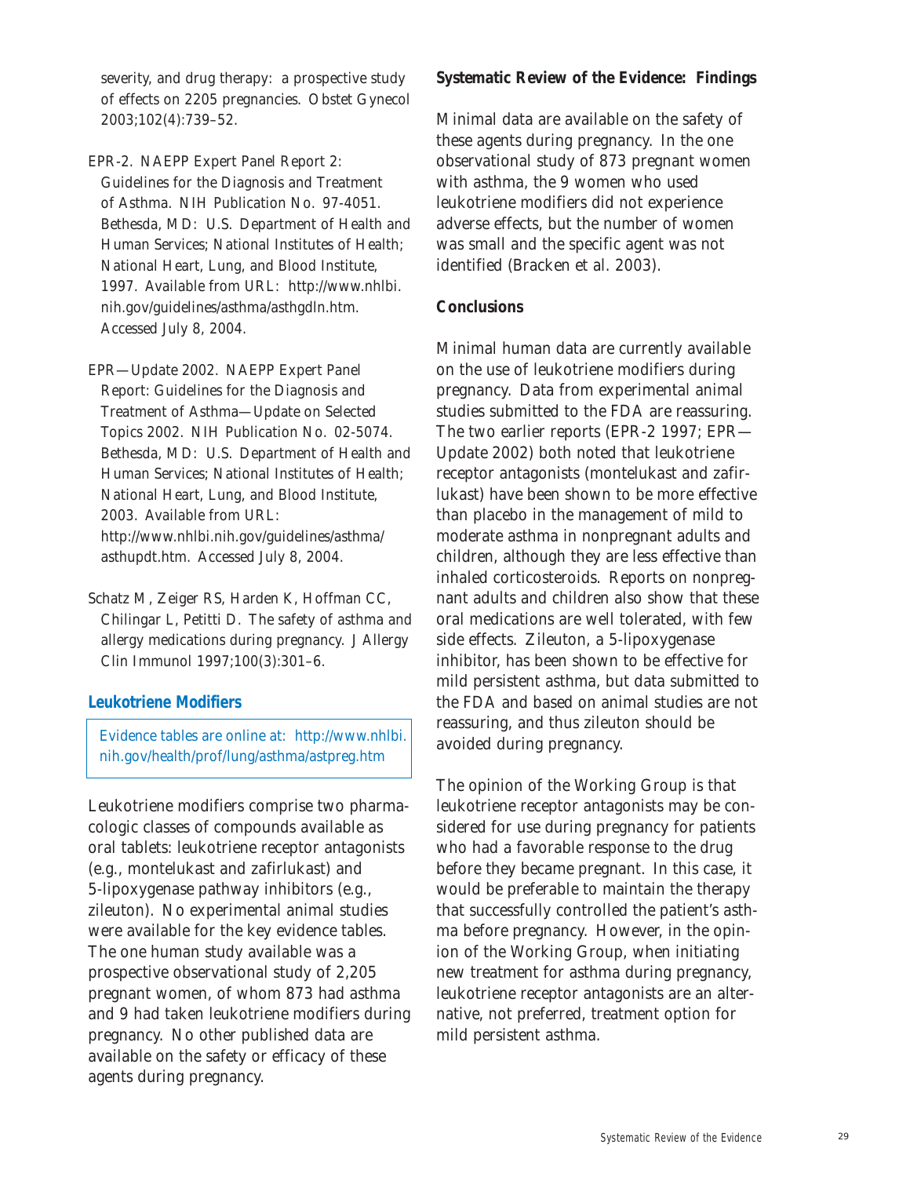severity, and drug therapy: a prospective study of effects on 2205 pregnancies. Obstet Gynecol 2003;102(4):739–52.

EPR-2. NAEPP Expert Panel Report 2: Guidelines for the Diagnosis and Treatment of Asthma. NIH Publication No. 97-4051. Bethesda, MD: U.S. Department of Health and Human Services; National Institutes of Health; National Heart, Lung, and Blood Institute, 1997. Available from URL: http://www.nhlbi.nih.gov/guidelines/asthma/asthgdln.htm. Accessed July 8, 2004.

EPR—Update 2002. NAEPP Expert Panel Report: Guidelines for the Diagnosis and Treatment of Asthma—Update on Selected Topics 2002. NIH Publication No. 02-5074. Bethesda, MD: U.S. Department of Health and Human Services; National Institutes of Health; National Heart, Lung, and Blood Institute, 2003. Available from URL: http://www.nhlbi.nih.gov/guidelines/asthma/asthupdt.htm. Accessed July 8, 2004.

Schatz M, Zeiger RS, Harden K, Hoffman CC, Chilingar L, Petitti D. The safety of asthma and allergy medications during pregnancy. J Allergy Clin Immunol 1997;100(3):301–6.

## Leukotriene Modifiers

Evidence tables are online at: http://www.nhlbi.nih.gov/health/prof/lung/asthma/astpreg.htm

Leukotriene modifiers comprise two pharmacologic classes of compounds available as oral tablets: leukotriene receptor antagonists (e.g., montelukast and zafirlukast) and 5-lipoxygenase pathway inhibitors (e.g., zileuton). No experimental animal studies were available for the key evidence tables. The one human study available was a prospective observational study of 2,205 pregnant women, of whom 873 had asthma and 9 had taken leukotriene modifiers during pregnancy. No other published data are available on the safety or efficacy of these agents during pregnancy.

### Systematic Review of the Evidence: Findings

Minimal data are available on the safety of these agents during pregnancy. In the one observational study of 873 pregnant women with asthma, the 9 women who used leukotriene modifiers did not experience adverse effects, but the number of women was small and the specific agent was not identified (Bracken et al. 2003).

### Conclusions

Minimal human data are currently available on the use of leukotriene modifiers during pregnancy. Data from experimental animal studies submitted to the FDA are reassuring. The two earlier reports (EPR-2 1997; EPR—Update 2002) both noted that leukotriene receptor antagonists (montelukast and zafirlukast) have been shown to be more effective than placebo in the management of mild to moderate asthma in nonpregnant adults and children, although they are less effective than inhaled corticosteroids. Reports on nonpregnant adults and children also show that these oral medications are well tolerated, with few side effects. Zileuton, a 5-lipoxygenase inhibitor, has been shown to be effective for mild persistent asthma, but data submitted to the FDA and based on animal studies are not reassuring, and thus zileuton should be avoided during pregnancy.

The opinion of the Working Group is that leukotriene receptor antagonists may be considered for use during pregnancy for patients who had a favorable response to the drug before they became pregnant. In this case, it would be preferable to maintain the therapy that successfully controlled the patient's asthma before pregnancy. However, in the opinion of the Working Group, when initiating new treatment for asthma during pregnancy, leukotriene receptor antagonists are an alternative, not preferred, treatment option for mild persistent asthma.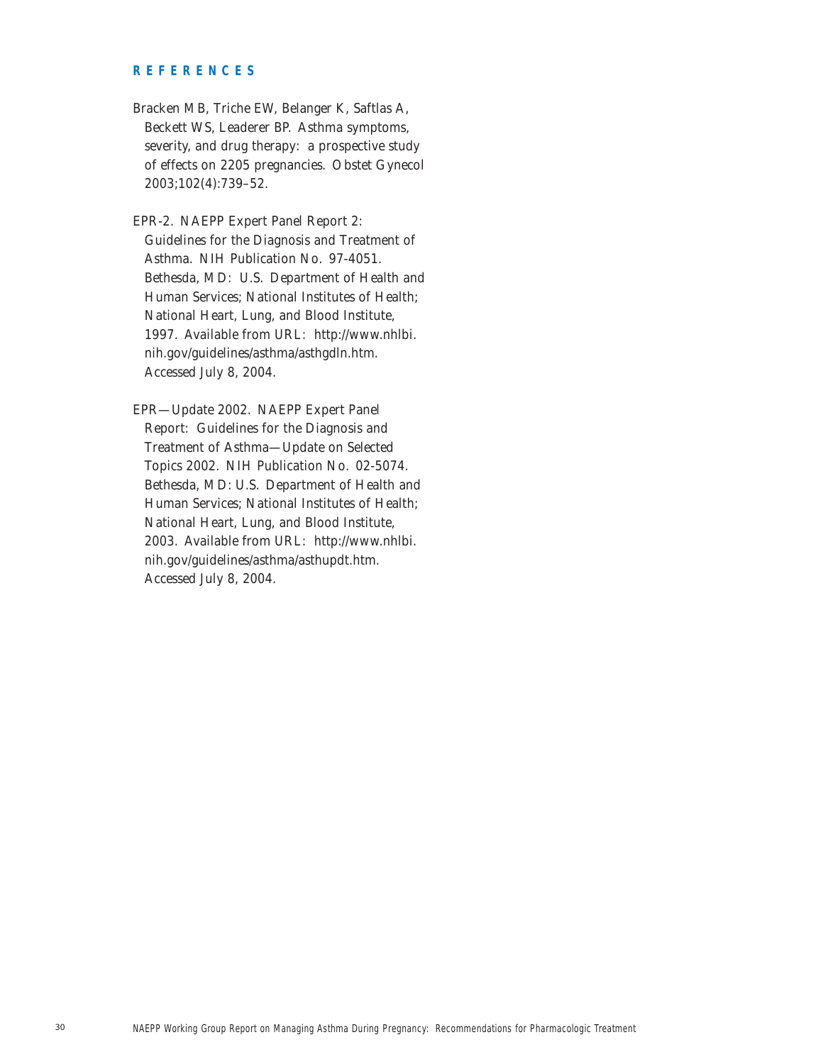## REFERENCES

Bracken MB, Triche EW, Belanger K, Saftlas A, Beckett WS, Leaderer BP. Asthma symptoms, severity, and drug therapy: a prospective study of effects on 2205 pregnancies. Obstet Gynecol 2003;102(4):739–52.

EPR-2. NAEPP Expert Panel Report 2: Guidelines for the Diagnosis and Treatment of Asthma. NIH Publication No. 97-4051. Bethesda, MD: U.S. Department of Health and Human Services; National Institutes of Health; National Heart, Lung, and Blood Institute, 1997. Available from URL: http://www.nhlbi.nih.gov/guidelines/asthma/asthgdln.htm. Accessed July 8, 2004.

EPR—Update 2002. NAEPP Expert Panel Report: Guidelines for the Diagnosis and Treatment of Asthma—Update on Selected Topics 2002. NIH Publication No. 02-5074. Bethesda, MD: U.S. Department of Health and Human Services; National Institutes of Health; National Heart, Lung, and Blood Institute, 2003. Available from URL: http://www.nhlbi.nih.gov/guidelines/asthma/asthupdt.htm. Accessed July 8, 2004.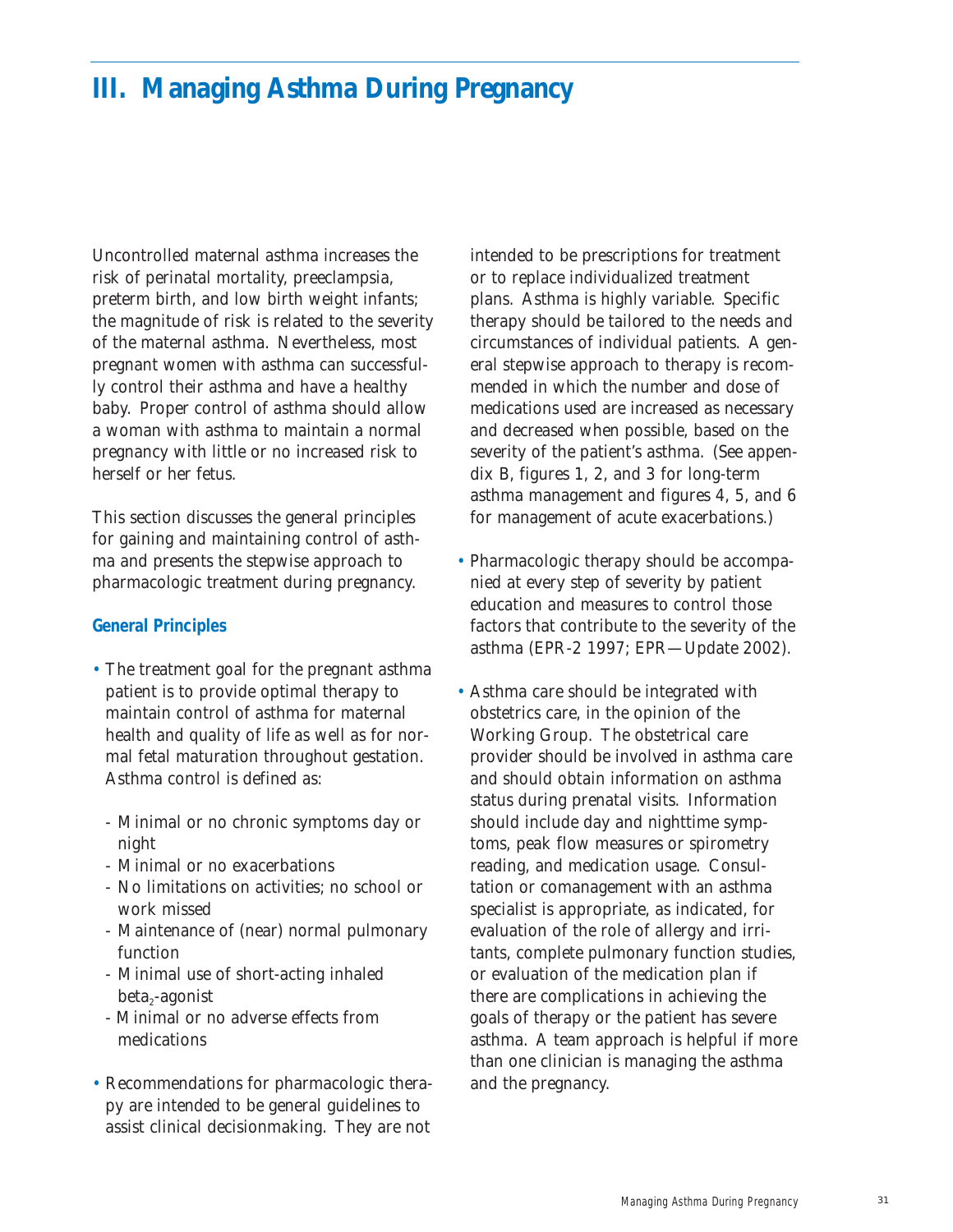# III. Managing Asthma During Pregnancy

Uncontrolled maternal asthma increases the risk of perinatal mortality, preeclampsia, preterm birth, and low birth weight infants; the magnitude of risk is related to the severity of the maternal asthma. Nevertheless, most pregnant women with asthma can successfully control their asthma and have a healthy baby. Proper control of asthma should allow a woman with asthma to maintain a normal pregnancy with little or no increased risk to herself or her fetus.

This section discusses the general principles for gaining and maintaining control of asthma and presents the stepwise approach to pharmacologic treatment during pregnancy.

## General Principles

- The treatment goal for the pregnant asthma patient is to provide optimal therapy to maintain control of asthma for maternal health and quality of life as well as for normal fetal maturation throughout gestation. Asthma control is defined as:
  - Minimal or no chronic symptoms day or night
  - Minimal or no exacerbations
  - No limitations on activities; no school or work missed
  - Maintenance of (near) normal pulmonary function
  - Minimal use of short-acting inhaled $beta_2$-agonist
  - Minimal or no adverse effects from medications
- Recommendations for pharmacologic therapy are intended to be general guidelines to assist clinical decisionmaking. They are not intended to be prescriptions for treatment or to replace individualized treatment plans. Asthma is highly variable. Specific therapy should be tailored to the needs and circumstances of individual patients. A general stepwise approach to therapy is recommended in which the number and dose of medications used are increased as necessary and decreased when possible, based on the severity of the patient's asthma. (See appendix B, figures 1, 2, and 3 for long-term asthma management and figures 4, 5, and 6 for management of acute exacerbations.)
- Pharmacologic therapy should be accompanied at every step of severity by patient education and measures to control those factors that contribute to the severity of the asthma (EPR-2 1997; EPR—Update 2002).
- Asthma care should be integrated with obstetrics care, in the opinion of the Working Group. The obstetrical care provider should be involved in asthma care and should obtain information on asthma status during prenatal visits. Information should include day and nighttime symptoms, peak flow measures or spirometry reading, and medication usage. Consultation or comanagement with an asthma specialist is appropriate, as indicated, for evaluation of the role of allergy and irritants, complete pulmonary function studies, or evaluation of the medication plan if there are complications in achieving the goals of therapy or the patient has severe asthma. A team approach is helpful if more than one clinician is managing the asthma and the pregnancy.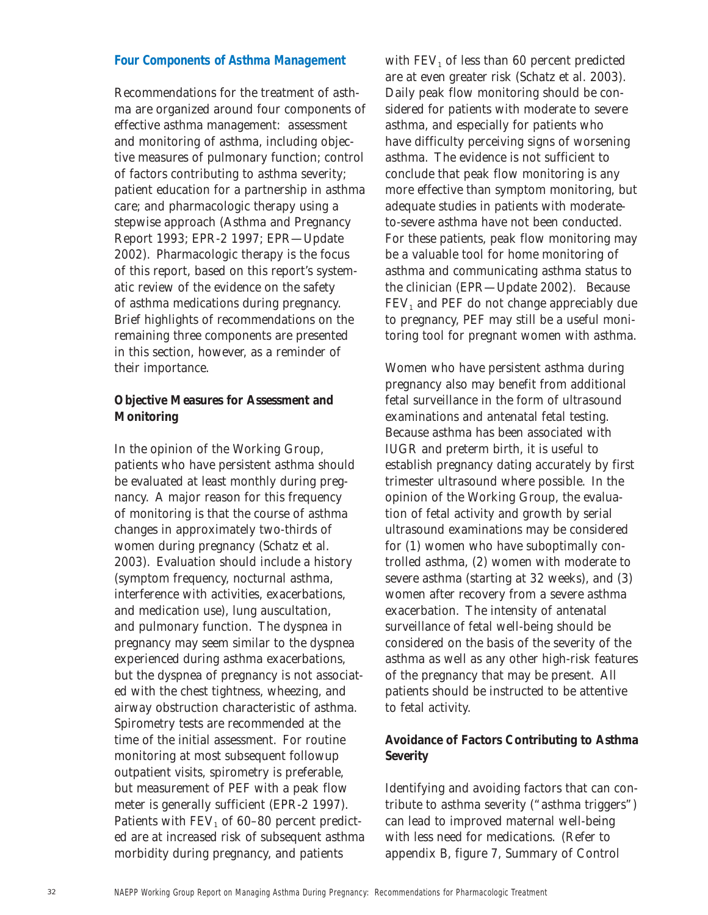### Four Components of Asthma Management

Recommendations for the treatment of asthma are organized around four components of effective asthma management: assessment and monitoring of asthma, including objective measures of pulmonary function; control of factors contributing to asthma severity; patient education for a partnership in asthma care; and pharmacologic therapy using a stepwise approach (Asthma and Pregnancy Report 1993; EPR-2 1997; EPR—Update 2002). Pharmacologic therapy is the focus of this report, based on this report's systematic review of the evidence on the safety of asthma medications during pregnancy. Brief highlights of recommendations on the remaining three components are presented in this section, however, as a reminder of their importance.

#### Objective Measures for Assessment and Monitoring

In the opinion of the Working Group, patients who have persistent asthma should be evaluated at least monthly during pregnancy. A major reason for this frequency of monitoring is that the course of asthma changes in approximately two-thirds of women during pregnancy (Schatz et al. 2003). Evaluation should include a history (symptom frequency, nocturnal asthma, interference with activities, exacerbations, and medication use), lung auscultation, and pulmonary function. The dyspnea in pregnancy may seem similar to the dyspnea experienced during asthma exacerbations, but the dyspnea of pregnancy is not associated with the chest tightness, wheezing, and airway obstruction characteristic of asthma. Spirometry tests are recommended at the time of the initial assessment. For routine monitoring at most subsequent followup outpatient visits, spirometry is preferable, but measurement of PEF with a peak flow meter is generally sufficient (EPR-2 1997). Patients with $FEV_1$ of 60–80 percent predicted are at increased risk of subsequent asthma morbidity during pregnancy, and patients with $FEV_1$ of less than 60 percent predicted are at even greater risk (Schatz et al. 2003). Daily peak flow monitoring should be considered for patients with moderate to severe asthma, and especially for patients who have difficulty perceiving signs of worsening asthma. The evidence is not sufficient to conclude that peak flow monitoring is any more effective than symptom monitoring, but adequate studies in patients with moderate-to-severe asthma have not been conducted. For these patients, peak flow monitoring may be a valuable tool for home monitoring of asthma and communicating asthma status to the clinician (EPR—Update 2002). Because $FEV_1$ and PEF do not change appreciably due to pregnancy, PEF may still be a useful monitoring tool for pregnant women with asthma.

Women who have persistent asthma during pregnancy also may benefit from additional fetal surveillance in the form of ultrasound examinations and antenatal fetal testing. Because asthma has been associated with IUGR and preterm birth, it is useful to establish pregnancy dating accurately by first trimester ultrasound where possible. In the opinion of the Working Group, the evaluation of fetal activity and growth by serial ultrasound examinations may be considered for (1) women who have suboptimally controlled asthma, (2) women with moderate to severe asthma (starting at 32 weeks), and (3) women after recovery from a severe asthma exacerbation. The intensity of antenatal surveillance of fetal well-being should be considered on the basis of the severity of the asthma as well as any other high-risk features of the pregnancy that may be present. All patients should be instructed to be attentive to fetal activity.

#### Avoidance of Factors Contributing to Asthma Severity

Identifying and avoiding factors that can contribute to asthma severity ("asthma triggers") can lead to improved maternal well-being with less need for medications. (Refer to appendix B, figure 7, Summary of Control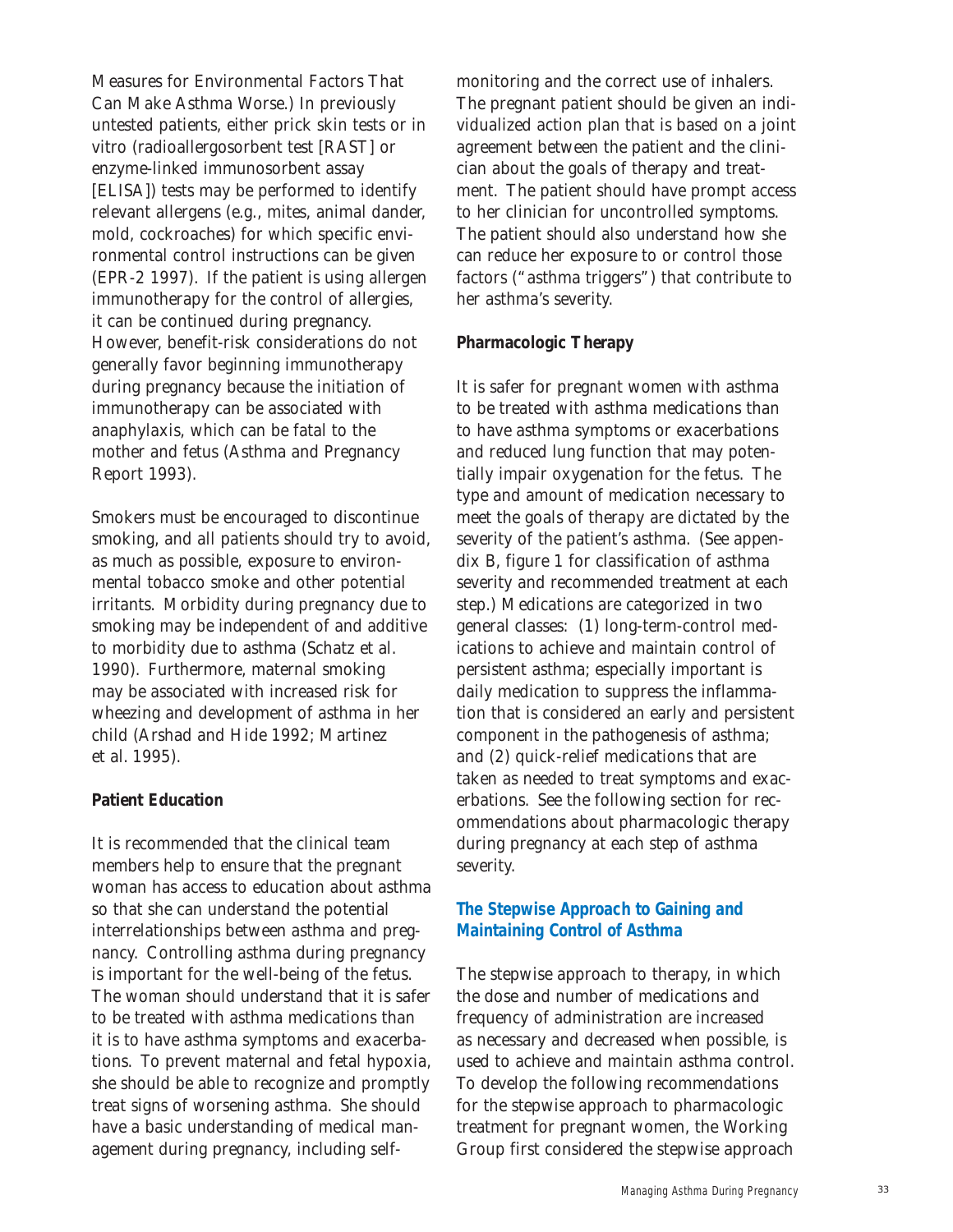Measures for Environmental Factors That Can Make Asthma Worse.) In previously untested patients, either prick skin tests or in vitro (radioallergosorbent test [RAST] or enzyme-linked immunosorbent assay [ELISA]) tests may be performed to identify relevant allergens (e.g., mites, animal dander, mold, cockroaches) for which specific environmental control instructions can be given (EPR-2 1997). If the patient is using allergen immunotherapy for the control of allergies, it can be continued during pregnancy. However, benefit-risk considerations do not generally favor beginning immunotherapy during pregnancy because the initiation of immunotherapy can be associated with anaphylaxis, which can be fatal to the mother and fetus (Asthma and Pregnancy Report 1993).

Smokers must be encouraged to discontinue smoking, and all patients should try to avoid, as much as possible, exposure to environmental tobacco smoke and other potential irritants. Morbidity during pregnancy due to smoking may be independent of and additive to morbidity due to asthma (Schatz et al. 1990). Furthermore, maternal smoking may be associated with increased risk for wheezing and development of asthma in her child (Arshad and Hide 1992; Martinez et al. 1995).

**Patient Education**

It is recommended that the clinical team members help to ensure that the pregnant woman has access to education about asthma so that she can understand the potential interrelationships between asthma and pregnancy. Controlling asthma during pregnancy is important for the well-being of the fetus. The woman should understand that it is safer to be treated with asthma medications than it is to have asthma symptoms and exacerbations. To prevent maternal and fetal hypoxia, she should be able to recognize and promptly treat signs of worsening asthma. She should have a basic understanding of medical management during pregnancy, including self-monitoring and the correct use of inhalers. The pregnant patient should be given an individualized action plan that is based on a joint agreement between the patient and the clinician about the goals of therapy and treatment. The patient should have prompt access to her clinician for uncontrolled symptoms. The patient should also understand how she can reduce her exposure to or control those factors ("asthma triggers") that contribute to her asthma's severity.

**Pharmacologic Therapy**

It is safer for pregnant women with asthma to be treated with asthma medications than to have asthma symptoms or exacerbations and reduced lung function that may potentially impair oxygenation for the fetus. The type and amount of medication necessary to meet the goals of therapy are dictated by the severity of the patient's asthma. (See appendix B, figure 1 for classification of asthma severity and recommended treatment at each step.) Medications are categorized in two general classes: (1) long-term-control medications to achieve and maintain control of persistent asthma; especially important is daily medication to suppress the inflammation that is considered an early and persistent component in the pathogenesis of asthma; and (2) quick-relief medications that are taken as needed to treat symptoms and exacerbations. See the following section for recommendations about pharmacologic therapy during pregnancy at each step of asthma severity.

## The Stepwise Approach to Gaining and Maintaining Control of Asthma

The stepwise approach to therapy, in which the dose and number of medications and frequency of administration are increased as necessary and decreased when possible, is used to achieve and maintain asthma control. To develop the following recommendations for the stepwise approach to pharmacologic treatment for pregnant women, the Working Group first considered the stepwise approach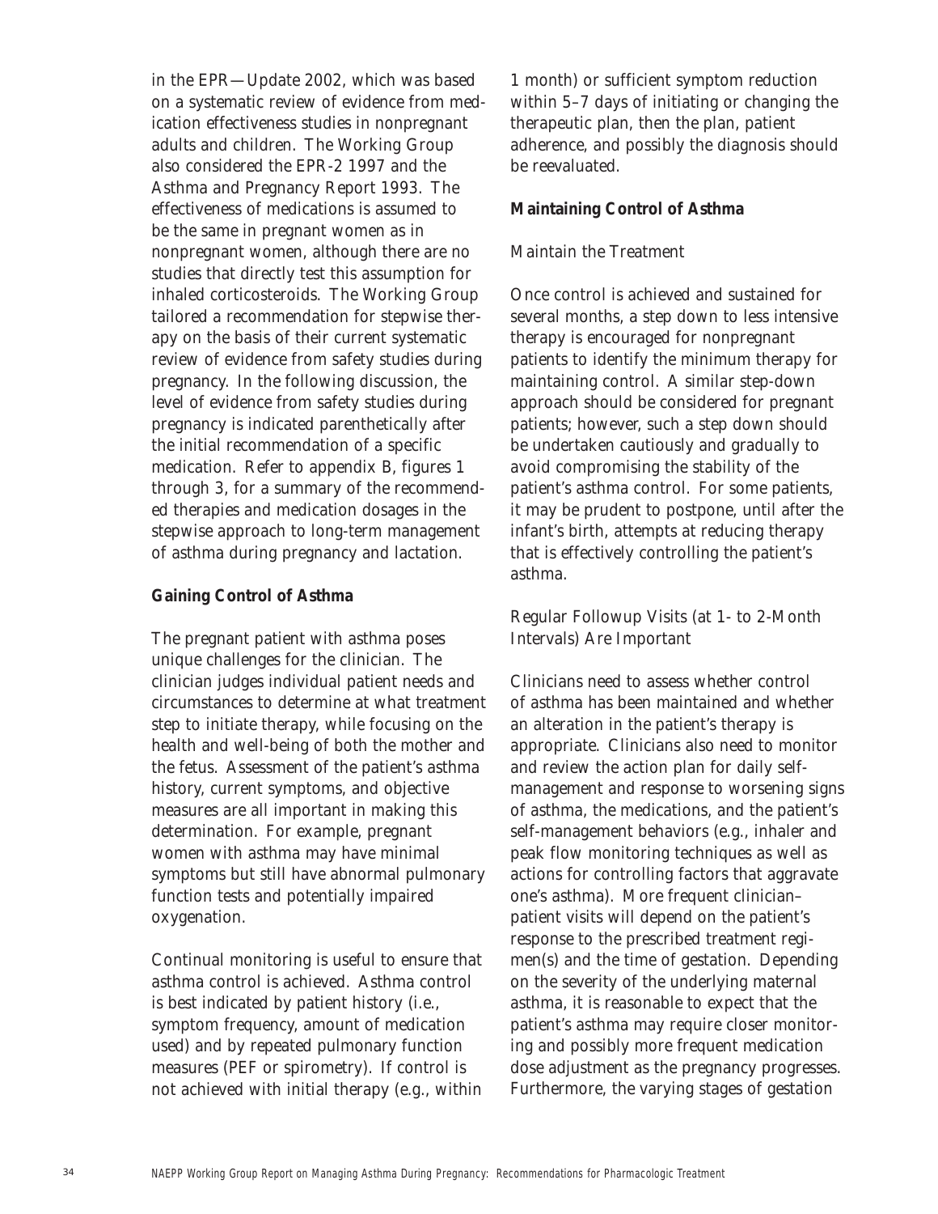in the EPR—Update 2002, which was based on a systematic review of evidence from medication effectiveness studies in nonpregnant adults and children. The Working Group also considered the EPR-2 1997 and the Asthma and Pregnancy Report 1993. The effectiveness of medications is assumed to be the same in pregnant women as in nonpregnant women, although there are no studies that directly test this assumption for inhaled corticosteroids. The Working Group tailored a recommendation for stepwise therapy on the basis of their current systematic review of evidence from safety studies during pregnancy. In the following discussion, the level of evidence from safety studies during pregnancy is indicated parenthetically after the initial recommendation of a specific medication. Refer to appendix B, figures 1 through 3, for a summary of the recommended therapies and medication dosages in the stepwise approach to long-term management of asthma during pregnancy and lactation.

**Gaining Control of Asthma**

The pregnant patient with asthma poses unique challenges for the clinician. The clinician judges individual patient needs and circumstances to determine at what treatment step to initiate therapy, while focusing on the health and well-being of both the mother and the fetus. Assessment of the patient's asthma history, current symptoms, and objective measures are all important in making this determination. For example, pregnant women with asthma may have minimal symptoms but still have abnormal pulmonary function tests and potentially impaired oxygenation.

Continual monitoring is useful to ensure that asthma control is achieved. Asthma control is best indicated by patient history (i.e., symptom frequency, amount of medication used) and by repeated pulmonary function measures (PEF or spirometry). If control is not achieved with initial therapy (e.g., within 1 month) or sufficient symptom reduction within 5–7 days of initiating or changing the therapeutic plan, then the plan, patient adherence, and possibly the diagnosis should be reevaluated.

**Maintaining Control of Asthma**

Maintain the Treatment

Once control is achieved and sustained for several months, a step down to less intensive therapy is encouraged for nonpregnant patients to identify the minimum therapy for maintaining control. A similar step-down approach should be considered for pregnant patients; however, such a step down should be undertaken cautiously and gradually to avoid compromising the stability of the patient's asthma control. For some patients, it may be prudent to postpone, until after the infant's birth, attempts at reducing therapy that is effectively controlling the patient's asthma.

Regular Followup Visits (at 1- to 2-Month Intervals) Are Important

Clinicians need to assess whether control of asthma has been maintained and whether an alteration in the patient's therapy is appropriate. Clinicians also need to monitor and review the action plan for daily self-management and response to worsening signs of asthma, the medications, and the patient's self-management behaviors (e.g., inhaler and peak flow monitoring techniques as well as actions for controlling factors that aggravate one's asthma). More frequent clinician–patient visits will depend on the patient's response to the prescribed treatment regimen(s) and the time of gestation. Depending on the severity of the underlying maternal asthma, it is reasonable to expect that the patient's asthma may require closer monitoring and possibly more frequent medication dose adjustment as the pregnancy progresses. Furthermore, the varying stages of gestation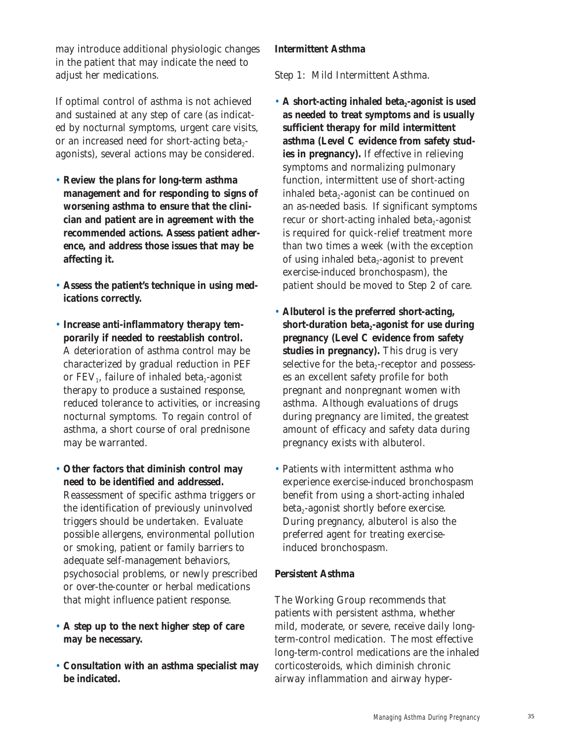may introduce additional physiologic changes in the patient that may indicate the need to adjust her medications.

If optimal control of asthma is not achieved and sustained at any step of care (as indicated by nocturnal symptoms, urgent care visits, or an increased need for short-acting $beta_2$-agonists), several actions may be considered.

- **Review the plans for long-term asthma management and for responding to signs of worsening asthma to ensure that the clinician and patient are in agreement with the recommended actions. Assess patient adherence, and address those issues that may be affecting it.**
- **Assess the patient's technique in using medications correctly.**
- **Increase anti-inflammatory therapy temporarily if needed to reestablish control.** A deterioration of asthma control may be characterized by gradual reduction in PEF or $FEV_1$, failure of inhaled $beta_2$-agonist therapy to produce a sustained response, reduced tolerance to activities, or increasing nocturnal symptoms. To regain control of asthma, a short course of oral prednisone may be warranted.
- **Other factors that diminish control may need to be identified and addressed.** Reassessment of specific asthma triggers or the identification of previously uninvolved triggers should be undertaken. Evaluate possible allergens, environmental pollution or smoking, patient or family barriers to adequate self-management behaviors, psychosocial problems, or newly prescribed or over-the-counter or herbal medications that might influence patient response.
- **A step up to the next higher step of care may be necessary.**
- **Consultation with an asthma specialist may be indicated.**

**Intermittent Asthma**

Step 1: Mild Intermittent Asthma.

- **A short-acting inhaled $beta_2$-agonist is used as needed to treat symptoms and is usually sufficient therapy for mild intermittent asthma (Level C evidence from safety studies in pregnancy).** If effective in relieving symptoms and normalizing pulmonary function, intermittent use of short-acting inhaled $beta_2$-agonist can be continued on an as-needed basis. If significant symptoms recur or short-acting inhaled $beta_2$-agonist is required for quick-relief treatment more than two times a week (with the exception of using inhaled $beta_2$-agonist to prevent exercise-induced bronchospasm), the patient should be moved to Step 2 of care.
- **Albuterol is the preferred short-acting, short-duration $beta_2$-agonist for use during pregnancy (Level C evidence from safety studies in pregnancy).** This drug is very selective for the $beta_2$-receptor and possesses an excellent safety profile for both pregnant and nonpregnant women with asthma. Although evaluations of drugs during pregnancy are limited, the greatest amount of efficacy and safety data during pregnancy exists with albuterol.
- Patients with intermittent asthma who experience exercise-induced bronchospasm benefit from using a short-acting inhaled $beta_2$-agonist shortly before exercise. During pregnancy, albuterol is also the preferred agent for treating exercise-induced bronchospasm.

**Persistent Asthma**

The Working Group recommends that patients with persistent asthma, whether mild, moderate, or severe, receive daily long-term-control medication. The most effective long-term-control medications are the inhaled corticosteroids, which diminish chronic airway inflammation and airway hyper-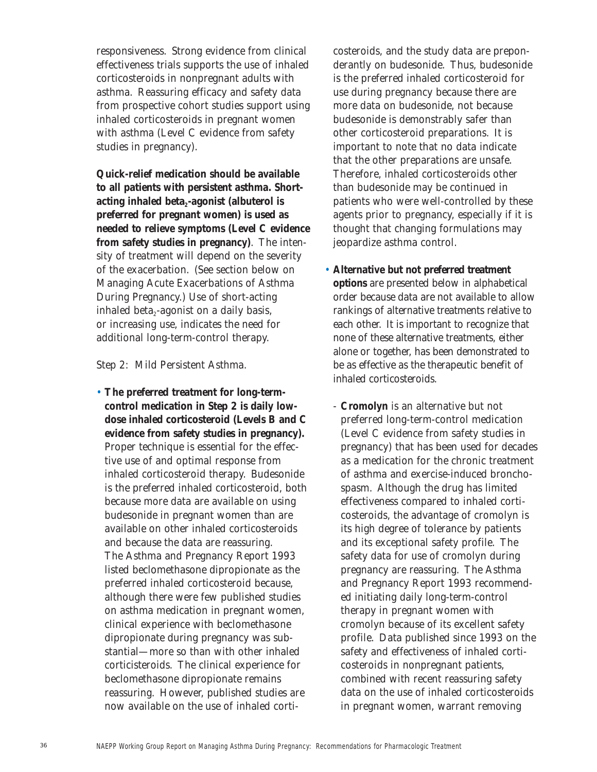responsiveness. Strong evidence from clinical effectiveness trials supports the use of inhaled corticosteroids in nonpregnant adults with asthma. Reassuring efficacy and safety data from prospective cohort studies support using inhaled corticosteroids in pregnant women with asthma (Level C evidence from safety studies in pregnancy).

**Quick-relief medication should be available to all patients with persistent asthma. Short-acting inhaled beta$_2$-agonist (albuterol is preferred for pregnant women) is used as needed to relieve symptoms (Level C evidence from safety studies in pregnancy)**. The intensity of treatment will depend on the severity of the exacerbation. (See section below on Managing Acute Exacerbations of Asthma During Pregnancy.) Use of short-acting inhaled beta$_2$-agonist on a daily basis, or increasing use, indicates the need for additional long-term-control therapy.

Step 2: Mild Persistent Asthma.

- **The preferred treatment for long-term-control medication in Step 2 is daily low-dose inhaled corticosteroid (Levels B and C evidence from safety studies in pregnancy).** Proper technique is essential for the effective use of and optimal response from inhaled corticosteroid therapy. Budesonide is the preferred inhaled corticosteroid, both because more data are available on using budesonide in pregnant women than are available on other inhaled corticosteroids and because the data are reassuring. The Asthma and Pregnancy Report 1993 listed beclomethasone dipropionate as the preferred inhaled corticosteroid because, although there were few published studies on asthma medication in pregnant women, clinical experience with beclomethasone dipropionate during pregnancy was substantial—more so than with other inhaled corticisteroids. The clinical experience for beclomethasone dipropionate remains reassuring. However, published studies are now available on the use of inhaled corticosteroids, and the study data are preponderantly on budesonide. Thus, budesonide is the preferred inhaled corticosteroid for use during pregnancy because there are more data on budesonide, not because budesonide is demonstrably safer than other corticosteroid preparations. It is important to note that no data indicate that the other preparations are unsafe. Therefore, inhaled corticosteroids other than budesonide may be continued in patients who were well-controlled by these agents prior to pregnancy, especially if it is thought that changing formulations may jeopardize asthma control.

- **Alternative but not preferred treatment options** are presented below in alphabetical order because data are not available to allow rankings of alternative treatments relative to each other. It is important to recognize that none of these alternative treatments, either alone or together, has been demonstrated to be as effective as the therapeutic benefit of inhaled corticosteroids.

  - **Cromolyn** is an alternative but not preferred long-term-control medication (Level C evidence from safety studies in pregnancy) that has been used for decades as a medication for the chronic treatment of asthma and exercise-induced bronchospasm. Although the drug has limited effectiveness compared to inhaled corticosteroids, the advantage of cromolyn is its high degree of tolerance by patients and its exceptional safety profile. The safety data for use of cromolyn during pregnancy are reassuring. The Asthma and Pregnancy Report 1993 recommended initiating daily long-term-control therapy in pregnant women with cromolyn because of its excellent safety profile. Data published since 1993 on the safety and effectiveness of inhaled corticosteroids in nonpregnant patients, combined with recent reassuring safety data on the use of inhaled corticosteroids in pregnant women, warrant removing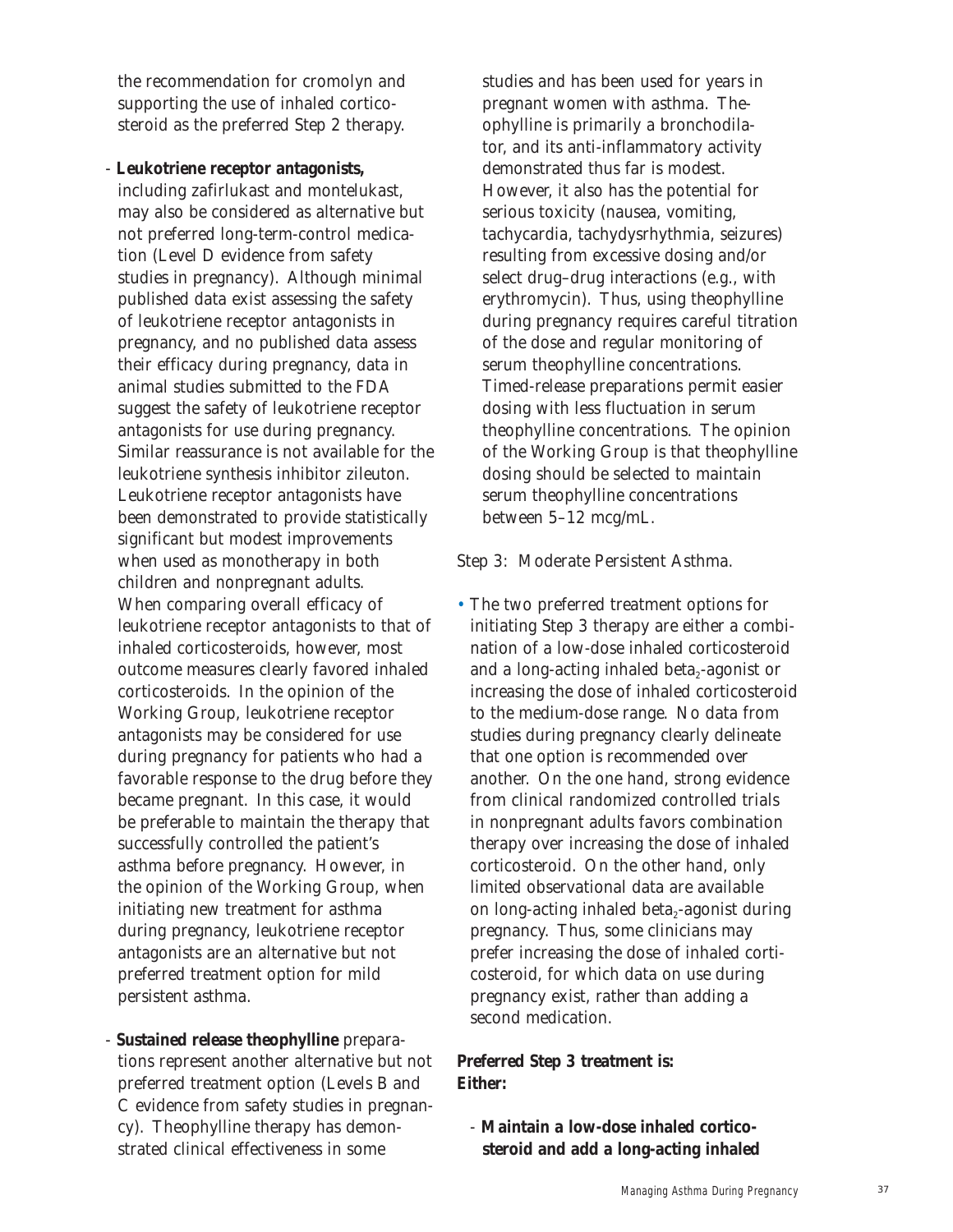the recommendation for cromolyn and supporting the use of inhaled corticosteroid as the preferred Step 2 therapy.

- **Leukotriene receptor antagonists,** including zafirlukast and montelukast, may also be considered as alternative but not preferred long-term-control medication (Level D evidence from safety studies in pregnancy). Although minimal published data exist assessing the safety of leukotriene receptor antagonists in pregnancy, and no published data assess their efficacy during pregnancy, data in animal studies submitted to the FDA suggest the safety of leukotriene receptor antagonists for use during pregnancy. Similar reassurance is not available for the leukotriene synthesis inhibitor zileuton. Leukotriene receptor antagonists have been demonstrated to provide statistically significant but modest improvements when used as monotherapy in both children and nonpregnant adults. When comparing overall efficacy of leukotriene receptor antagonists to that of inhaled corticosteroids, however, most outcome measures clearly favored inhaled corticosteroids. In the opinion of the Working Group, leukotriene receptor antagonists may be considered for use during pregnancy for patients who had a favorable response to the drug before they became pregnant. In this case, it would be preferable to maintain the therapy that successfully controlled the patient's asthma before pregnancy. However, in the opinion of the Working Group, when initiating new treatment for asthma during pregnancy, leukotriene receptor antagonists are an alternative but not preferred treatment option for mild persistent asthma.

- **Sustained release theophylline** preparations represent another alternative but not preferred treatment option (Levels B and C evidence from safety studies in pregnancy). Theophylline therapy has demonstrated clinical effectiveness in some studies and has been used for years in pregnant women with asthma. Theophylline is primarily a bronchodilator, and its anti-inflammatory activity demonstrated thus far is modest. However, it also has the potential for serious toxicity (nausea, vomiting, tachycardia, tachydysrhythmia, seizures) resulting from excessive dosing and/or select drug–drug interactions (e.g., with erythromycin). Thus, using theophylline during pregnancy requires careful titration of the dose and regular monitoring of serum theophylline concentrations. Timed-release preparations permit easier dosing with less fluctuation in serum theophylline concentrations. The opinion of the Working Group is that theophylline dosing should be selected to maintain serum theophylline concentrations between 5–12 mcg/mL.

Step 3: Moderate Persistent Asthma.

- The two preferred treatment options for initiating Step 3 therapy are either a combination of a low-dose inhaled corticosteroid and a long-acting inhaled $beta_2$-agonist or increasing the dose of inhaled corticosteroid to the medium-dose range. No data from studies during pregnancy clearly delineate that one option is recommended over another. On the one hand, strong evidence from clinical randomized controlled trials in nonpregnant adults favors combination therapy over increasing the dose of inhaled corticosteroid. On the other hand, only limited observational data are available on long-acting inhaled $beta_2$-agonist during pregnancy. Thus, some clinicians may prefer increasing the dose of inhaled corticosteroid, for which data on use during pregnancy exist, rather than adding a second medication.

**Preferred Step 3 treatment is:**
**Either:**

- **Maintain a low-dose inhaled corticosteroid and add a long-acting inhaled**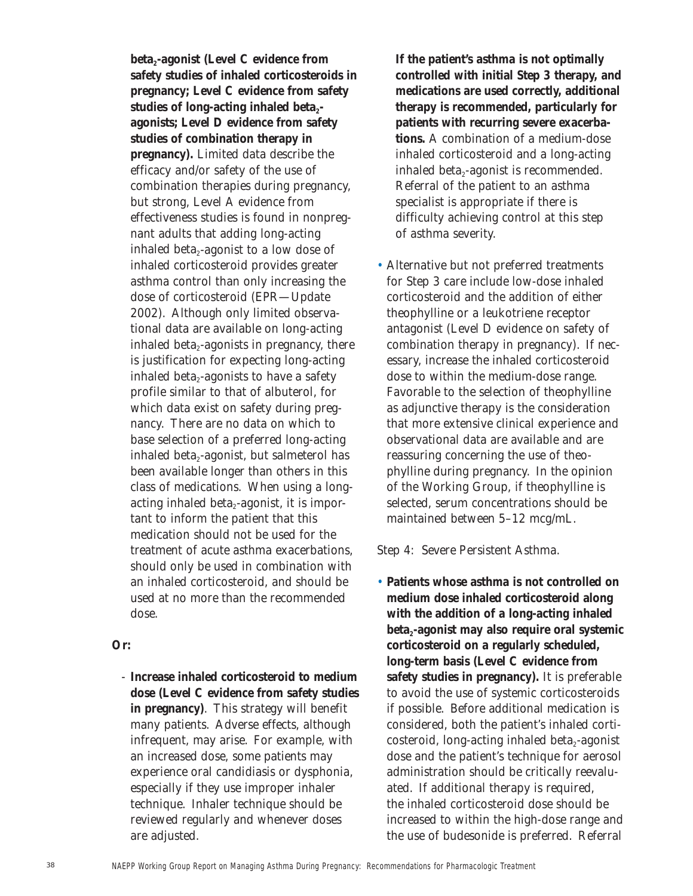**beta$_2$-agonist (Level C evidence from safety studies of inhaled corticosteroids in pregnancy; Level C evidence from safety studies of long-acting inhaled beta$_2$-agonists; Level D evidence from safety studies of combination therapy in pregnancy).** Limited data describe the efficacy and/or safety of the use of combination therapies during pregnancy, but strong, Level A evidence from effectiveness studies is found in nonpregnant adults that adding long-acting inhaled beta$_2$-agonist to a low dose of inhaled corticosteroid provides greater asthma control than only increasing the dose of corticosteroid (EPR—Update 2002). Although only limited observational data are available on long-acting inhaled beta$_2$-agonists in pregnancy, there is justification for expecting long-acting inhaled beta$_2$-agonists to have a safety profile similar to that of albuterol, for which data exist on safety during pregnancy. There are no data on which to base selection of a preferred long-acting inhaled beta$_2$-agonist, but salmeterol has been available longer than others in this class of medications. When using a long-acting inhaled beta$_2$-agonist, it is important to inform the patient that this medication should not be used for the treatment of acute asthma exacerbations, should only be used in combination with an inhaled corticosteroid, and should be used at no more than the recommended dose.

**Or:**

- **Increase inhaled corticosteroid to medium dose (Level C evidence from safety studies in pregnancy)**. This strategy will benefit many patients. Adverse effects, although infrequent, may arise. For example, with an increased dose, some patients may experience oral candidiasis or dysphonia, especially if they use improper inhaler technique. Inhaler technique should be reviewed regularly and whenever doses are adjusted.

**If the patient's asthma is not optimally controlled with initial Step 3 therapy, and medications are used correctly, additional therapy is recommended, particularly for patients with recurring severe exacerbations.** A combination of a medium-dose inhaled corticosteroid and a long-acting inhaled beta$_2$-agonist is recommended. Referral of the patient to an asthma specialist is appropriate if there is difficulty achieving control at this step of asthma severity.

- Alternative but not preferred treatments for Step 3 care include low-dose inhaled corticosteroid and the addition of either theophylline or a leukotriene receptor antagonist (Level D evidence on safety of combination therapy in pregnancy). If necessary, increase the inhaled corticosteroid dose to within the medium-dose range. Favorable to the selection of theophylline as adjunctive therapy is the consideration that more extensive clinical experience and observational data are available and are reassuring concerning the use of theophylline during pregnancy. In the opinion of the Working Group, if theophylline is selected, serum concentrations should be maintained between 5–12 mcg/mL.

*Step 4: Severe Persistent Asthma.*

- **Patients whose asthma is not controlled on medium dose inhaled corticosteroid along with the addition of a long-acting inhaled beta$_2$-agonist may also require oral systemic corticosteroid on a regularly scheduled, long-term basis (Level C evidence from safety studies in pregnancy).** It is preferable to avoid the use of systemic corticosteroids if possible. Before additional medication is considered, both the patient's inhaled corticosteroid, long-acting inhaled beta$_2$-agonist dose and the patient's technique for aerosol administration should be critically reevaluated. If additional therapy is required, the inhaled corticosteroid dose should be increased to within the high-dose range and the use of budesonide is preferred. Referral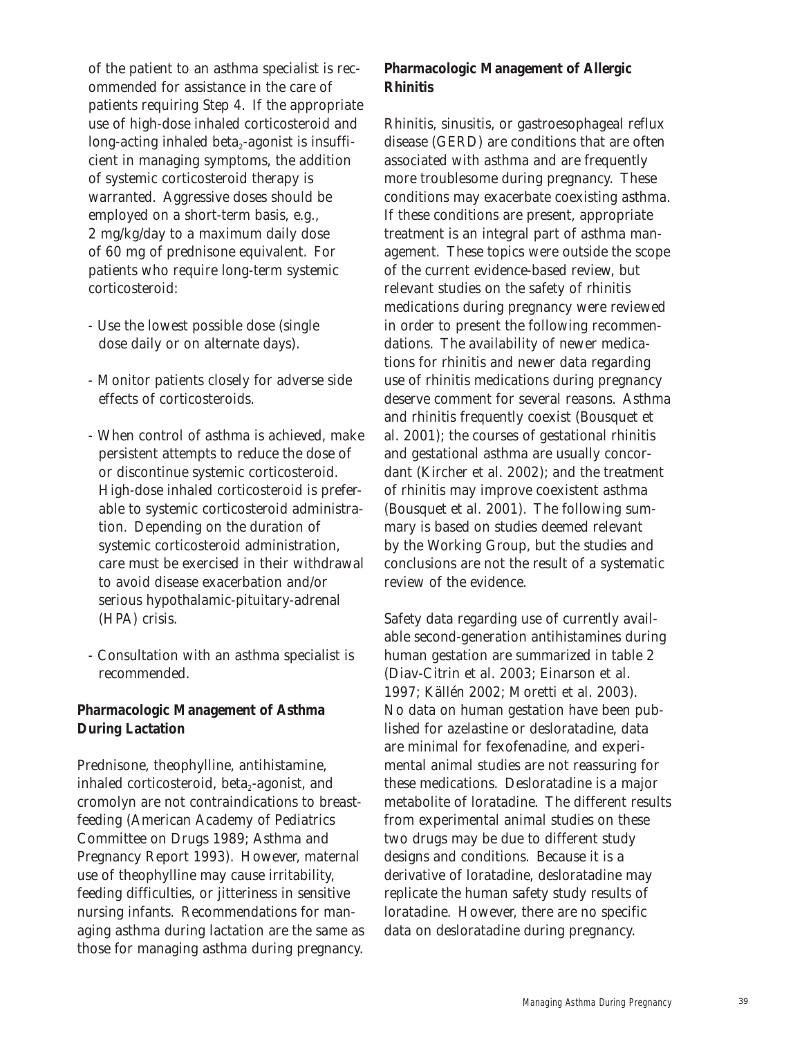of the patient to an asthma specialist is recommended for assistance in the care of patients requiring Step 4. If the appropriate use of high-dose inhaled corticosteroid and long-acting inhaled beta$_2$-agonist is insufficient in managing symptoms, the addition of systemic corticosteroid therapy is warranted. Aggressive doses should be employed on a short-term basis, e.g., 2 mg/kg/day to a maximum daily dose of 60 mg of prednisone equivalent. For patients who require long-term systemic corticosteroid:

- Use the lowest possible dose (single dose daily or on alternate days).
- Monitor patients closely for adverse side effects of corticosteroids.
- When control of asthma is achieved, make persistent attempts to reduce the dose of or discontinue systemic corticosteroid. High-dose inhaled corticosteroid is preferable to systemic corticosteroid administration. Depending on the duration of systemic corticosteroid administration, care must be exercised in their withdrawal to avoid disease exacerbation and/or serious hypothalamic-pituitary-adrenal (HPA) crisis.
- Consultation with an asthma specialist is recommended.

**Pharmacologic Management of Asthma During Lactation**

Prednisone, theophylline, antihistamine, inhaled corticosteroid, beta$_2$-agonist, and cromolyn are not contraindications to breastfeeding (American Academy of Pediatrics Committee on Drugs 1989; Asthma and Pregnancy Report 1993). However, maternal use of theophylline may cause irritability, feeding difficulties, or jitteriness in sensitive nursing infants. Recommendations for managing asthma during lactation are the same as those for managing asthma during pregnancy.

**Pharmacologic Management of Allergic Rhinitis**

Rhinitis, sinusitis, or gastroesophageal reflux disease (GERD) are conditions that are often associated with asthma and are frequently more troublesome during pregnancy. These conditions may exacerbate coexisting asthma. If these conditions are present, appropriate treatment is an integral part of asthma management. These topics were outside the scope of the current evidence-based review, but relevant studies on the safety of rhinitis medications during pregnancy were reviewed in order to present the following recommendations. The availability of newer medications for rhinitis and newer data regarding use of rhinitis medications during pregnancy deserve comment for several reasons. Asthma and rhinitis frequently coexist (Bousquet et al. 2001); the courses of gestational rhinitis and gestational asthma are usually concordant (Kircher et al. 2002); and the treatment of rhinitis may improve coexistent asthma (Bousquet et al. 2001). The following summary is based on studies deemed relevant by the Working Group, but the studies and conclusions are not the result of a systematic review of the evidence.

Safety data regarding use of currently available second-generation antihistamines during human gestation are summarized in table 2 (Diav-Citrin et al. 2003; Einarson et al. 1997; Källén 2002; Moretti et al. 2003). No data on human gestation have been published for azelastine or desloratadine, data are minimal for fexofenadine, and experimental animal studies are not reassuring for these medications. Desloratadine is a major metabolite of loratadine. The different results from experimental animal studies on these two drugs may be due to different study designs and conditions. Because it is a derivative of loratadine, desloratadine may replicate the human safety study results of loratadine. However, there are no specific data on desloratadine during pregnancy.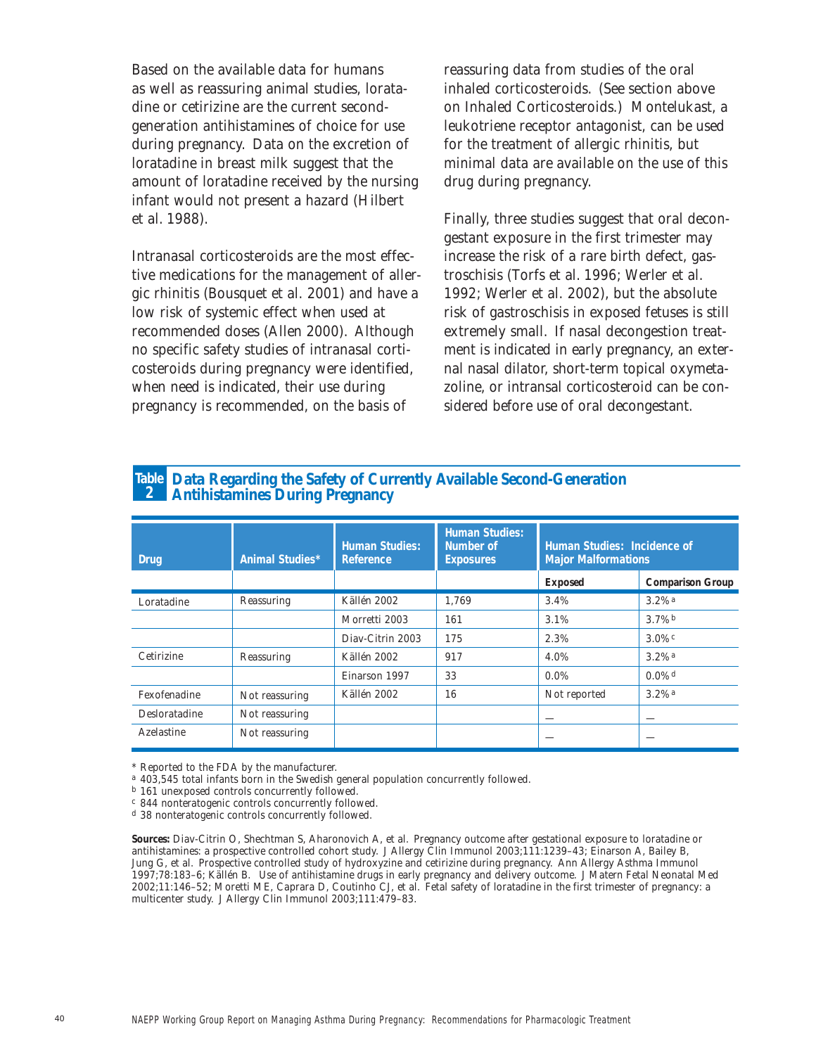Based on the available data for humans as well as reassuring animal studies, loratadine or cetirizine are the current second-generation antihistamines of choice for use during pregnancy. Data on the excretion of loratadine in breast milk suggest that the amount of loratadine received by the nursing infant would not present a hazard (Hilbert et al. 1988).

Intranasal corticosteroids are the most effective medications for the management of allergic rhinitis (Bousquet et al. 2001) and have a low risk of systemic effect when used at recommended doses (Allen 2000). Although no specific safety studies of intranasal corticosteroids during pregnancy were identified, when need is indicated, their use during pregnancy is recommended, on the basis of reassuring data from studies of the oral inhaled corticosteroids. (See section above on Inhaled Corticosteroids.) Montelukast, a leukotriene receptor antagonist, can be used for the treatment of allergic rhinitis, but minimal data are available on the use of this drug during pregnancy.

Finally, three studies suggest that oral decongestant exposure in the first trimester may increase the risk of a rare birth defect, gastroschisis (Torfs et al. 1996; Werler et al. 1992; Werler et al. 2002), but the absolute risk of gastroschisis in exposed fetuses is still extremely small. If nasal decongestion treatment is indicated in early pregnancy, an external nasal dilator, short-term topical oxymetazoline, or intransal corticosteroid can be considered before use of oral decongestant.

**Table 2 Data Regarding the Safety of Currently Available Second-Generation Antihistamines During Pregnancy**

| Drug | Animal Studies* | Human Studies: Reference | Human Studies: Number of Exposures | Human Studies: Incidence of Major Malformations | |
|---|---|---|---|---|---|
| | | | | Exposed | Comparison Group |
| Loratadine | Reassuring | Källén 2002 | 1,769 | 3.4% | 3.2% [a] |
| | | Morretti 2003 | 161 | 3.1% | 3.7% [b] |
| | | Diav-Citrin 2003 | 175 | 2.3% | 3.0% [c] |
| Cetirizine | Reassuring | Källén 2002 | 917 | 4.0% | 3.2% [a] |
| | | Einarson 1997 | 33 | 0.0% | 0.0% [d] |
| Fexofenadine | Not reassuring | Källén 2002 | 16 | Not reported | 3.2% [a] |
| Desloratadine | Not reassuring | | | — | — |
| Azelastine | Not reassuring | | | — | — |

\* Reported to the FDA by the manufacturer.
[a] 403,545 total infants born in the Swedish general population concurrently followed.
[b] 161 unexposed controls concurrently followed.
[c] 844 nonteratogenic controls concurrently followed.
[d] 38 nonteratogenic controls concurrently followed.

**Sources:** Diav-Citrin O, Shechtman S, Aharonovich A, et al. Pregnancy outcome after gestational exposure to loratadine or antihistamines: a prospective controlled cohort study. J Allergy Clin Immunol 2003;111:1239–43; Einarson A, Bailey B, Jung G, et al. Prospective controlled study of hydroxyzine and cetirizine during pregnancy. Ann Allergy Asthma Immunol 1997;78:183–6; Källén B. Use of antihistamine drugs in early pregnancy and delivery outcome. J Matern Fetal Neonatal Med 2002;11:146–52; Moretti ME, Caprara D, Coutinho CJ, et al. Fetal safety of loratadine in the first trimester of pregnancy: a multicenter study. J Allergy Clin Immunol 2003;111:479–83.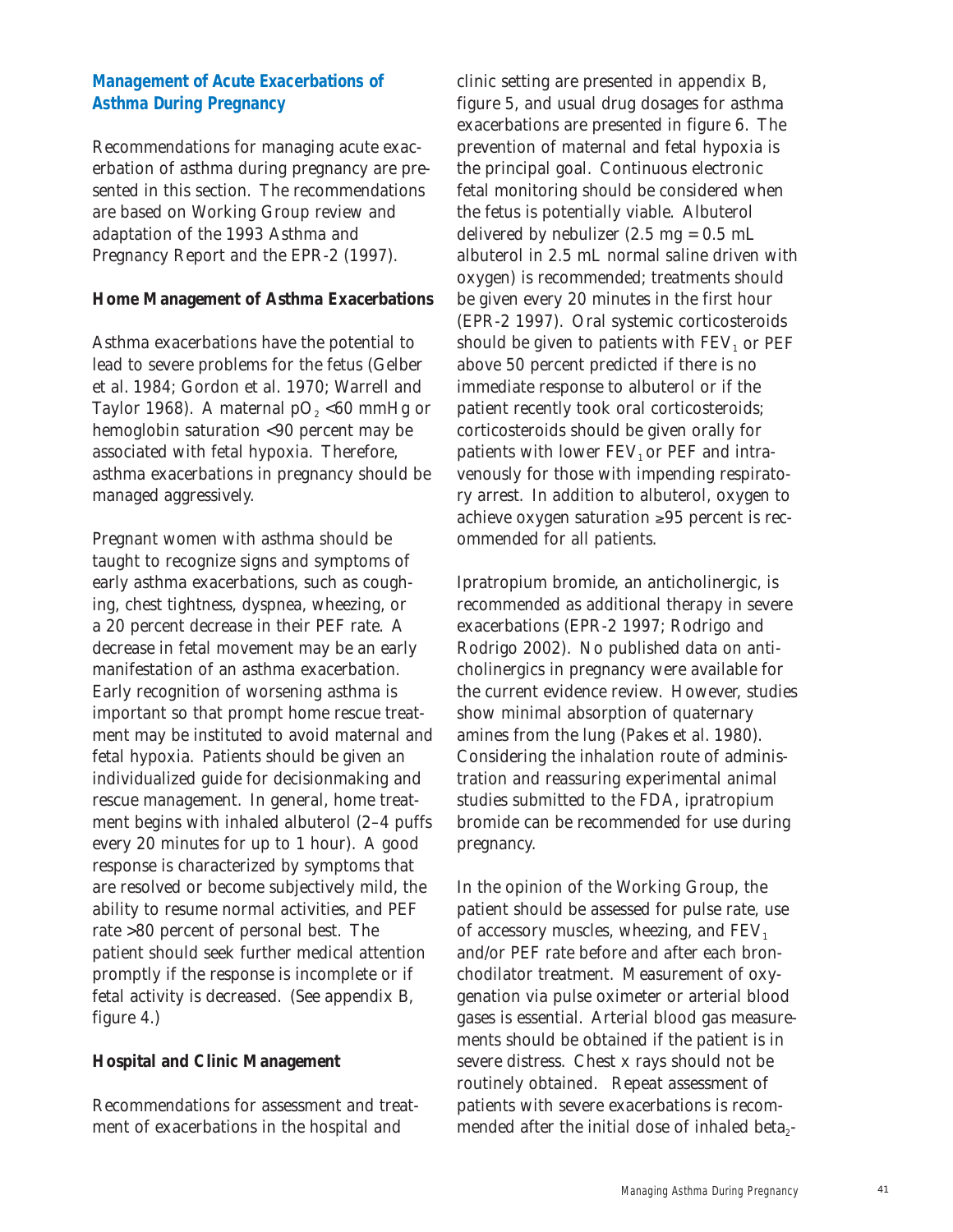## Management of Acute Exacerbations of Asthma During Pregnancy

Recommendations for managing acute exacerbation of asthma during pregnancy are presented in this section. The recommendations are based on Working Group review and adaptation of the 1993 Asthma and Pregnancy Report and the EPR-2 (1997).

### Home Management of Asthma Exacerbations

Asthma exacerbations have the potential to lead to severe problems for the fetus (Gelber et al. 1984; Gordon et al. 1970; Warrell and Taylor 1968). A maternal $pO_2$ <60 mmHg or hemoglobin saturation <90 percent may be associated with fetal hypoxia. Therefore, asthma exacerbations in pregnancy should be managed aggressively.

Pregnant women with asthma should be taught to recognize signs and symptoms of early asthma exacerbations, such as coughing, chest tightness, dyspnea, wheezing, or a 20 percent decrease in their PEF rate. A decrease in fetal movement may be an early manifestation of an asthma exacerbation. Early recognition of worsening asthma is important so that prompt home rescue treatment may be instituted to avoid maternal and fetal hypoxia. Patients should be given an individualized guide for decisionmaking and rescue management. In general, home treatment begins with inhaled albuterol (2–4 puffs every 20 minutes for up to 1 hour). A good response is characterized by symptoms that are resolved or become subjectively mild, the ability to resume normal activities, and PEF rate >80 percent of personal best. The patient should seek further medical attention promptly if the response is incomplete or if fetal activity is decreased. (See appendix B, figure 4.)

### Hospital and Clinic Management

Recommendations for assessment and treatment of exacerbations in the hospital and clinic setting are presented in appendix B, figure 5, and usual drug dosages for asthma exacerbations are presented in figure 6. The prevention of maternal and fetal hypoxia is the principal goal. Continuous electronic fetal monitoring should be considered when the fetus is potentially viable. Albuterol delivered by nebulizer (2.5 mg = 0.5 mL albuterol in 2.5 mL normal saline driven with oxygen) is recommended; treatments should be given every 20 minutes in the first hour (EPR-2 1997). Oral systemic corticosteroids should be given to patients with $FEV_1$ or PEF above 50 percent predicted if there is no immediate response to albuterol or if the patient recently took oral corticosteroids; corticosteroids should be given orally for patients with lower $FEV_1$ or PEF and intravenously for those with impending respiratory arrest. In addition to albuterol, oxygen to achieve oxygen saturation ≥95 percent is recommended for all patients.

Ipratropium bromide, an anticholinergic, is recommended as additional therapy in severe exacerbations (EPR-2 1997; Rodrigo and Rodrigo 2002). No published data on anticholinergics in pregnancy were available for the current evidence review. However, studies show minimal absorption of quaternary amines from the lung (Pakes et al. 1980). Considering the inhalation route of administration and reassuring experimental animal studies submitted to the FDA, ipratropium bromide can be recommended for use during pregnancy.

In the opinion of the Working Group, the patient should be assessed for pulse rate, use of accessory muscles, wheezing, and $FEV_1$ and/or PEF rate before and after each bronchodilator treatment. Measurement of oxygenation via pulse oximeter or arterial blood gases is essential. Arterial blood gas measurements should be obtained if the patient is in severe distress. Chest x rays should not be routinely obtained. Repeat assessment of patients with severe exacerbations is recommended after the initial dose of inhaled $\text{beta}_2$-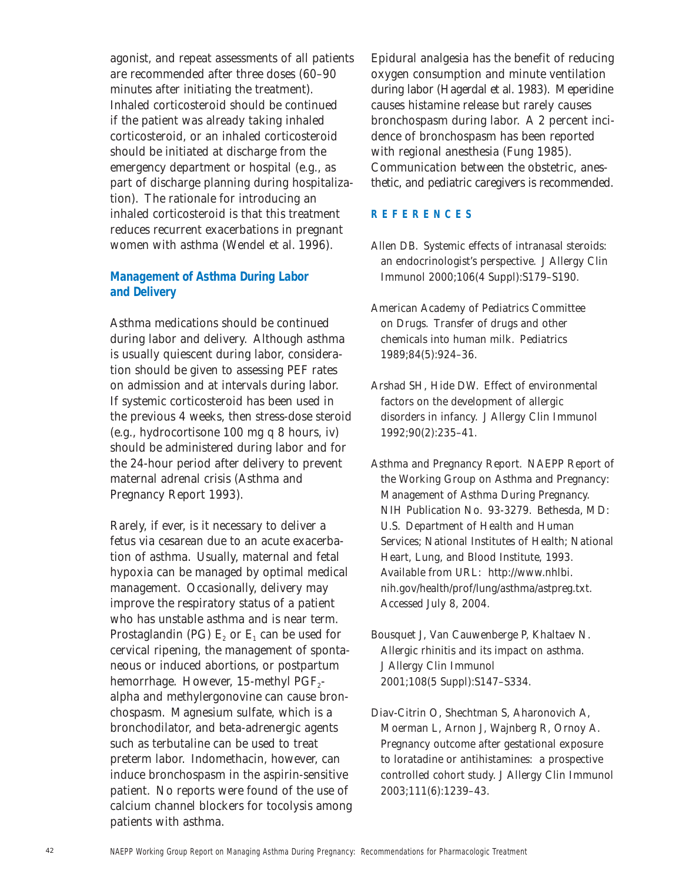agonist, and repeat assessments of all patients are recommended after three doses (60–90 minutes after initiating the treatment). Inhaled corticosteroid should be continued if the patient was already taking inhaled corticosteroid, or an inhaled corticosteroid should be initiated at discharge from the emergency department or hospital (e.g., as part of discharge planning during hospitalization). The rationale for introducing an inhaled corticosteroid is that this treatment reduces recurrent exacerbations in pregnant women with asthma (Wendel et al. 1996).

### Management of Asthma During Labor and Delivery

Asthma medications should be continued during labor and delivery. Although asthma is usually quiescent during labor, consideration should be given to assessing PEF rates on admission and at intervals during labor. If systemic corticosteroid has been used in the previous 4 weeks, then stress-dose steroid (e.g., hydrocortisone 100 mg q 8 hours, iv) should be administered during labor and for the 24-hour period after delivery to prevent maternal adrenal crisis (Asthma and Pregnancy Report 1993).

Rarely, if ever, is it necessary to deliver a fetus via cesarean due to an acute exacerbation of asthma. Usually, maternal and fetal hypoxia can be managed by optimal medical management. Occasionally, delivery may improve the respiratory status of a patient who has unstable asthma and is near term. Prostaglandin (PG) $E_2$ or $E_1$ can be used for cervical ripening, the management of spontaneous or induced abortions, or postpartum hemorrhage. However, 15-methyl $PGF_2$-alpha and methylergonovine can cause bronchospasm. Magnesium sulfate, which is a bronchodilator, and beta-adrenergic agents such as terbutaline can be used to treat preterm labor. Indomethacin, however, can induce bronchospasm in the aspirin-sensitive patient. No reports were found of the use of calcium channel blockers for tocolysis among patients with asthma.

Epidural analgesia has the benefit of reducing oxygen consumption and minute ventilation during labor (Hagerdal et al. 1983). Meperidine causes histamine release but rarely causes bronchospasm during labor. A 2 percent incidence of bronchospasm has been reported with regional anesthesia (Fung 1985). Communication between the obstetric, anesthetic, and pediatric caregivers is recommended.

## REFERENCES

Allen DB. Systemic effects of intranasal steroids: an endocrinologist's perspective. J Allergy Clin Immunol 2000;106(4 Suppl):S179–S190.

American Academy of Pediatrics Committee on Drugs. Transfer of drugs and other chemicals into human milk. Pediatrics 1989;84(5):924–36.

Arshad SH, Hide DW. Effect of environmental factors on the development of allergic disorders in infancy. J Allergy Clin Immunol 1992;90(2):235–41.

Asthma and Pregnancy Report. NAEPP Report of the Working Group on Asthma and Pregnancy: Management of Asthma During Pregnancy. NIH Publication No. 93-3279. Bethesda, MD: U.S. Department of Health and Human Services; National Institutes of Health; National Heart, Lung, and Blood Institute, 1993. Available from URL: http://www.nhlbi.nih.gov/health/prof/lung/asthma/astpreg.txt. Accessed July 8, 2004.

Bousquet J, Van Cauwenberge P, Khaltaev N. Allergic rhinitis and its impact on asthma. J Allergy Clin Immunol 2001;108(5 Suppl):S147–S334.

Diav-Citrin O, Shechtman S, Aharonovich A, Moerman L, Arnon J, Wajnberg R, Ornoy A. Pregnancy outcome after gestational exposure to loratadine or antihistamines: a prospective controlled cohort study. J Allergy Clin Immunol 2003;111(6):1239–43.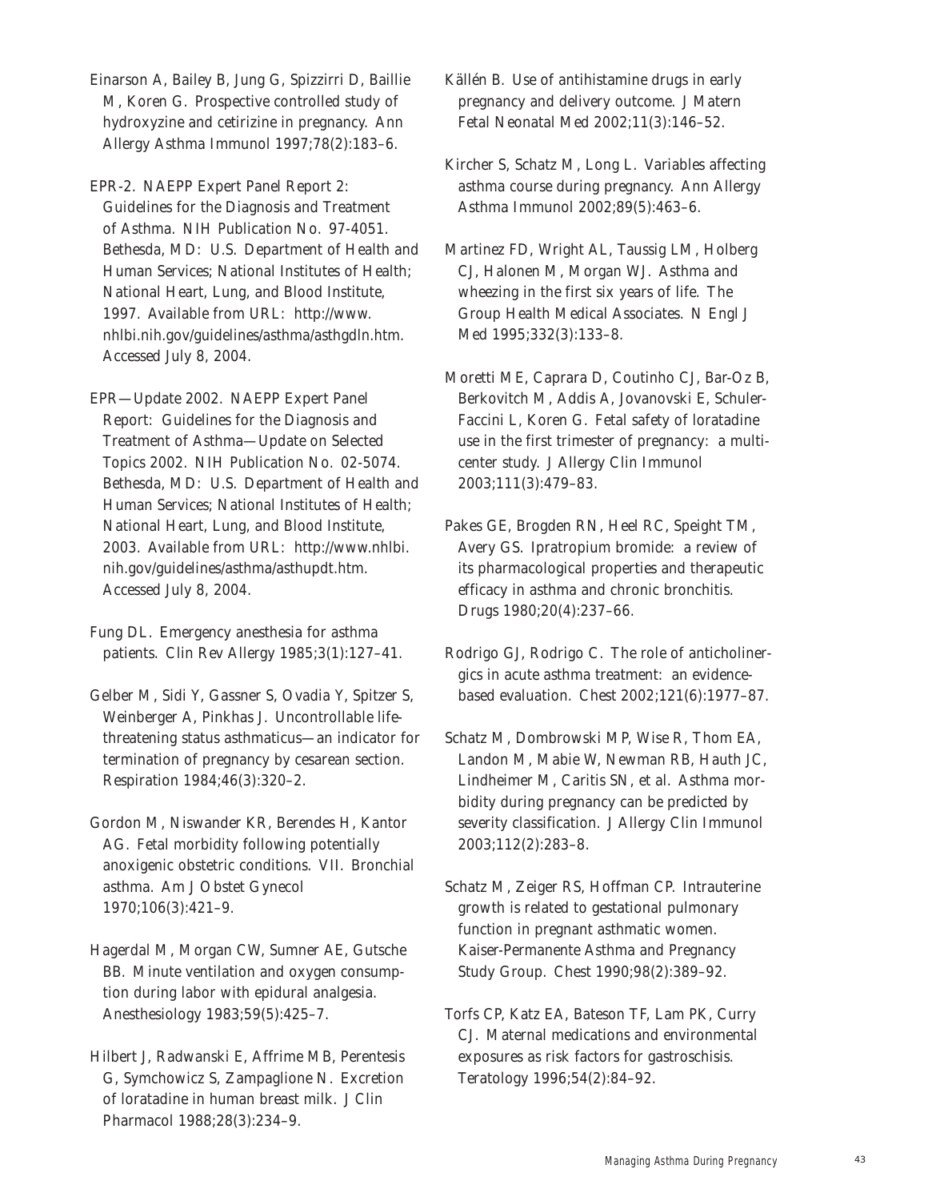Einarson A, Bailey B, Jung G, Spizzirri D, Baillie M, Koren G. Prospective controlled study of hydroxyzine and cetirizine in pregnancy. Ann Allergy Asthma Immunol 1997;78(2):183–6.

EPR-2. NAEPP Expert Panel Report 2: Guidelines for the Diagnosis and Treatment of Asthma. NIH Publication No. 97-4051. Bethesda, MD: U.S. Department of Health and Human Services; National Institutes of Health; National Heart, Lung, and Blood Institute, 1997. Available from URL: http://www.nhlbi.nih.gov/guidelines/asthma/asthgdln.htm. Accessed July 8, 2004.

EPR—Update 2002. NAEPP Expert Panel Report: Guidelines for the Diagnosis and Treatment of Asthma—Update on Selected Topics 2002. NIH Publication No. 02-5074. Bethesda, MD: U.S. Department of Health and Human Services; National Institutes of Health; National Heart, Lung, and Blood Institute, 2003. Available from URL: http://www.nhlbi.nih.gov/guidelines/asthma/asthupdt.htm. Accessed July 8, 2004.

Fung DL. Emergency anesthesia for asthma patients. Clin Rev Allergy 1985;3(1):127–41.

Gelber M, Sidi Y, Gassner S, Ovadia Y, Spitzer S, Weinberger A, Pinkhas J. Uncontrollable life-threatening status asthmaticus—an indicator for termination of pregnancy by cesarean section. Respiration 1984;46(3):320–2.

Gordon M, Niswander KR, Berendes H, Kantor AG. Fetal morbidity following potentially anoxigenic obstetric conditions. VII. Bronchial asthma. Am J Obstet Gynecol 1970;106(3):421–9.

Hagerdal M, Morgan CW, Sumner AE, Gutsche BB. Minute ventilation and oxygen consumption during labor with epidural analgesia. Anesthesiology 1983;59(5):425–7.

Hilbert J, Radwanski E, Affrime MB, Perentesis G, Symchowicz S, Zampaglione N. Excretion of loratadine in human breast milk. J Clin Pharmacol 1988;28(3):234–9.

Källén B. Use of antihistamine drugs in early pregnancy and delivery outcome. J Matern Fetal Neonatal Med 2002;11(3):146–52.

Kircher S, Schatz M, Long L. Variables affecting asthma course during pregnancy. Ann Allergy Asthma Immunol 2002;89(5):463–6.

Martinez FD, Wright AL, Taussig LM, Holberg CJ, Halonen M, Morgan WJ. Asthma and wheezing in the first six years of life. The Group Health Medical Associates. N Engl J Med 1995;332(3):133–8.

Moretti ME, Caprara D, Coutinho CJ, Bar-Oz B, Berkovitch M, Addis A, Jovanovski E, Schuler-Faccini L, Koren G. Fetal safety of loratadine use in the first trimester of pregnancy: a multicenter study. J Allergy Clin Immunol 2003;111(3):479–83.

Pakes GE, Brogden RN, Heel RC, Speight TM, Avery GS. Ipratropium bromide: a review of its pharmacological properties and therapeutic efficacy in asthma and chronic bronchitis. Drugs 1980;20(4):237–66.

Rodrigo GJ, Rodrigo C. The role of anticholinergics in acute asthma treatment: an evidence-based evaluation. Chest 2002;121(6):1977–87.

Schatz M, Dombrowski MP, Wise R, Thom EA, Landon M, Mabie W, Newman RB, Hauth JC, Lindheimer M, Caritis SN, et al. Asthma morbidity during pregnancy can be predicted by severity classification. J Allergy Clin Immunol 2003;112(2):283–8.

Schatz M, Zeiger RS, Hoffman CP. Intrauterine growth is related to gestational pulmonary function in pregnant asthmatic women. Kaiser-Permanente Asthma and Pregnancy Study Group. Chest 1990;98(2):389–92.

Torfs CP, Katz EA, Bateson TF, Lam PK, Curry CJ. Maternal medications and environmental exposures as risk factors for gastroschisis. Teratology 1996;54(2):84–92.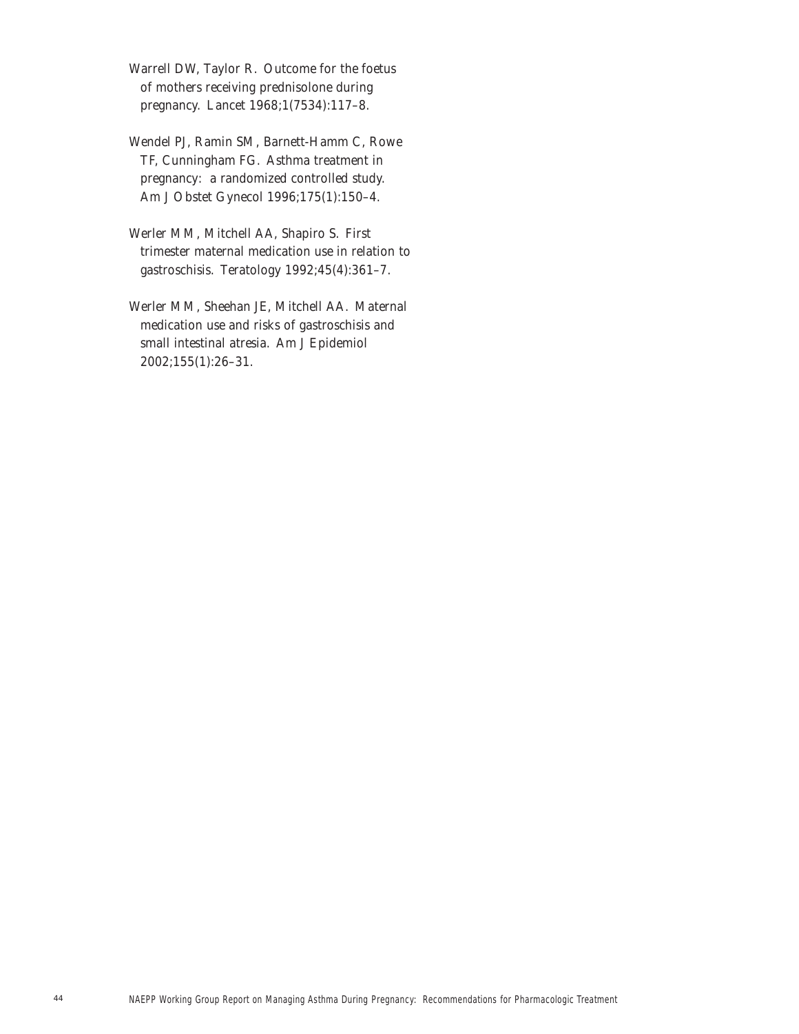Warrell DW, Taylor R. Outcome for the foetus of mothers receiving prednisolone during pregnancy. Lancet 1968;1(7534):117–8.

Wendel PJ, Ramin SM, Barnett-Hamm C, Rowe TF, Cunningham FG. Asthma treatment in pregnancy: a randomized controlled study. Am J Obstet Gynecol 1996;175(1):150–4.

Werler MM, Mitchell AA, Shapiro S. First trimester maternal medication use in relation to gastroschisis. Teratology 1992;45(4):361–7.

Werler MM, Sheehan JE, Mitchell AA. Maternal medication use and risks of gastroschisis and small intestinal atresia. Am J Epidemiol 2002;155(1):26–31.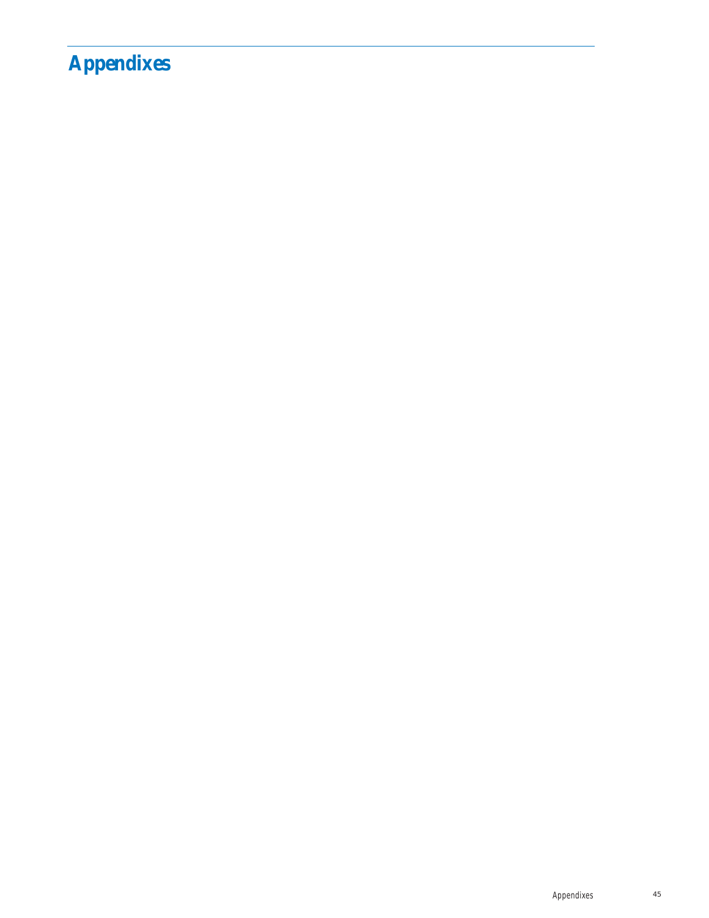# Appendixes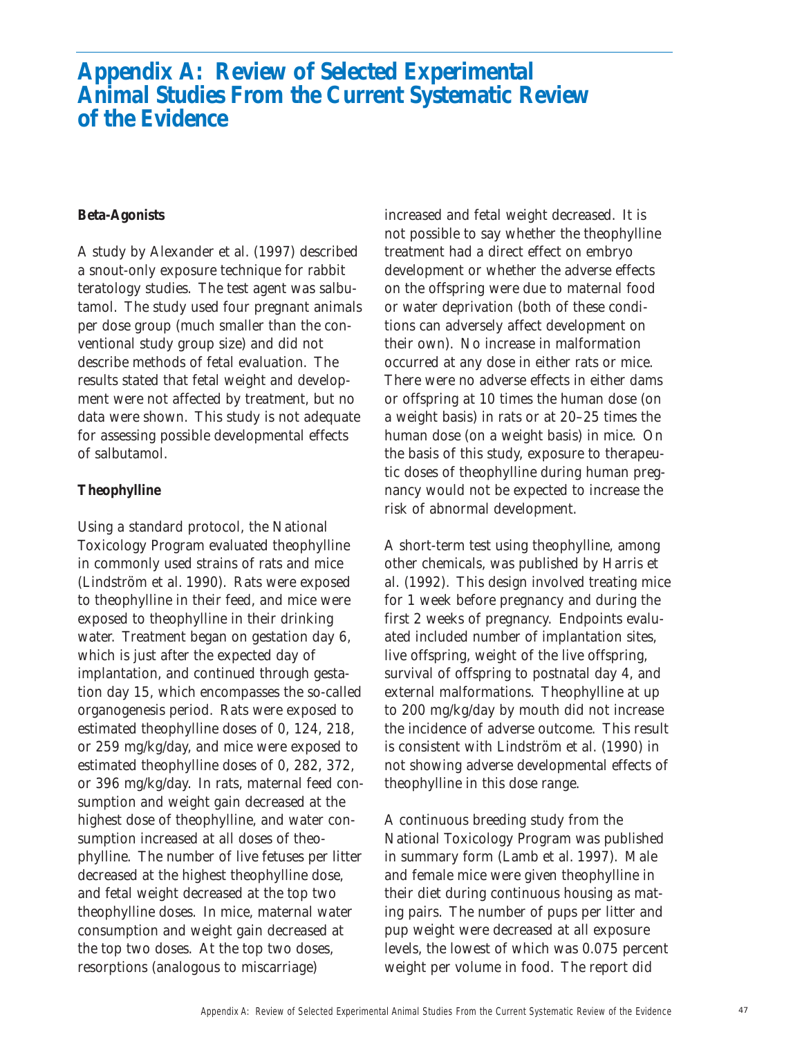# Appendix A: Review of Selected Experimental Animal Studies From the Current Systematic Review of the Evidence

**Beta-Agonists**

A study by Alexander et al. (1997) described a snout-only exposure technique for rabbit teratology studies. The test agent was salbutamol. The study used four pregnant animals per dose group (much smaller than the conventional study group size) and did not describe methods of fetal evaluation. The results stated that fetal weight and development were not affected by treatment, but no data were shown. This study is not adequate for assessing possible developmental effects of salbutamol.

**Theophylline**

Using a standard protocol, the National Toxicology Program evaluated theophylline in commonly used strains of rats and mice (Lindström et al. 1990). Rats were exposed to theophylline in their feed, and mice were exposed to theophylline in their drinking water. Treatment began on gestation day 6, which is just after the expected day of implantation, and continued through gestation day 15, which encompasses the so-called organogenesis period. Rats were exposed to estimated theophylline doses of 0, 124, 218, or 259 mg/kg/day, and mice were exposed to estimated theophylline doses of 0, 282, 372, or 396 mg/kg/day. In rats, maternal feed consumption and weight gain decreased at the highest dose of theophylline, and water consumption increased at all doses of theophylline. The number of live fetuses per litter decreased at the highest theophylline dose, and fetal weight decreased at the top two theophylline doses. In mice, maternal water consumption and weight gain decreased at the top two doses. At the top two doses, resorptions (analogous to miscarriage) increased and fetal weight decreased. It is not possible to say whether the theophylline treatment had a direct effect on embryo development or whether the adverse effects on the offspring were due to maternal food or water deprivation (both of these conditions can adversely affect development on their own). No increase in malformation occurred at any dose in either rats or mice. There were no adverse effects in either dams or offspring at 10 times the human dose (on a weight basis) in rats or at 20–25 times the human dose (on a weight basis) in mice. On the basis of this study, exposure to therapeutic doses of theophylline during human pregnancy would not be expected to increase the risk of abnormal development.

A short-term test using theophylline, among other chemicals, was published by Harris et al. (1992). This design involved treating mice for 1 week before pregnancy and during the first 2 weeks of pregnancy. Endpoints evaluated included number of implantation sites, live offspring, weight of the live offspring, survival of offspring to postnatal day 4, and external malformations. Theophylline at up to 200 mg/kg/day by mouth did not increase the incidence of adverse outcome. This result is consistent with Lindström et al. (1990) in not showing adverse developmental effects of theophylline in this dose range.

A continuous breeding study from the National Toxicology Program was published in summary form (Lamb et al. 1997). Male and female mice were given theophylline in their diet during continuous housing as mating pairs. The number of pups per litter and pup weight were decreased at all exposure levels, the lowest of which was 0.075 percent weight per volume in food. The report did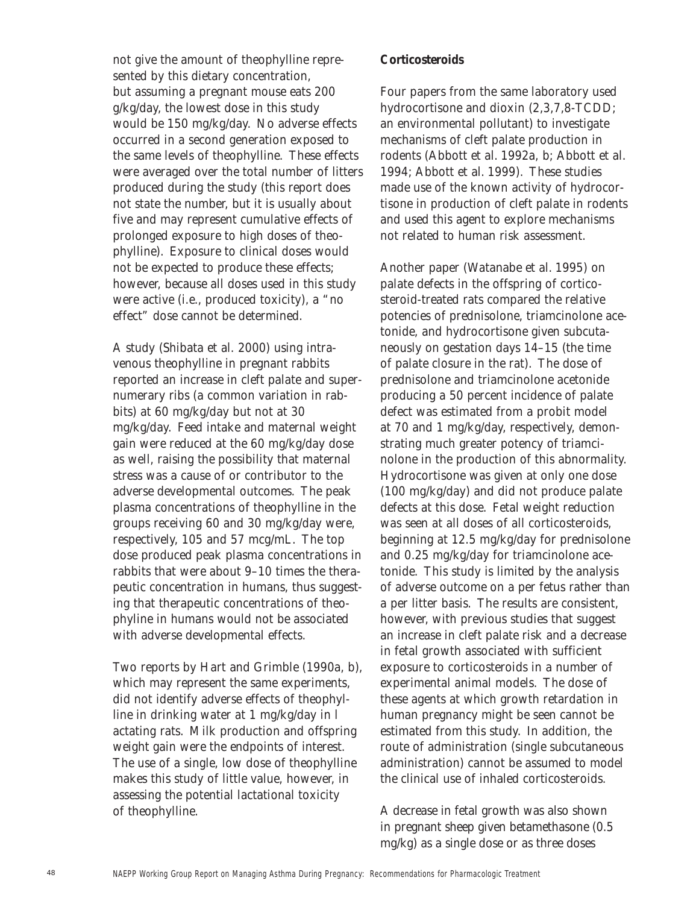not give the amount of theophylline represented by this dietary concentration, but assuming a pregnant mouse eats 200 g/kg/day, the lowest dose in this study would be 150 mg/kg/day. No adverse effects occurred in a second generation exposed to the same levels of theophylline. These effects were averaged over the total number of litters produced during the study (this report does not state the number, but it is usually about five and may represent cumulative effects of prolonged exposure to high doses of theophylline). Exposure to clinical doses would not be expected to produce these effects; however, because all doses used in this study were active (i.e., produced toxicity), a "no effect" dose cannot be determined.

A study (Shibata et al. 2000) using intravenous theophylline in pregnant rabbits reported an increase in cleft palate and supernumerary ribs (a common variation in rabbits) at 60 mg/kg/day but not at 30 mg/kg/day. Feed intake and maternal weight gain were reduced at the 60 mg/kg/day dose as well, raising the possibility that maternal stress was a cause of or contributor to the adverse developmental outcomes. The peak plasma concentrations of theophylline in the groups receiving 60 and 30 mg/kg/day were, respectively, 105 and 57 mcg/mL. The top dose produced peak plasma concentrations in rabbits that were about 9–10 times the therapeutic concentration in humans, thus suggesting that therapeutic concentrations of theophyline in humans would not be associated with adverse developmental effects.

Two reports by Hart and Grimble (1990a, b), which may represent the same experiments, did not identify adverse effects of theophylline in drinking water at 1 mg/kg/day in lactating rats. Milk production and offspring weight gain were the endpoints of interest. The use of a single, low dose of theophylline makes this study of little value, however, in assessing the potential lactational toxicity of theophylline.

**Corticosteroids**

Four papers from the same laboratory used hydrocortisone and dioxin (2,3,7,8-TCDD; an environmental pollutant) to investigate mechanisms of cleft palate production in rodents (Abbott et al. 1992a, b; Abbott et al. 1994; Abbott et al. 1999). These studies made use of the known activity of hydrocortisone in production of cleft palate in rodents and used this agent to explore mechanisms not related to human risk assessment.

Another paper (Watanabe et al. 1995) on palate defects in the offspring of corticosteroid-treated rats compared the relative potencies of prednisolone, triamcinolone acetonide, and hydrocortisone given subcutaneously on gestation days 14–15 (the time of palate closure in the rat). The dose of prednisolone and triamcinolone acetonide producing a 50 percent incidence of palate defect was estimated from a probit model at 70 and 1 mg/kg/day, respectively, demonstrating much greater potency of triamcinolone in the production of this abnormality. Hydrocortisone was given at only one dose (100 mg/kg/day) and did not produce palate defects at this dose. Fetal weight reduction was seen at all doses of all corticosteroids, beginning at 12.5 mg/kg/day for prednisolone and 0.25 mg/kg/day for triamcinolone acetonide. This study is limited by the analysis of adverse outcome on a per fetus rather than a per litter basis. The results are consistent, however, with previous studies that suggest an increase in cleft palate risk and a decrease in fetal growth associated with sufficient exposure to corticosteroids in a number of experimental animal models. The dose of these agents at which growth retardation in human pregnancy might be seen cannot be estimated from this study. In addition, the route of administration (single subcutaneous administration) cannot be assumed to model the clinical use of inhaled corticosteroids.

A decrease in fetal growth was also shown in pregnant sheep given betamethasone (0.5 mg/kg) as a single dose or as three doses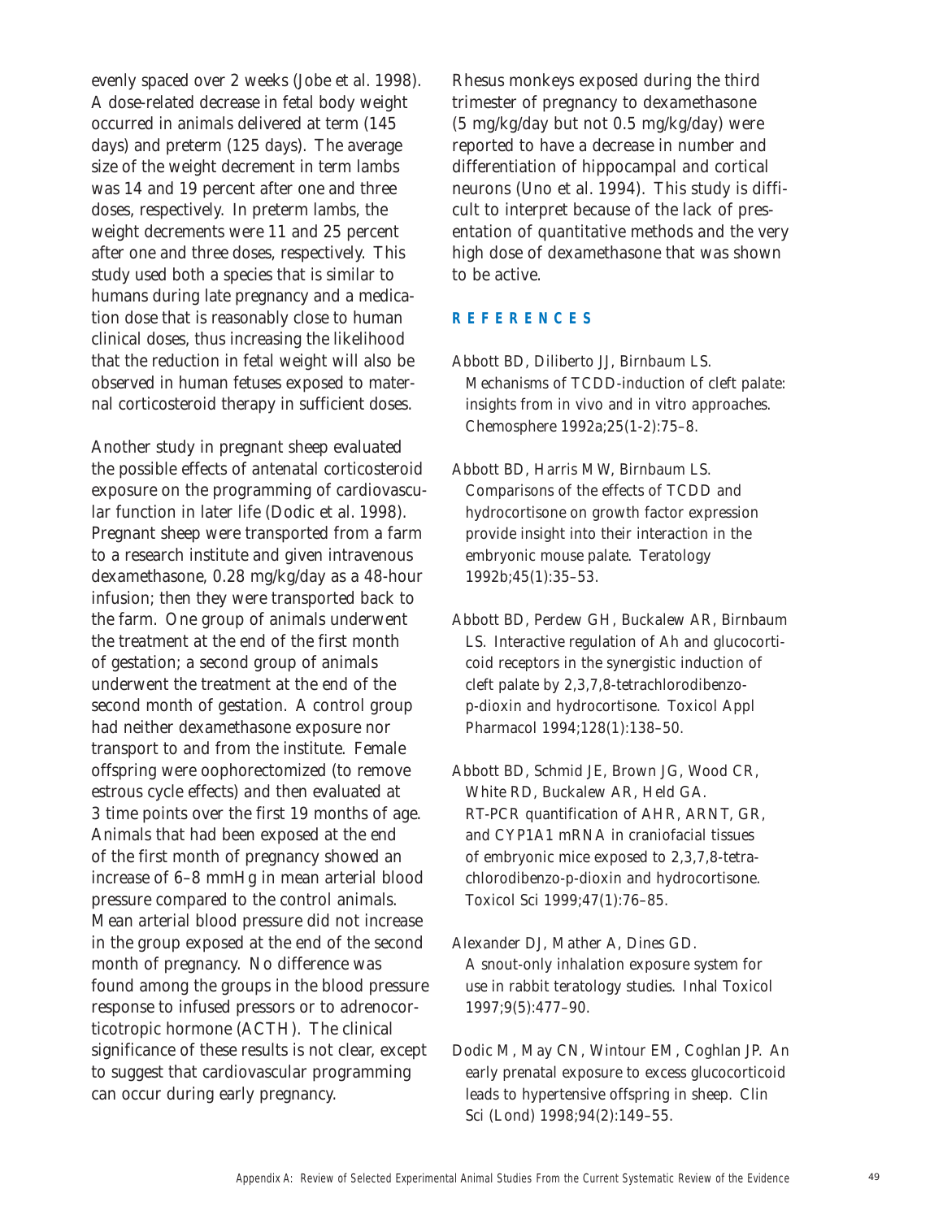evenly spaced over 2 weeks (Jobe et al. 1998). A dose-related decrease in fetal body weight occurred in animals delivered at term (145 days) and preterm (125 days). The average size of the weight decrement in term lambs was 14 and 19 percent after one and three doses, respectively. In preterm lambs, the weight decrements were 11 and 25 percent after one and three doses, respectively. This study used both a species that is similar to humans during late pregnancy and a medication dose that is reasonably close to human clinical doses, thus increasing the likelihood that the reduction in fetal weight will also be observed in human fetuses exposed to maternal corticosteroid therapy in sufficient doses.

Another study in pregnant sheep evaluated the possible effects of antenatal corticosteroid exposure on the programming of cardiovascular function in later life (Dodic et al. 1998). Pregnant sheep were transported from a farm to a research institute and given intravenous dexamethasone, 0.28 mg/kg/day as a 48-hour infusion; then they were transported back to the farm. One group of animals underwent the treatment at the end of the first month of gestation; a second group of animals underwent the treatment at the end of the second month of gestation. A control group had neither dexamethasone exposure nor transport to and from the institute. Female offspring were oophorectomized (to remove estrous cycle effects) and then evaluated at 3 time points over the first 19 months of age. Animals that had been exposed at the end of the first month of pregnancy showed an increase of 6–8 mmHg in mean arterial blood pressure compared to the control animals. Mean arterial blood pressure did not increase in the group exposed at the end of the second month of pregnancy. No difference was found among the groups in the blood pressure response to infused pressors or to adrenocorticotropic hormone (ACTH). The clinical significance of these results is not clear, except to suggest that cardiovascular programming can occur during early pregnancy.

Rhesus monkeys exposed during the third trimester of pregnancy to dexamethasone (5 mg/kg/day but not 0.5 mg/kg/day) were reported to have a decrease in number and differentiation of hippocampal and cortical neurons (Uno et al. 1994). This study is difficult to interpret because of the lack of presentation of quantitative methods and the very high dose of dexamethasone that was shown to be active.

## REFERENCES

Abbott BD, Diliberto JJ, Birnbaum LS. Mechanisms of TCDD-induction of cleft palate: insights from in vivo and in vitro approaches. Chemosphere 1992a;25(1-2):75–8.

Abbott BD, Harris MW, Birnbaum LS. Comparisons of the effects of TCDD and hydrocortisone on growth factor expression provide insight into their interaction in the embryonic mouse palate. Teratology 1992b;45(1):35–53.

Abbott BD, Perdew GH, Buckalew AR, Birnbaum LS. Interactive regulation of Ah and glucocorticoid receptors in the synergistic induction of cleft palate by 2,3,7,8-tetrachlorodibenzo-p-dioxin and hydrocortisone. Toxicol Appl Pharmacol 1994;128(1):138–50.

Abbott BD, Schmid JE, Brown JG, Wood CR, White RD, Buckalew AR, Held GA. RT-PCR quantification of AHR, ARNT, GR, and CYP1A1 mRNA in craniofacial tissues of embryonic mice exposed to 2,3,7,8-tetrachlorodibenzo-p-dioxin and hydrocortisone. Toxicol Sci 1999;47(1):76–85.

Alexander DJ, Mather A, Dines GD. A snout-only inhalation exposure system for use in rabbit teratology studies. Inhal Toxicol 1997;9(5):477–90.

Dodic M, May CN, Wintour EM, Coghlan JP. An early prenatal exposure to excess glucocorticoid leads to hypertensive offspring in sheep. Clin Sci (Lond) 1998;94(2):149–55.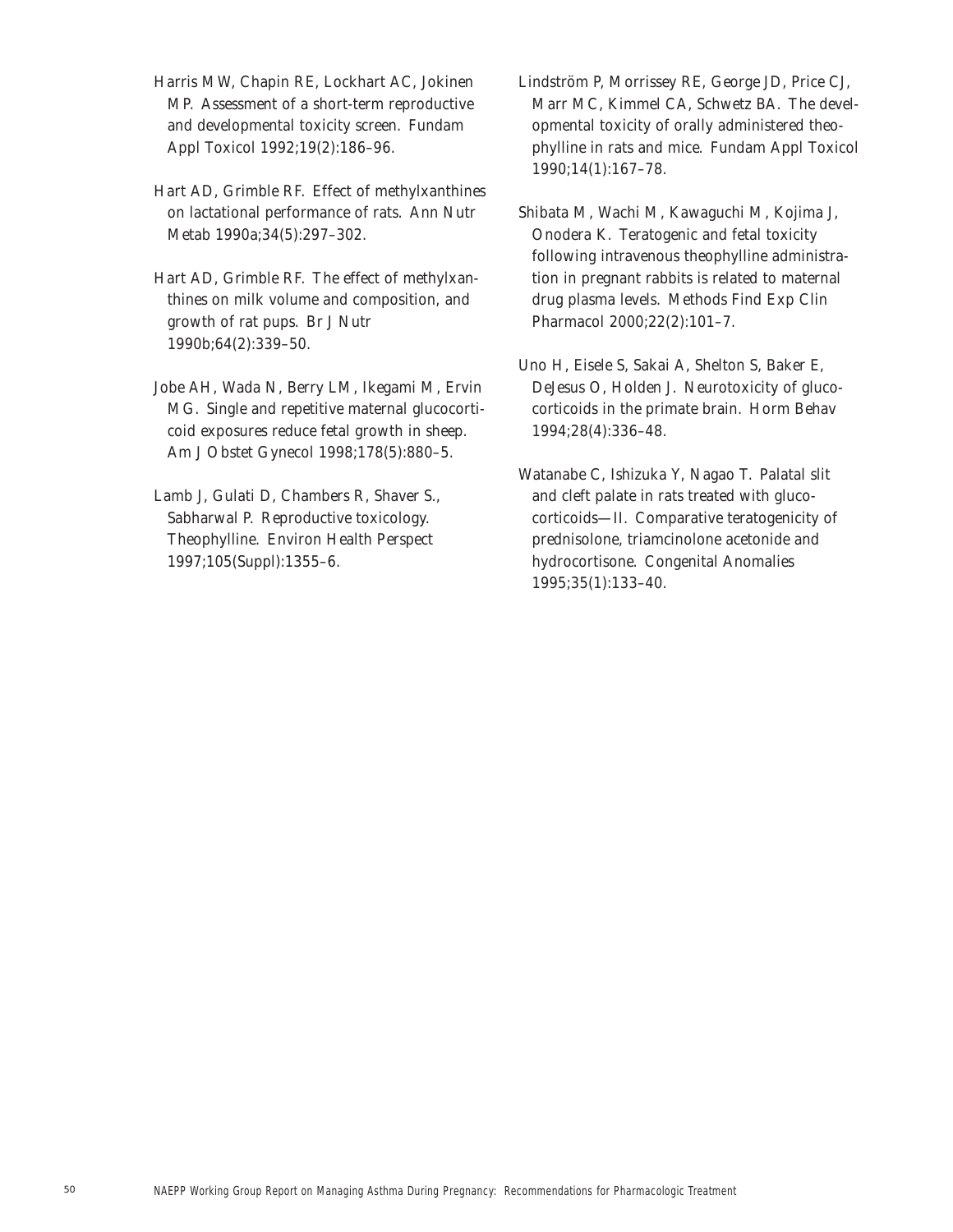Harris MW, Chapin RE, Lockhart AC, Jokinen MP. Assessment of a short-term reproductive and developmental toxicity screen. Fundam Appl Toxicol 1992;19(2):186–96.

Hart AD, Grimble RF. Effect of methylxanthines on lactational performance of rats. Ann Nutr Metab 1990a;34(5):297–302.

Hart AD, Grimble RF. The effect of methylxanthines on milk volume and composition, and growth of rat pups. Br J Nutr 1990b;64(2):339–50.

Jobe AH, Wada N, Berry LM, Ikegami M, Ervin MG. Single and repetitive maternal glucocorticoid exposures reduce fetal growth in sheep. Am J Obstet Gynecol 1998;178(5):880–5.

Lamb J, Gulati D, Chambers R, Shaver S., Sabharwal P. Reproductive toxicology. Theophylline. Environ Health Perspect 1997;105(Suppl):1355–6.

Lindström P, Morrissey RE, George JD, Price CJ, Marr MC, Kimmel CA, Schwetz BA. The developmental toxicity of orally administered theophylline in rats and mice. Fundam Appl Toxicol 1990;14(1):167–78.

Shibata M, Wachi M, Kawaguchi M, Kojima J, Onodera K. Teratogenic and fetal toxicity following intravenous theophylline administration in pregnant rabbits is related to maternal drug plasma levels. Methods Find Exp Clin Pharmacol 2000;22(2):101–7.

Uno H, Eisele S, Sakai A, Shelton S, Baker E, DeJesus O, Holden J. Neurotoxicity of glucocorticoids in the primate brain. Horm Behav 1994;28(4):336–48.

Watanabe C, Ishizuka Y, Nagao T. Palatal slit and cleft palate in rats treated with glucocorticoids—II. Comparative teratogenicity of prednisolone, triamcinolone acetonide and hydrocortisone. Congenital Anomalies 1995;35(1):133–40.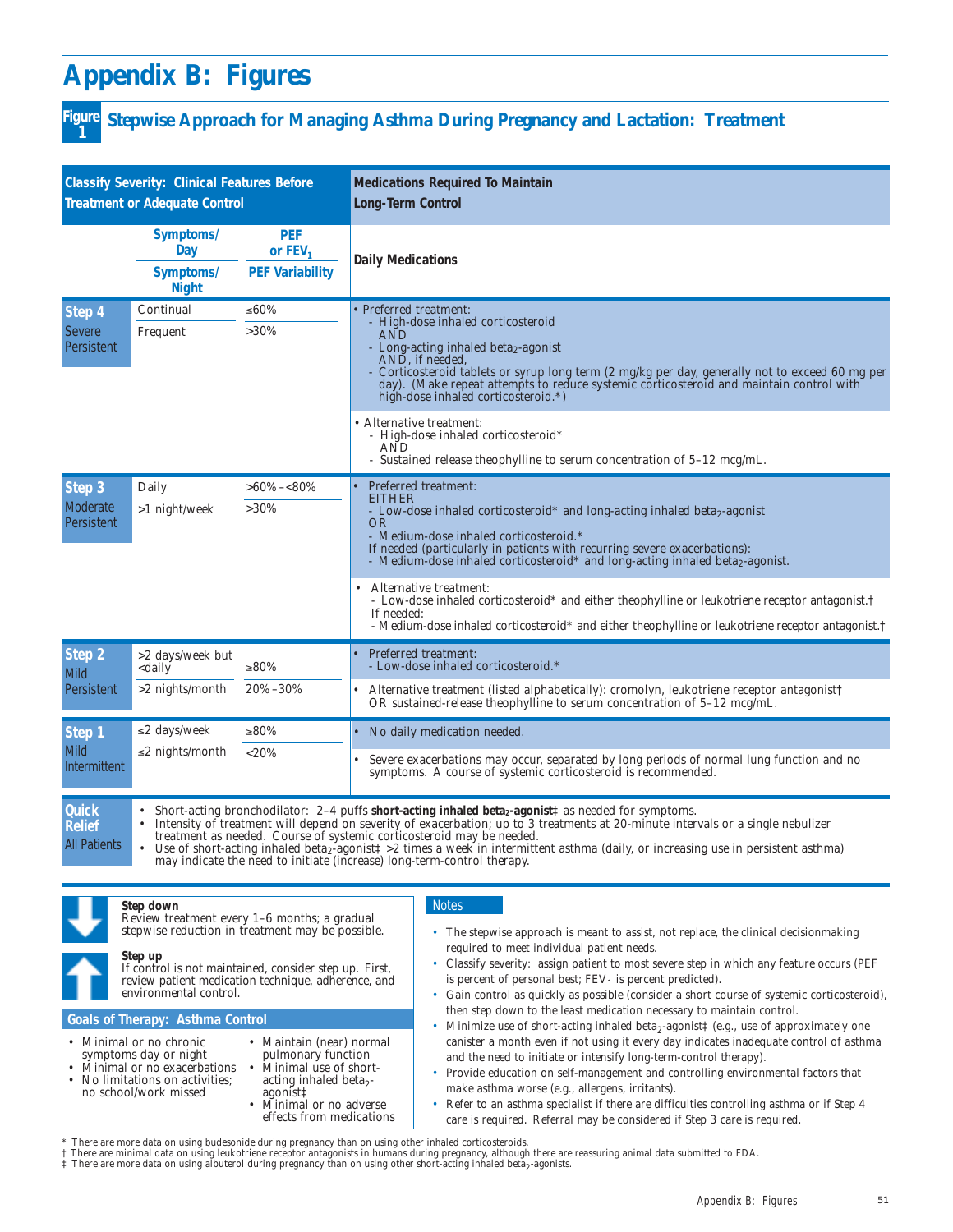# Appendix B: Figures

## Figure 1 Stepwise Approach for Managing Asthma During Pregnancy and Lactation: Treatment

| Classify Severity: Clinical Features Before Treatment or Adequate Control | | | Medications Required To Maintain Long-Term Control |
|---|---|---|---|
| | Symptoms/Day<br>Symptoms/Night | PEF or $FEV_1$<br>PEF Variability | Daily Medications |
| **Step 4**<br>Severe Persistent | Continual<br>Frequent | ≤60%<br>>30% | • Preferred treatment:<br>- High-dose inhaled corticosteroid<br>AND<br>- Long-acting inhaled beta$_2$-agonist<br>AND, if needed,<br>- Corticosteroid tablets or syrup long term (2 mg/kg per day, generally not to exceed 60 mg per day). (Make repeat attempts to reduce systemic corticosteroid and maintain control with high-dose inhaled corticosteroid.*)<br><br>• Alternative treatment:<br>- High-dose inhaled corticosteroid*<br>AND<br>- Sustained release theophylline to serum concentration of 5–12 mcg/mL. |
| **Step 3**<br>Moderate Persistent | Daily<br>>1 night/week | >60% – <80%<br>>30% | • Preferred treatment:<br>EITHER<br>- Low-dose inhaled corticosteroid* and long-acting inhaled beta$_2$-agonist<br>OR<br>- Medium-dose inhaled corticosteroid.*<br>If needed (particularly in patients with recurring severe exacerbations):<br>- Medium-dose inhaled corticosteroid* and long-acting inhaled beta$_2$-agonist.<br><br>• Alternative treatment:<br>- Low-dose inhaled corticosteroid* and either theophylline or leukotriene receptor antagonist.†<br>If needed:<br>- Medium-dose inhaled corticosteroid* and either theophylline or leukotriene receptor antagonist.† |
| **Step 2**<br>Mild Persistent | >2 days/week but <daily<br>>2 nights/month | ≥80%<br>20%–30% | • Preferred treatment:<br>- Low-dose inhaled corticosteroid.*<br><br>• Alternative treatment (listed alphabetically): cromolyn, leukotriene receptor antagonist† OR sustained-release theophylline to serum concentration of 5–12 mcg/mL. |
| **Step 1**<br>Mild Intermittent | ≤2 days/week<br>≤2 nights/month | ≥80%<br><20% | • No daily medication needed.<br><br>• Severe exacerbations may occur, separated by long periods of normal lung function and no symptoms. A course of systemic corticosteroid is recommended. |
| **Quick Relief**<br>All Patients | | | • Short-acting bronchodilator: 2–4 puffs **short-acting inhaled beta$_2$-agonist**‡ as needed for symptoms.<br>• Intensity of treatment will depend on severity of exacerbation; up to 3 treatments at 20-minute intervals or a single nebulizer treatment as needed. Course of systemic corticosteroid may be needed.<br>• Use of short-acting inhaled beta$_2$-agonist‡ >2 times a week in intermittent asthma (daily, or increasing use in persistent asthma) may indicate the need to initiate (increase) long-term-control therapy. |

**Step down**
Review treatment every 1–6 months; a gradual stepwise reduction in treatment may be possible.

**Step up**
If control is not maintained, consider step up. First, review patient medication technique, adherence, and environmental control.

**Goals of Therapy: Asthma Control**

- Minimal or no chronic symptoms day or night
- Minimal or no exacerbations
- No limitations on activities; no school/work missed
- Maintain (near) normal pulmonary function
- Minimal use of short-acting inhaled beta$_2$-agonist‡
- Minimal or no adverse effects from medications

**Notes**

- The stepwise approach is meant to assist, not replace, the clinical decisionmaking required to meet individual patient needs.
- Classify severity: assign patient to most severe step in which any feature occurs (PEF is percent of personal best; $FEV_1$ is percent predicted).
- Gain control as quickly as possible (consider a short course of systemic corticosteroid), then step down to the least medication necessary to maintain control.
- Minimize use of short-acting inhaled beta$_2$-agonist‡ (e.g., use of approximately one canister a month even if not using it every day indicates inadequate control of asthma and the need to initiate or intensify long-term-control therapy).
- Provide education on self-management and controlling environmental factors that make asthma worse (e.g., allergens, irritants).
- Refer to an asthma specialist if there are difficulties controlling asthma or if Step 4 care is required. Referral may be considered if Step 3 care is required.

\* There are more data on using budesonide during pregnancy than on using other inhaled corticosteroids.
† There are minimal data on using leukotriene receptor antagonists in humans during pregnancy, although there are reassuring animal data submitted to FDA.
‡ There are more data on using albuterol during pregnancy than on using other short-acting inhaled beta$_2$-agonists.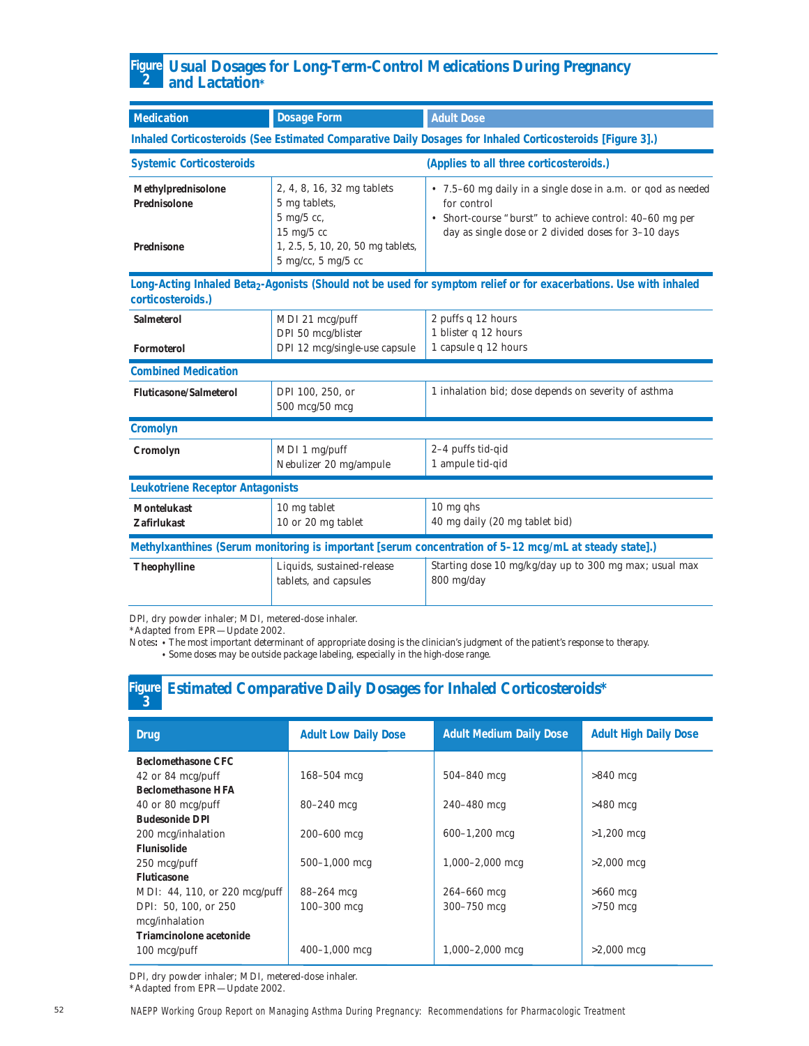## Figure 2 Usual Dosages for Long-Term-Control Medications During Pregnancy and Lactation*

| Medication | Dosage Form | Adult Dose |
|---|---|---|
| **Inhaled Corticosteroids (See Estimated Comparative Daily Dosages for Inhaled Corticosteroids [Figure 3].)** | | |
| **Systemic Corticosteroids** | | **(Applies to all three corticosteroids.)** |
| **Methylprednisolone** | 2, 4, 8, 16, 32 mg tablets | • 7.5–60 mg daily in a single dose in a.m. or qod as needed for control • Short-course "burst" to achieve control: 40–60 mg per day as single dose or 2 divided doses for 3–10 days |
| **Prednisolone** | 5 mg tablets, 5 mg/5 cc, 15 mg/5 cc | |
| **Prednisone** | 1, 2.5, 5, 10, 20, 50 mg tablets, 5 mg/cc, 5 mg/5 cc | |
| **Long-Acting Inhaled Beta$_2$-Agonists (Should not be used for symptom relief or for exacerbations. Use with inhaled corticosteroids.)** | | |
| **Salmeterol** | MDI 21 mcg/puff<br>DPI 50 mcg/blister | 2 puffs q 12 hours<br>1 blister q 12 hours |
| **Formoterol** | DPI 12 mcg/single-use capsule | 1 capsule q 12 hours |
| **Combined Medication** | | |
| **Fluticasone/Salmeterol** | DPI 100, 250, or 500 mcg/50 mcg | 1 inhalation bid; dose depends on severity of asthma |
| **Cromolyn** | | |
| **Cromolyn** | MDI 1 mg/puff<br>Nebulizer 20 mg/ampule | 2–4 puffs tid-qid<br>1 ampule tid-qid |
| **Leukotriene Receptor Antagonists** | | |
| **Montelukast** | 10 mg tablet | 10 mg qhs |
| **Zafirlukast** | 10 or 20 mg tablet | 40 mg daily (20 mg tablet bid) |
| **Methylxanthines (Serum monitoring is important [serum concentration of 5–12 mcg/mL at steady state].)** | | |
| **Theophylline** | Liquids, sustained-release tablets, and capsules | Starting dose 10 mg/kg/day up to 300 mg max; usual max 800 mg/day |

DPI, dry powder inhaler; MDI, metered-dose inhaler.
*Adapted from EPR—Update 2002.
Notes: • The most important determinant of appropriate dosing is the clinician's judgment of the patient's response to therapy.
• Some doses may be outside package labeling, especially in the high-dose range.

## Figure 3 Estimated Comparative Daily Dosages for Inhaled Corticosteroids*

| Drug | Adult Low Daily Dose | Adult Medium Daily Dose | Adult High Daily Dose |
|---|---|---|---|
| **Beclomethasone CFC** 42 or 84 mcg/puff | 168–504 mcg | 504–840 mcg | >840 mcg |
| **Beclomethasone HFA** 40 or 80 mcg/puff | 80–240 mcg | 240–480 mcg | >480 mcg |
| **Budesonide DPI** 200 mcg/inhalation | 200–600 mcg | 600–1,200 mcg | >1,200 mcg |
| **Flunisolide** 250 mcg/puff | 500–1,000 mcg | 1,000–2,000 mcg | >2,000 mcg |
| **Fluticasone** MDI: 44, 110, or 220 mcg/puff | 88–264 mcg | 264–660 mcg | >660 mcg |
| DPI: 50, 100, or 250 mcg/inhalation | 100–300 mcg | 300–750 mcg | >750 mcg |
| **Triamcinolone acetonide** 100 mcg/puff | 400–1,000 mcg | 1,000–2,000 mcg | >2,000 mcg |

DPI, dry powder inhaler; MDI, metered-dose inhaler.
*Adapted from EPR—Update 2002.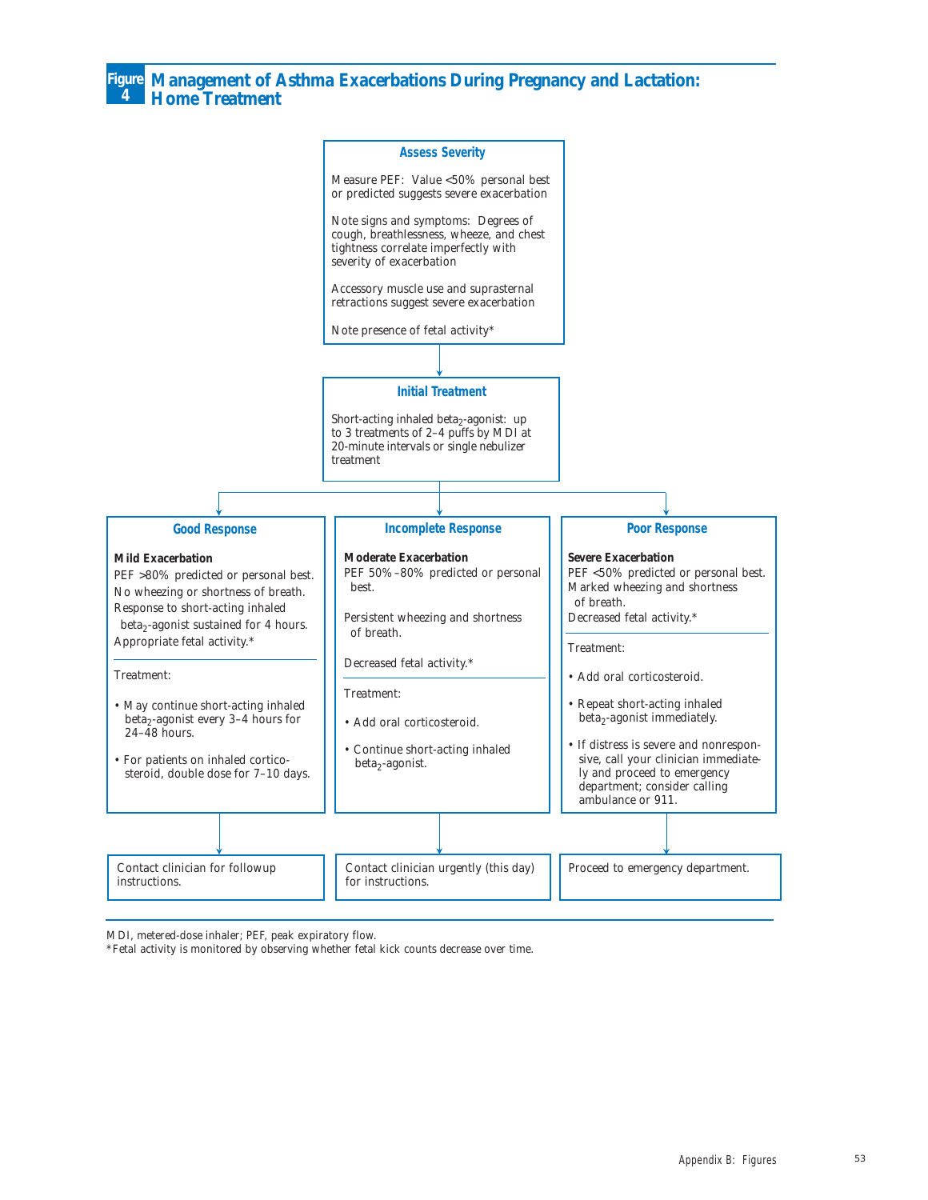## Figure 4 Management of Asthma Exacerbations During Pregnancy and Lactation: Home Treatment

### Assess Severity

Measure PEF: Value <50% personal best or predicted suggests severe exacerbation

Note signs and symptoms: Degrees of cough, breathlessness, wheeze, and chest tightness correlate imperfectly with severity of exacerbation

Accessory muscle use and suprasternal retractions suggest severe exacerbation

Note presence of fetal activity*

↓

### Initial Treatment

Short-acting inhaled $beta_2$-agonist: up to 3 treatments of 2–4 puffs by MDI at 20-minute intervals or single nebulizer treatment

↓

### Good Response

**Mild Exacerbation**

PEF >80% predicted or personal best.
No wheezing or shortness of breath.
Response to short-acting inhaled $beta_2$-agonist sustained for 4 hours.
Appropriate fetal activity.*

Treatment:

- May continue short-acting inhaled $beta_2$-agonist every 3–4 hours for 24–48 hours.
- For patients on inhaled corticosteroid, double dose for 7–10 days.

↓

Contact clinician for followup instructions.

### Incomplete Response

**Moderate Exacerbation**

PEF 50%–80% predicted or personal best.

Persistent wheezing and shortness of breath.

Decreased fetal activity.*

Treatment:

- Add oral corticosteroid.
- Continue short-acting inhaled $beta_2$-agonist.

↓

Contact clinician urgently (this day) for instructions.

### Poor Response

**Severe Exacerbation**

PEF <50% predicted or personal best.
Marked wheezing and shortness of breath.
Decreased fetal activity.*

Treatment:

- Add oral corticosteroid.
- Repeat short-acting inhaled $beta_2$-agonist immediately.
- If distress is severe and nonresponsive, call your clinician immediately and proceed to emergency department; consider calling ambulance or 911.

↓

Proceed to emergency department.

MDI, metered-dose inhaler; PEF, peak expiratory flow.
*Fetal activity is monitored by observing whether fetal kick counts decrease over time.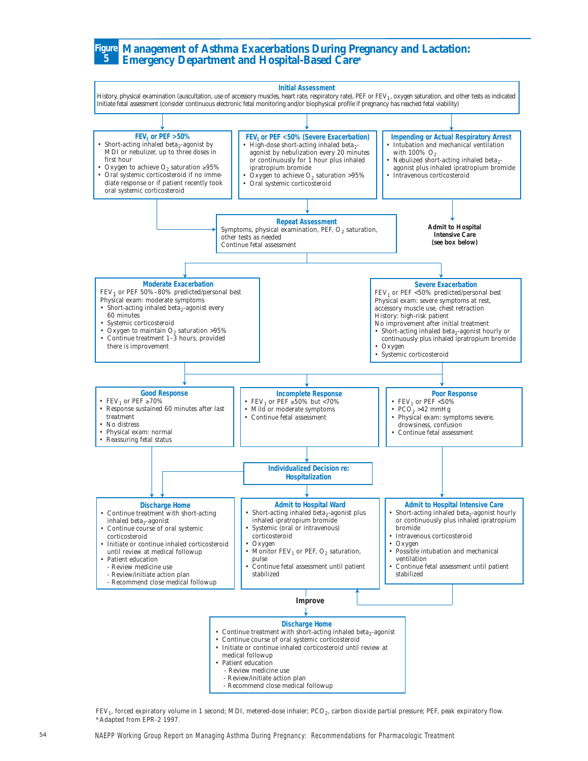## Figure 5 Management of Asthma Exacerbations During Pregnancy and Lactation: Emergency Department and Hospital-Based Care*

### Initial Assessment

History, physical examination (auscultation, use of accessory muscles, heart rate, respiratory rate), PEF or $FEV_1$, oxygen saturation, and other tests as indicated

Initiate fetal assessment (consider continuous electronic fetal monitoring and/or biophysical profile if pregnancy has reached fetal viability)

### $FEV_1$ or PEF >50%

- Short-acting inhaled $beta_2$-agonist by MDI or nebulizer, up to three doses in first hour
- Oxygen to achieve $O_2$ saturation ≥95%
- Oral systemic corticosteroid if no immediate response or if patient recently took oral systemic corticosteroid

### $FEV_1$ or PEF <50% (Severe Exacerbation)

- High-dose short-acting inhaled $beta_2$-agonist by nebulization every 20 minutes or continuously for 1 hour plus inhaled ipratropium bromide
- Oxygen to achieve $O_2$ saturation >95%
- Oral systemic corticosteroid

### Impending or Actual Respiratory Arrest

- Intubation and mechanical ventilation with 100% $O_2$
- Nebulized short-acting inhaled $beta_2$-agonist plus inhaled ipratropium bromide
- Intravenous corticosteroid

**Admit to Hospital Intensive Care (see box below)**

### Repeat Assessment

Symptoms, physical examination, PEF, $O_2$ saturation, other tests as needed

Continue fetal assessment

### Moderate Exacerbation

$FEV_1$ or PEF 50%–80% predicted/personal best

Physical exam: moderate symptoms

- Short-acting inhaled $beta_2$-agonist every 60 minutes
- Systemic corticosteroid
- Oxygen to maintain $O_2$ saturation >95%
- Continue treatment 1–3 hours, provided there is improvement

### Severe Exacerbation

$FEV_1$ or PEF <50% predicted/personal best

Physical exam: severe symptoms at rest, accessory muscle use, chest retraction

History: high-risk patient

No improvement after initial treatment

- Short-acting inhaled $beta_2$-agonist hourly or continuously plus inhaled ipratropium bromide
- Oxygen
- Systemic corticosteroid

### Good Response

- $FEV_1$ or PEF ≥70%
- Response sustained 60 minutes after last treatment
- No distress
- Physical exam: normal
- Reassuring fetal status

### Incomplete Response

- $FEV_1$ or PEF ≥50% but <70%
- Mild or moderate symptoms
- Continue fetal assessment

### Poor Response

- $FEV_1$ or PEF <50%
- $PCO_2$ >42 mmHg
- Physical exam: symptoms severe, drowsiness, confusion
- Continue fetal assessment

### Individualized Decision re: Hospitalization

### Discharge Home

- Continue treatment with short-acting inhaled $beta_2$-agonist
- Continue course of oral systemic corticosteroid
- Initiate or continue inhaled corticosteroid until review at medical followup
- Patient education
  - Review medicine use
  - Review/initiate action plan
  - Recommend close medical followup

### Admit to Hospital Ward

- Short-acting inhaled $beta_2$-agonist plus inhaled ipratropium bromide
- Systemic (oral or intravenous) corticosteroid
- Oxygen
- Monitor $FEV_1$ or PEF, $O_2$ saturation, pulse
- Continue fetal assessment until patient stabilized

### Admit to Hospital Intensive Care

- Short-acting inhaled $beta_2$-agonist hourly or continuously plus inhaled ipratropium bromide
- Intravenous corticosteroid
- Oxygen
- Possible intubation and mechanical ventilation
- Continue fetal assessment until patient stabilized

**Improve**

### Discharge Home

- Continue treatment with short-acting inhaled $beta_2$-agonist
- Continue course of oral systemic corticosteroid
- Initiate or continue inhaled corticosteroid until review at medical followup
- Patient education
  - Review medicine use
  - Review/initiate action plan
  - Recommend close medical followup

$FEV_1$, forced expiratory volume in 1 second; MDI, metered-dose inhaler; $PCO_2$, carbon dioxide partial pressure; PEF, peak expiratory flow.

*Adapted from EPR-2 1997.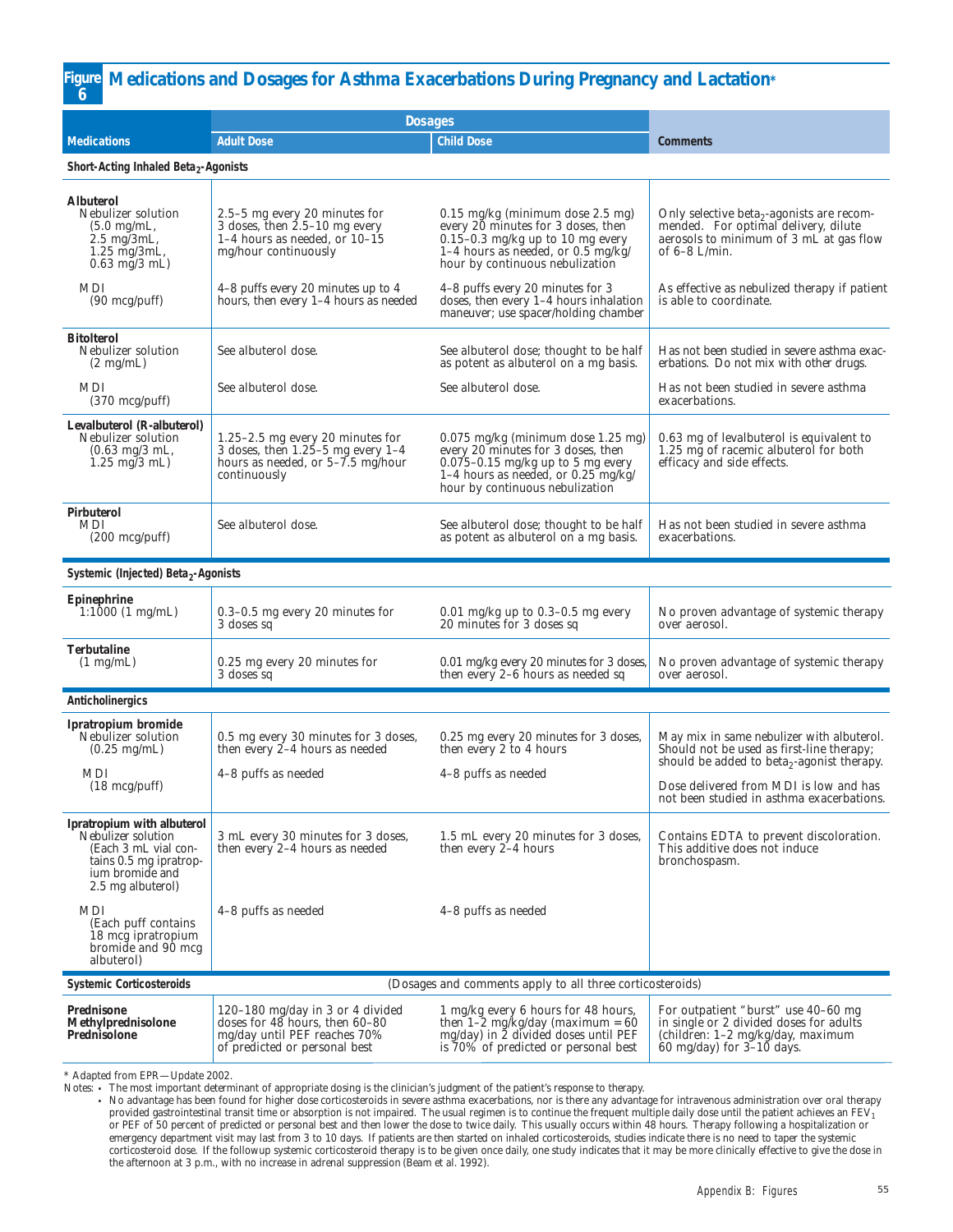## Figure 6 Medications and Dosages for Asthma Exacerbations During Pregnancy and Lactation*

| Medications | Dosages: Adult Dose | Dosages: Child Dose | Comments |
|---|---|---|---|
| **Short-Acting Inhaled $Beta_2$-Agonists** | | | |
| **Albuterol** Nebulizer solution (5.0 mg/mL, 2.5 mg/3mL, 1.25 mg/3mL, 0.63 mg/3 mL) | 2.5–5 mg every 20 minutes for 3 doses, then 2.5–10 mg every 1–4 hours as needed, or 10–15 mg/hour continuously | 0.15 mg/kg (minimum dose 2.5 mg) every 20 minutes for 3 doses, then 0.15–0.3 mg/kg up to 10 mg every 1–4 hours as needed, or 0.5 mg/kg/hour by continuous nebulization | Only selective $beta_2$-agonists are recommended. For optimal delivery, dilute aerosols to minimum of 3 mL at gas flow of 6–8 L/min. |
| MDI (90 mcg/puff) | 4–8 puffs every 20 minutes up to 4 hours, then every 1–4 hours as needed | 4–8 puffs every 20 minutes for 3 doses, then every 1–4 hours inhalation maneuver; use spacer/holding chamber | As effective as nebulized therapy if patient is able to coordinate. |
| **Bitolterol** Nebulizer solution (2 mg/mL) | See albuterol dose. | See albuterol dose; thought to be half as potent as albuterol on a mg basis. | Has not been studied in severe asthma exacerbations. Do not mix with other drugs. |
| MDI (370 mcg/puff) | See albuterol dose. | See albuterol dose. | Has not been studied in severe asthma exacerbations. |
| **Levalbuterol (R-albuterol)** Nebulizer solution (0.63 mg/3 mL, 1.25 mg/3 mL) | 1.25–2.5 mg every 20 minutes for 3 doses, then 1.25–5 mg every 1–4 hours as needed, or 5–7.5 mg/hour continuously | 0.075 mg/kg (minimum dose 1.25 mg) every 20 minutes for 3 doses, then 0.075–0.15 mg/kg up to 5 mg every 1–4 hours as needed, or 0.25 mg/kg/hour by continuous nebulization | 0.63 mg of levalbuterol is equivalent to 1.25 mg of racemic albuterol for both efficacy and side effects. |
| **Pirbuterol** MDI (200 mcg/puff) | See albuterol dose. | See albuterol dose; thought to be half as potent as albuterol on a mg basis. | Has not been studied in severe asthma exacerbations. |
| **Systemic (Injected) $Beta_2$-Agonists** | | | |
| **Epinephrine** 1:1000 (1 mg/mL) | 0.3–0.5 mg every 20 minutes for 3 doses sq | 0.01 mg/kg up to 0.3–0.5 mg every 20 minutes for 3 doses sq | No proven advantage of systemic therapy over aerosol. |
| **Terbutaline** (1 mg/mL) | 0.25 mg every 20 minutes for 3 doses sq | 0.01 mg/kg every 20 minutes for 3 doses, then every 2–6 hours as needed sq | No proven advantage of systemic therapy over aerosol. |
| **Anticholinergics** | | | |
| **Ipratropium bromide** Nebulizer solution (0.25 mg/mL) | 0.5 mg every 30 minutes for 3 doses, then every 2–4 hours as needed | 0.25 mg every 20 minutes for 3 doses, then every 2 to 4 hours | May mix in same nebulizer with albuterol. Should not be used as first-line therapy; should be added to $beta_2$-agonist therapy. |
| MDI (18 mcg/puff) | 4–8 puffs as needed | 4–8 puffs as needed | Dose delivered from MDI is low and has not been studied in asthma exacerbations. |
| **Ipratropium with albuterol** Nebulizer solution (Each 3 mL vial contains 0.5 mg ipratropium bromide and 2.5 mg albuterol) | 3 mL every 30 minutes for 3 doses, then every 2–4 hours as needed | 1.5 mL every 20 minutes for 3 doses, then every 2–4 hours | Contains EDTA to prevent discoloration. This additive does not induce bronchospasm. |
| MDI (Each puff contains 18 mcg ipratropium bromide and 90 mcg albuterol) | 4–8 puffs as needed | 4–8 puffs as needed | |
| **Systemic Corticosteroids** | (Dosages and comments apply to all three corticosteroids) | | |
| **Prednisone** **Methylprednisolone** **Prednisolone** | 120–180 mg/day in 3 or 4 divided doses for 48 hours, then 60–80 mg/day until PEF reaches 70% of predicted or personal best | 1 mg/kg every 6 hours for 48 hours, then 1–2 mg/kg/day (maximum = 60 mg/day) in 2 divided doses until PEF is 70% of predicted or personal best | For outpatient "burst" use 40–60 mg in single or 2 divided doses for adults (children: 1–2 mg/kg/day, maximum 60 mg/day) for 3–10 days. |

\* Adapted from EPR—Update 2002.

Notes:
- The most important determinant of appropriate dosing is the clinician's judgment of the patient's response to therapy.
- No advantage has been found for higher dose corticosteroids in severe asthma exacerbations, nor is there any advantage for intravenous administration over oral therapy provided gastrointestinal transit time or absorption is not impaired. The usual regimen is to continue the frequent multiple daily dose until the patient achieves an $FEV_1$ or PEF of 50 percent of predicted or personal best and then lower the dose to twice daily. This usually occurs within 48 hours. Therapy following a hospitalization or emergency department visit may last from 3 to 10 days. If patients are then started on inhaled corticosteroids, studies indicate there is no need to taper the systemic corticosteroid dose. If the followup systemic corticosteroid therapy is to be given once daily, one study indicates that it may be more clinically effective to give the dose in the afternoon at 3 p.m., with no increase in adrenal suppression (Beam et al. 1992).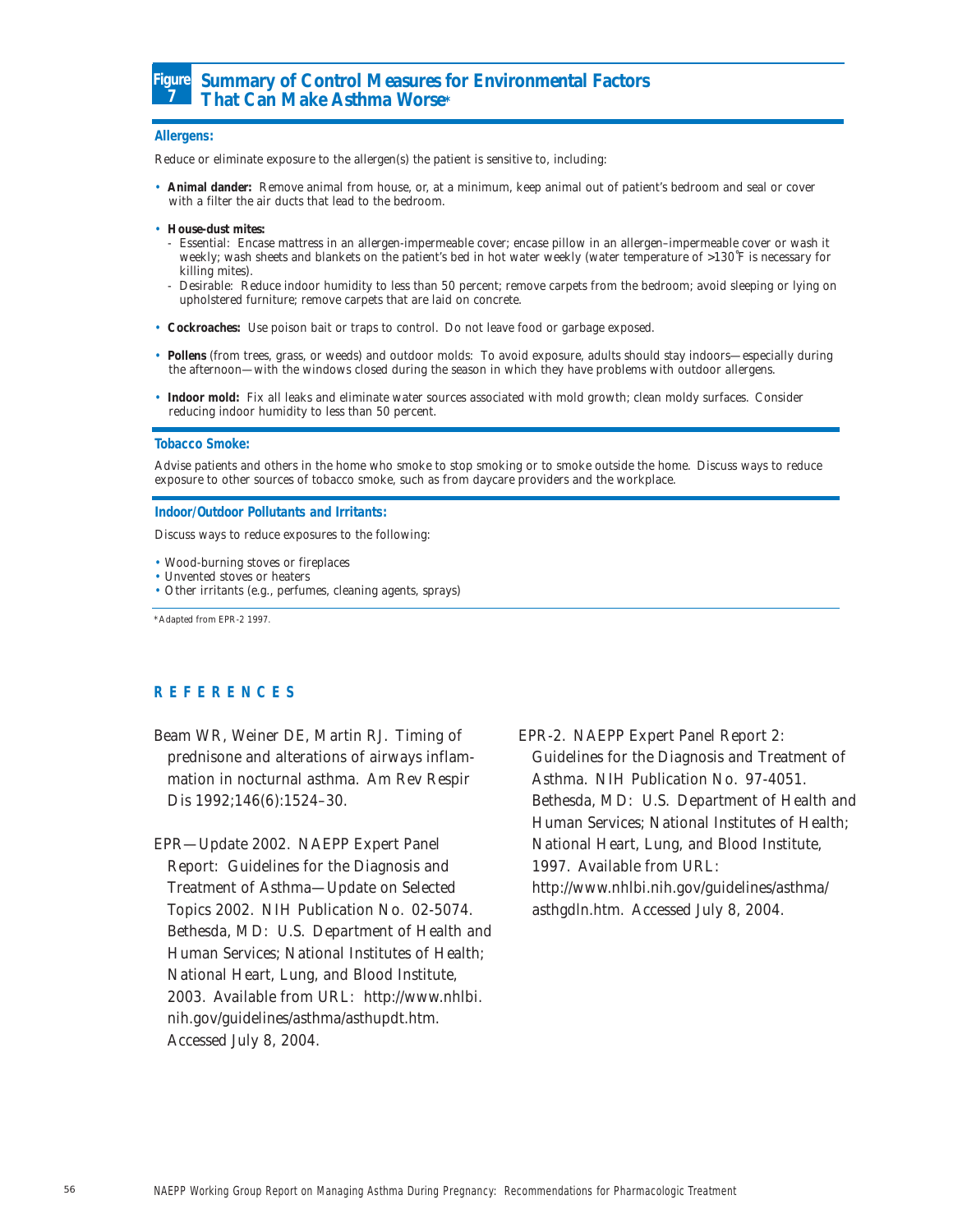## Figure 7 Summary of Control Measures for Environmental Factors That Can Make Asthma Worse*

**Allergens:**

Reduce or eliminate exposure to the allergen(s) the patient is sensitive to, including:

- **Animal dander:** Remove animal from house, or, at a minimum, keep animal out of patient's bedroom and seal or cover with a filter the air ducts that lead to the bedroom.
- **House-dust mites:**
  - Essential: Encase mattress in an allergen-impermeable cover; encase pillow in an allergen–impermeable cover or wash it weekly; wash sheets and blankets on the patient's bed in hot water weekly (water temperature of >130˚F is necessary for killing mites).
  - Desirable: Reduce indoor humidity to less than 50 percent; remove carpets from the bedroom; avoid sleeping or lying on upholstered furniture; remove carpets that are laid on concrete.
- **Cockroaches:** Use poison bait or traps to control. Do not leave food or garbage exposed.
- **Pollens** (from trees, grass, or weeds) and outdoor molds: To avoid exposure, adults should stay indoors—especially during the afternoon—with the windows closed during the season in which they have problems with outdoor allergens.
- **Indoor mold:** Fix all leaks and eliminate water sources associated with mold growth; clean moldy surfaces. Consider reducing indoor humidity to less than 50 percent.

**Tobacco Smoke:**

Advise patients and others in the home who smoke to stop smoking or to smoke outside the home. Discuss ways to reduce exposure to other sources of tobacco smoke, such as from daycare providers and the workplace.

**Indoor/Outdoor Pollutants and Irritants:**

Discuss ways to reduce exposures to the following:

- Wood-burning stoves or fireplaces
- Unvented stoves or heaters
- Other irritants (e.g., perfumes, cleaning agents, sprays)

*Adapted from EPR-2 1997.

## REFERENCES

Beam WR, Weiner DE, Martin RJ. Timing of prednisone and alterations of airways inflammation in nocturnal asthma. Am Rev Respir Dis 1992;146(6):1524–30.

EPR—Update 2002. NAEPP Expert Panel Report: Guidelines for the Diagnosis and Treatment of Asthma—Update on Selected Topics 2002. NIH Publication No. 02-5074. Bethesda, MD: U.S. Department of Health and Human Services; National Institutes of Health; National Heart, Lung, and Blood Institute, 2003. Available from URL: http://www.nhlbi.nih.gov/guidelines/asthma/asthupdt.htm. Accessed July 8, 2004.

EPR-2. NAEPP Expert Panel Report 2: Guidelines for the Diagnosis and Treatment of Asthma. NIH Publication No. 97-4051. Bethesda, MD: U.S. Department of Health and Human Services; National Institutes of Health; National Heart, Lung, and Blood Institute, 1997. Available from URL: http://www.nhlbi.nih.gov/guidelines/asthma/asthgdln.htm. Accessed July 8, 2004.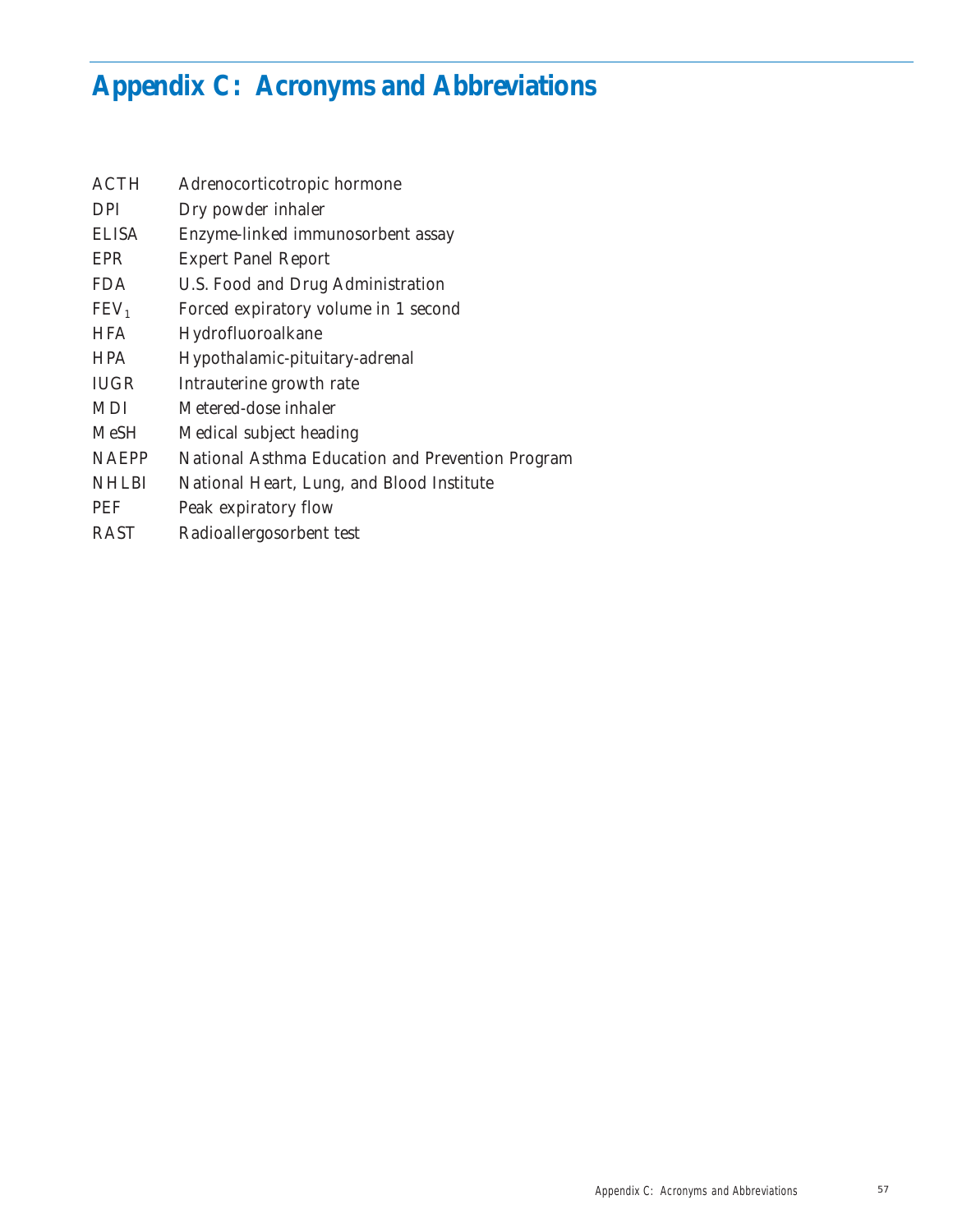# Appendix C: Acronyms and Abbreviations

| | |
|---|---|
| ACTH | Adrenocorticotropic hormone |
| DPI | Dry powder inhaler |
| ELISA | Enzyme-linked immunosorbent assay |
| EPR | Expert Panel Report |
| FDA | U.S. Food and Drug Administration |
| $FEV_1$ | Forced expiratory volume in 1 second |
| HFA | Hydrofluoroalkane |
| HPA | Hypothalamic-pituitary-adrenal |
| IUGR | Intrauterine growth rate |
| MDI | Metered-dose inhaler |
| MeSH | Medical subject heading |
| NAEPP | National Asthma Education and Prevention Program |
| NHLBI | National Heart, Lung, and Blood Institute |
| PEF | Peak expiratory flow |
| RAST | Radioallergosorbent test |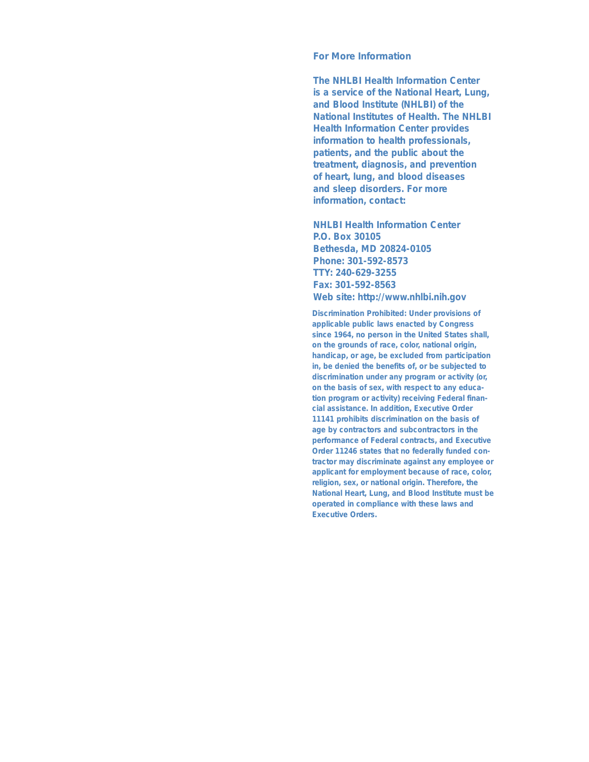## For More Information

**The NHLBI Health Information Center is a service of the National Heart, Lung, and Blood Institute (NHLBI) of the National Institutes of Health. The NHLBI Health Information Center provides information to health professionals, patients, and the public about the treatment, diagnosis, and prevention of heart, lung, and blood diseases and sleep disorders. For more information, contact:**

**NHLBI Health Information Center**
**P.O. Box 30105**
**Bethesda, MD 20824-0105**
**Phone: 301-592-8573**
**TTY: 240-629-3255**
**Fax: 301-592-8563**
**Web site: http://www.nhlbi.nih.gov**

**Discrimination Prohibited: Under provisions of applicable public laws enacted by Congress since 1964, no person in the United States shall, on the grounds of race, color, national origin, handicap, or age, be excluded from participation in, be denied the benefits of, or be subjected to discrimination under any program or activity (or, on the basis of sex, with respect to any education program or activity) receiving Federal financial assistance. In addition, Executive Order 11141 prohibits discrimination on the basis of age by contractors and subcontractors in the performance of Federal contracts, and Executive Order 11246 states that no federally funded contractor may discriminate against any employee or applicant for employment because of race, color, religion, sex, or national origin. Therefore, the National Heart, Lung, and Blood Institute must be operated in compliance with these laws and Executive Orders.**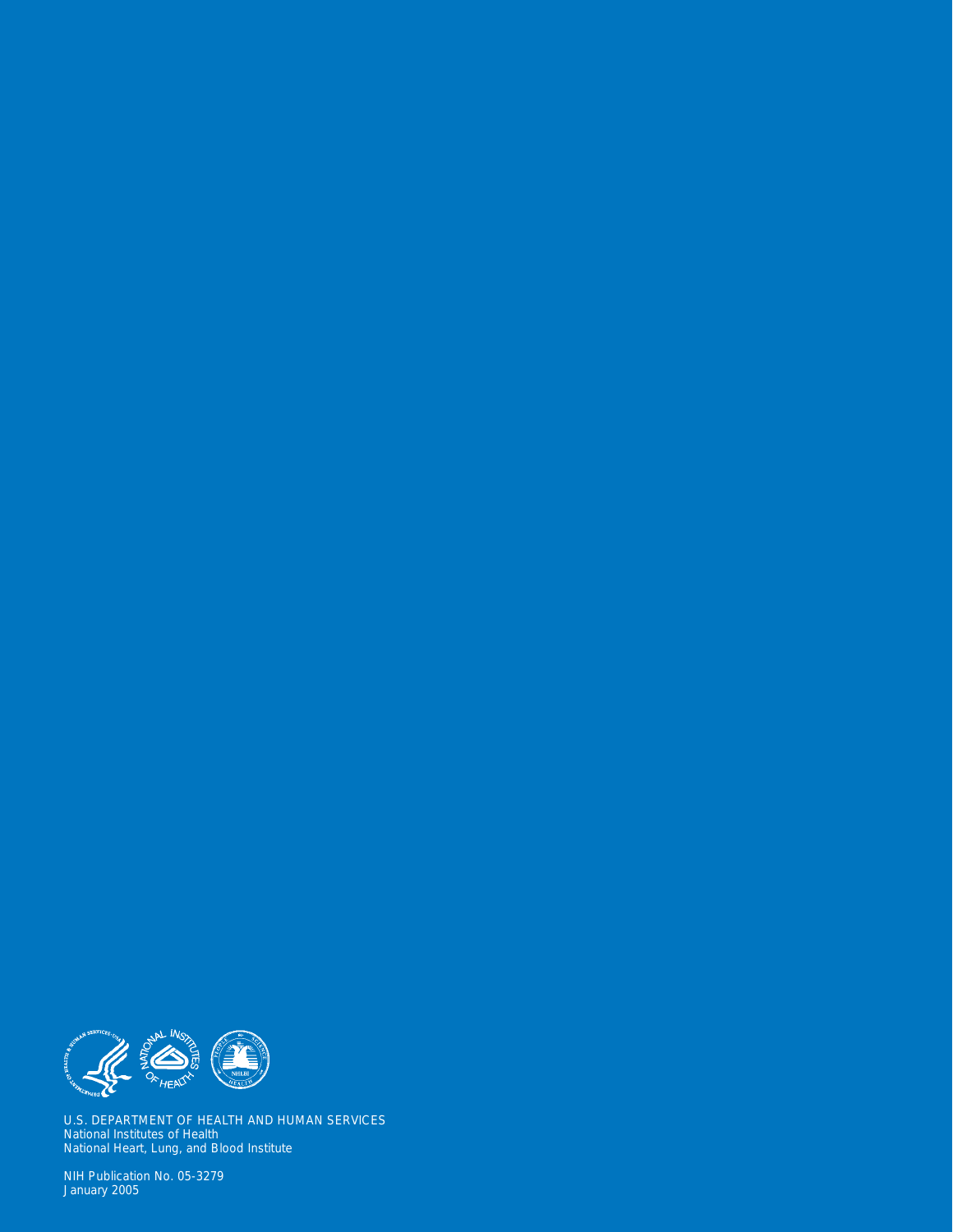U.S. DEPARTMENT OF HEALTH AND HUMAN SERVICES
National Institutes of Health
National Heart, Lung, and Blood Institute

NIH Publication No. 05-3279
January 2005